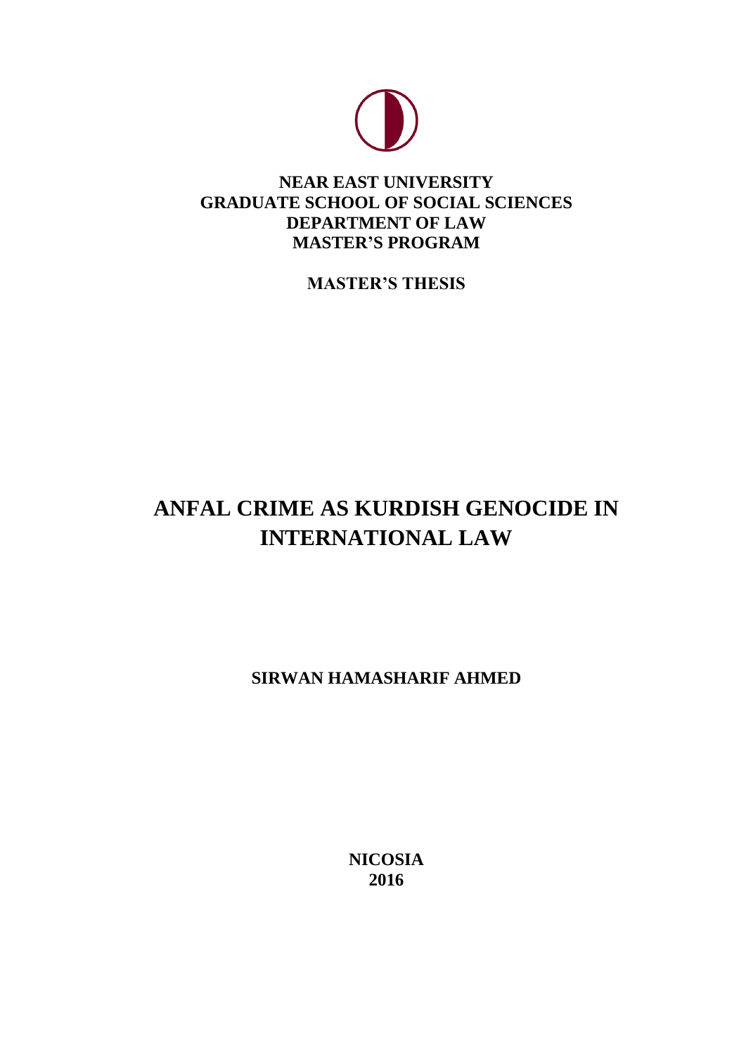**NEAR EAST UNIVERSITY**
**GRADUATE SCHOOL OF SOCIAL SCIENCES**
**DEPARTMENT OF LAW**
**MASTER'S PROGRAM**

**MASTER'S THESIS**

# ANFAL CRIME AS KURDISH GENOCIDE IN INTERNATIONAL LAW

**SIRWAN HAMASHARIF AHMED**

**NICOSIA**
**2016**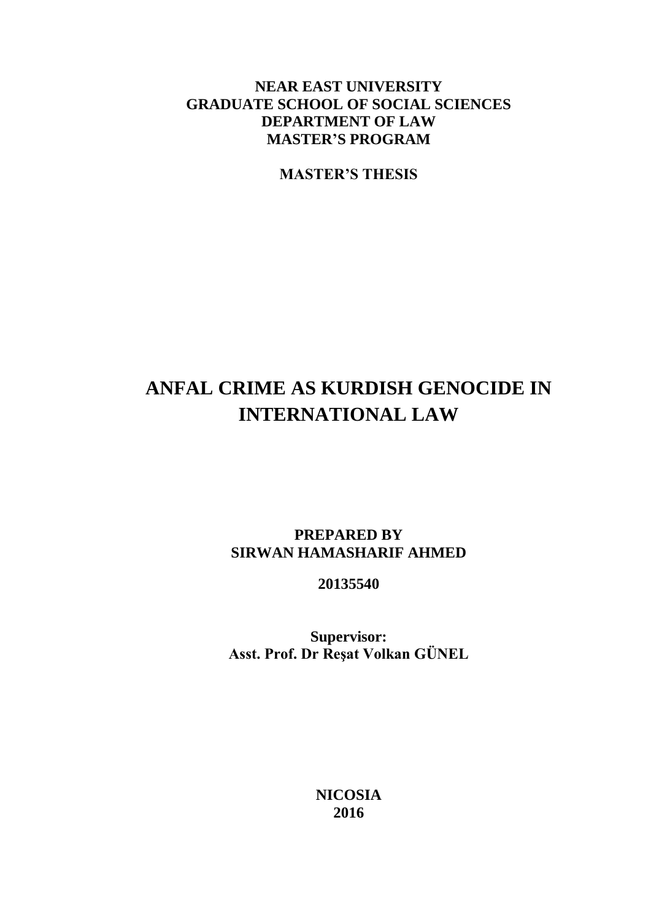**NEAR EAST UNIVERSITY**
**GRADUATE SCHOOL OF SOCIAL SCIENCES**
**DEPARTMENT OF LAW**
**MASTER'S PROGRAM**

**MASTER'S THESIS**

# ANFAL CRIME AS KURDISH GENOCIDE IN INTERNATIONAL LAW

**PREPARED BY**
**SIRWAN HAMASHARIF AHMED**

**20135540**

**Supervisor:**
**Asst. Prof. Dr Reşat Volkan GÜNEL**

**NICOSIA**
**2016**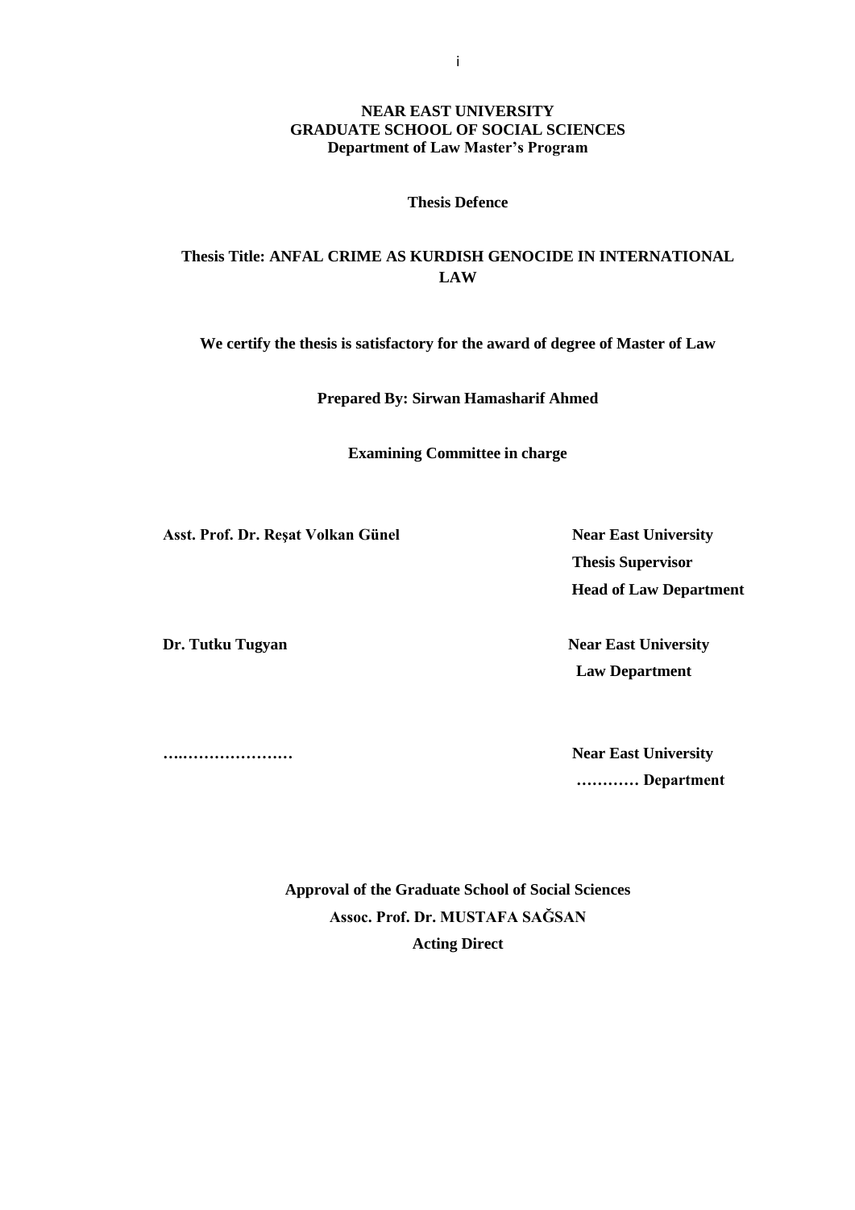**NEAR EAST UNIVERSITY**
**GRADUATE SCHOOL OF SOCIAL SCIENCES**
**Department of Law Master's Program**

**Thesis Defence**

**Thesis Title: ANFAL CRIME AS KURDISH GENOCIDE IN INTERNATIONAL LAW**

**We certify the thesis is satisfactory for the award of degree of Master of Law**

**Prepared By: Sirwan Hamasharif Ahmed**

**Examining Committee in charge**

**Asst. Prof. Dr. Reşat Volkan Günel** — **Near East University**
**Thesis Supervisor**
**Head of Law Department**

**Dr. Tutku Tugyan** — **Near East University**
**Law Department**

**…..…………………** — **Near East University**
**………… Department**

**Approval of the Graduate School of Social Sciences**
**Assoc. Prof. Dr. MUSTAFA SAĞSAN**
**Acting Direct**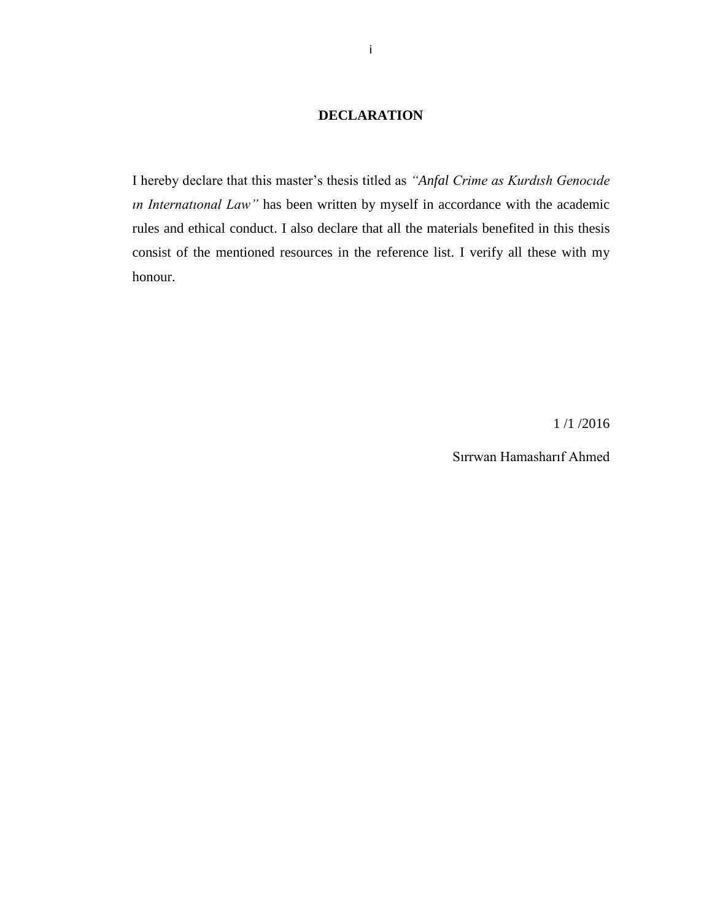# DECLARATION

I hereby declare that this master's thesis titled as *"Anfal Crime as Kurdısh Genocıde ın Internatıonal Law"* has been written by myself in accordance with the academic rules and ethical conduct. I also declare that all the materials benefited in this thesis consist of the mentioned resources in the reference list. I verify all these with my honour.

1 /1 /2016

Sırrwan Hamasharıf Ahmed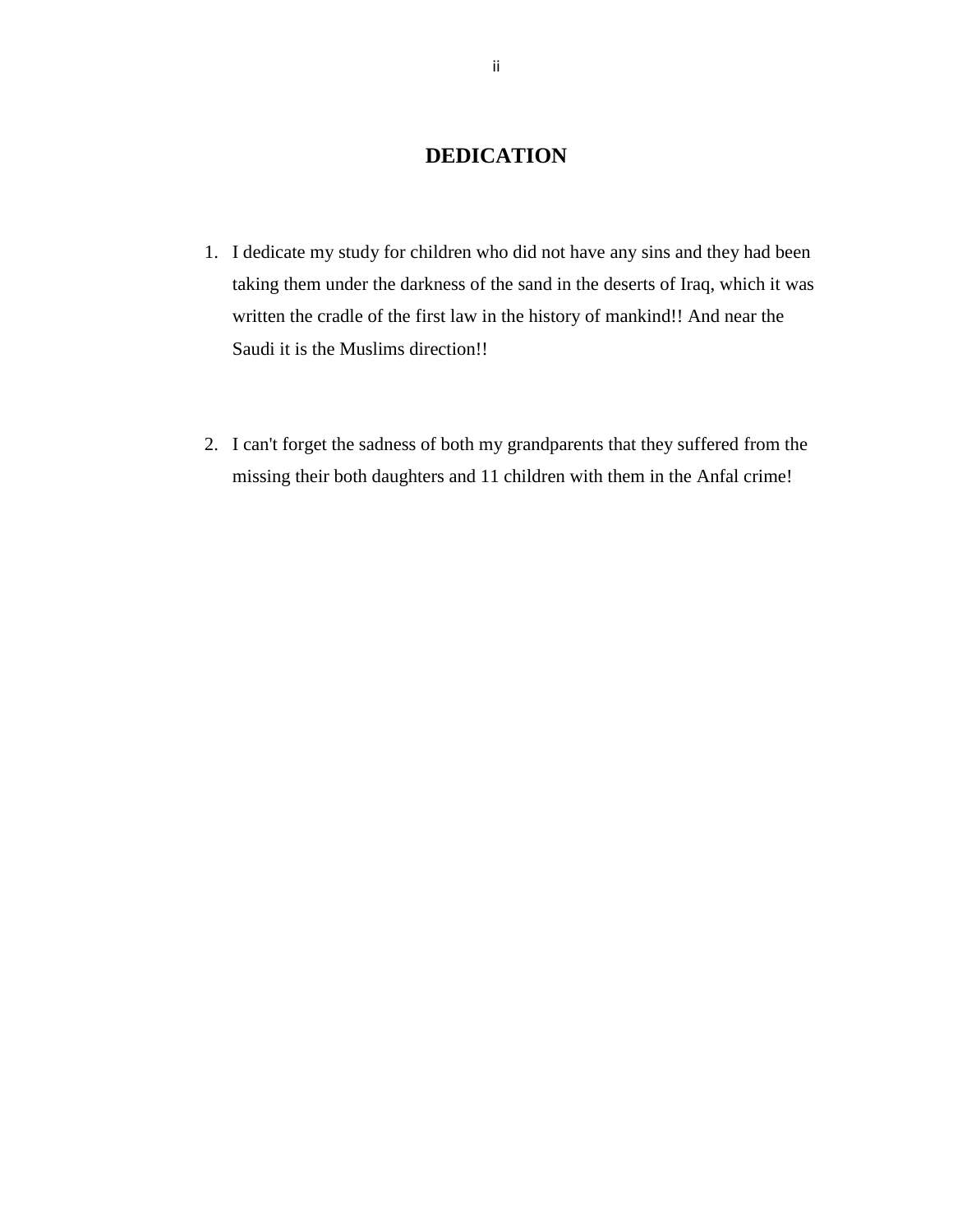# DEDICATION

1. I dedicate my study for children who did not have any sins and they had been taking them under the darkness of the sand in the deserts of Iraq, which it was written the cradle of the first law in the history of mankind!! And near the Saudi it is the Muslims direction!!

2. I can't forget the sadness of both my grandparents that they suffered from the missing their both daughters and 11 children with them in the Anfal crime!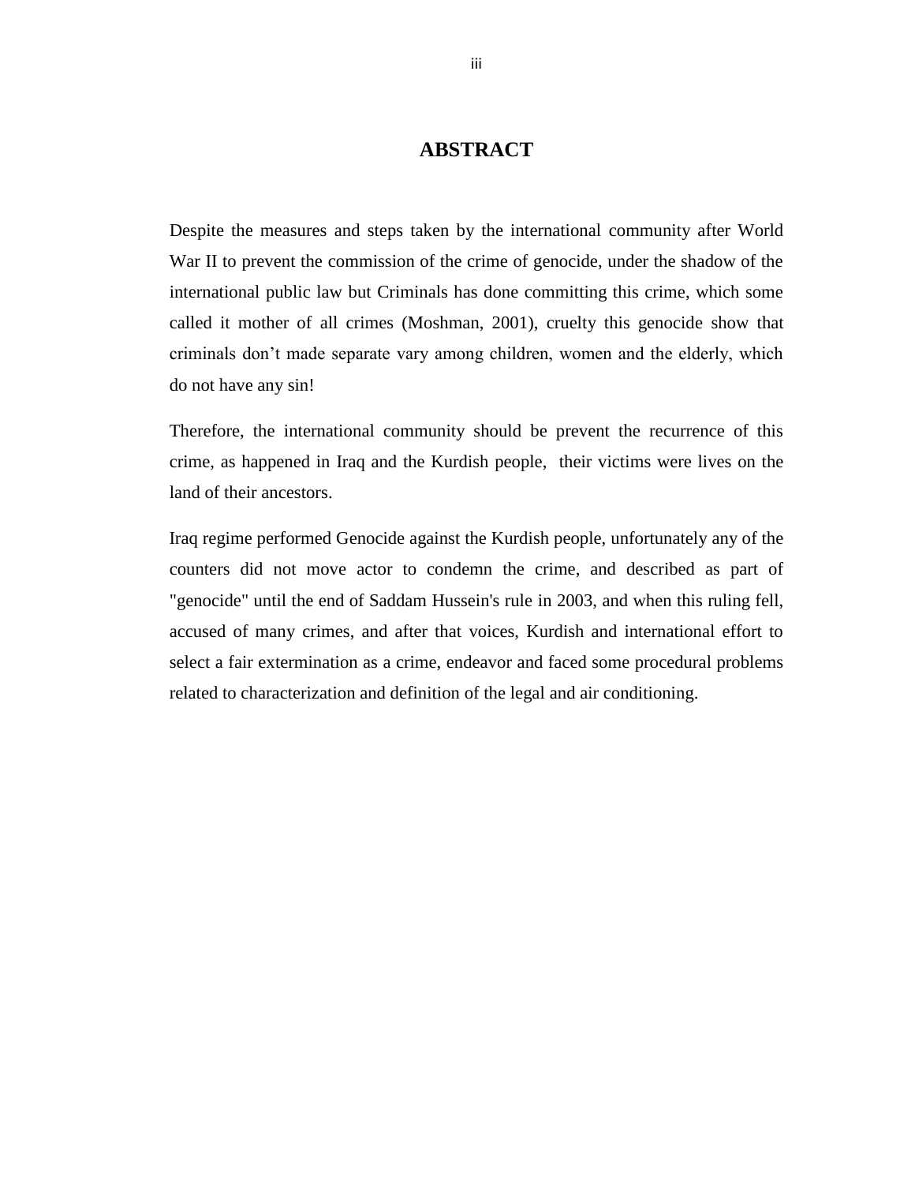# ABSTRACT

Despite the measures and steps taken by the international community after World War II to prevent the commission of the crime of genocide, under the shadow of the international public law but Criminals has done committing this crime, which some called it mother of all crimes (Moshman, 2001), cruelty this genocide show that criminals don't made separate vary among children, women and the elderly, which do not have any sin!

Therefore, the international community should be prevent the recurrence of this crime, as happened in Iraq and the Kurdish people, their victims were lives on the land of their ancestors.

Iraq regime performed Genocide against the Kurdish people, unfortunately any of the counters did not move actor to condemn the crime, and described as part of "genocide" until the end of Saddam Hussein's rule in 2003, and when this ruling fell, accused of many crimes, and after that voices, Kurdish and international effort to select a fair extermination as a crime, endeavor and faced some procedural problems related to characterization and definition of the legal and air conditioning.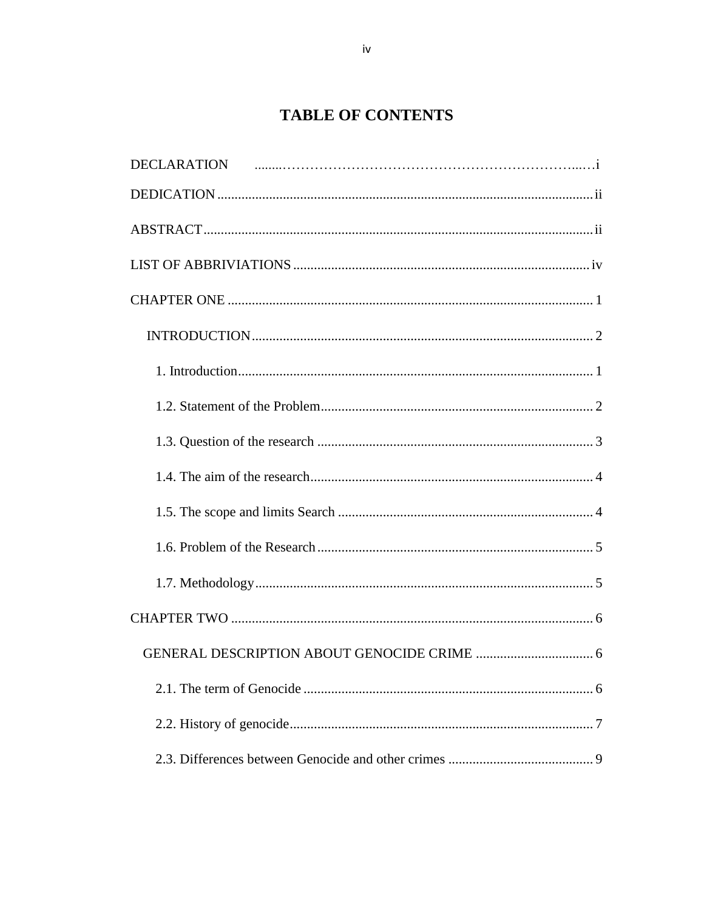# TABLE OF CONTENTS

DECLARATION ........…………………………………………………………...…i

DEDICATION .......................................................................................................... ii

ABSTRACT............................................................................................................. ii

LIST OF ABBRIVIATIONS .................................................................................... iv

CHAPTER ONE ........................................................................................................ 1

INTRODUCTION.................................................................................................. 2

1. Introduction....................................................................................................... 1

1.2. Statement of the Problem.............................................................................. 2

1.3. Question of the research ............................................................................... 3

1.4. The aim of the research................................................................................. 4

1.5. The scope and limits Search ......................................................................... 4

1.6. Problem of the Research ............................................................................... 5

1.7. Methodology.................................................................................................. 5

CHAPTER TWO ....................................................................................................... 6

GENERAL DESCRIPTION ABOUT GENOCIDE CRIME .................................. 6

2.1. The term of Genocide ................................................................................... 6

2.2. History of genocide....................................................................................... 7

2.3. Differences between Genocide and other crimes .......................................... 9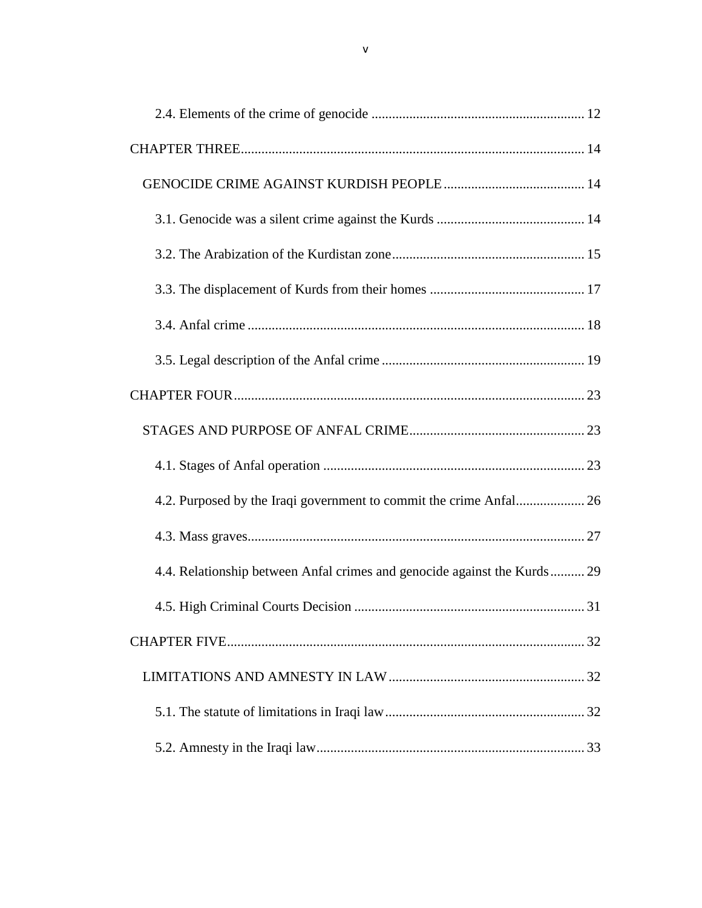2.4. Elements of the crime of genocide ............................................................. 12

CHAPTER THREE................................................................................................... 14

GENOCIDE CRIME AGAINST KURDISH PEOPLE ........................................ 14

3.1. Genocide was a silent crime against the Kurds ........................................... 14

3.2. The Arabization of the Kurdistan zone....................................................... 15

3.3. The displacement of Kurds from their homes ............................................ 17

3.4. Anfal crime ................................................................................................. 18

3.5. Legal description of the Anfal crime .......................................................... 19

CHAPTER FOUR..................................................................................................... 23

STAGES AND PURPOSE OF ANFAL CRIME.................................................. 23

4.1. Stages of Anfal operation ........................................................................... 23

4.2. Purposed by the Iraqi government to commit the crime Anfal.................... 26

4.3. Mass graves................................................................................................. 27

4.4. Relationship between Anfal crimes and genocide against the Kurds.......... 29

4.5. High Criminal Courts Decision .................................................................. 31

CHAPTER FIVE....................................................................................................... 32

LIMITATIONS AND AMNESTY IN LAW ........................................................ 32

5.1. The statute of limitations in Iraqi law.......................................................... 32

5.2. Amnesty in the Iraqi law............................................................................. 33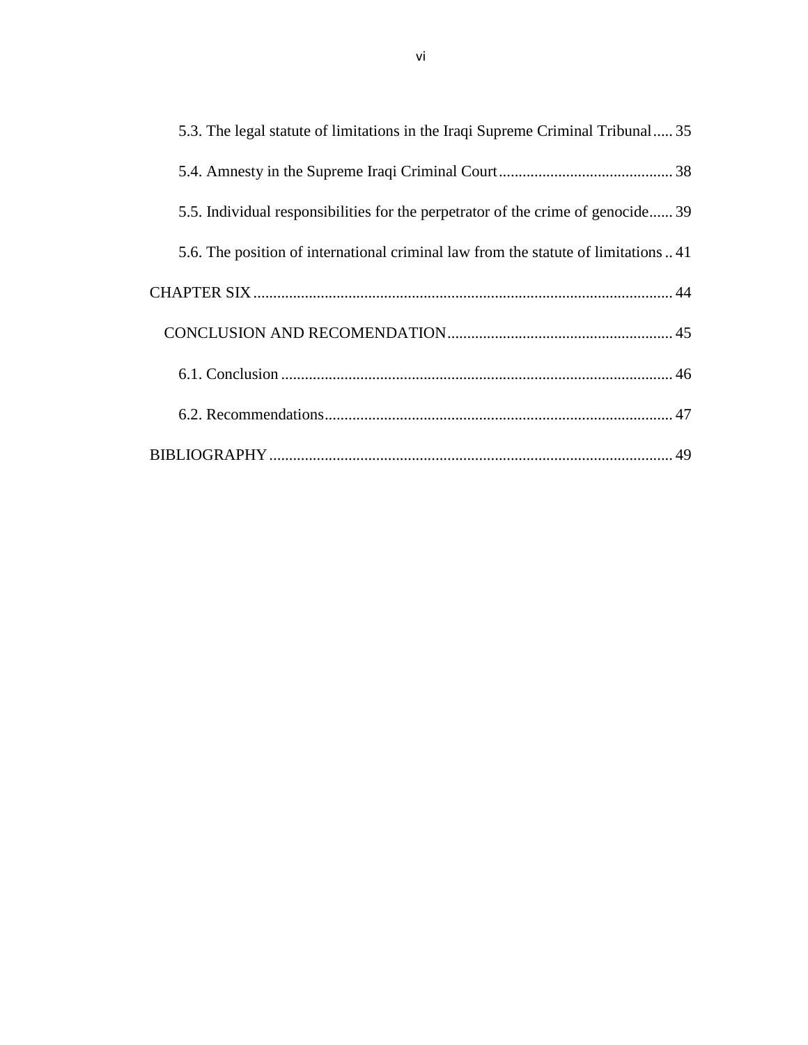5.3. The legal statute of limitations in the Iraqi Supreme Criminal Tribunal ..... 35

5.4. Amnesty in the Supreme Iraqi Criminal Court ............................................ 38

5.5. Individual responsibilities for the perpetrator of the crime of genocide ...... 39

5.6. The position of international criminal law from the statute of limitations .. 41

CHAPTER SIX ........................................................................................................ 44

CONCLUSION AND RECOMENDATION ......................................................... 45

6.1. Conclusion ................................................................................................. 46

6.2. Recommendations ...................................................................................... 47

BIBLIOGRAPHY .................................................................................................... 49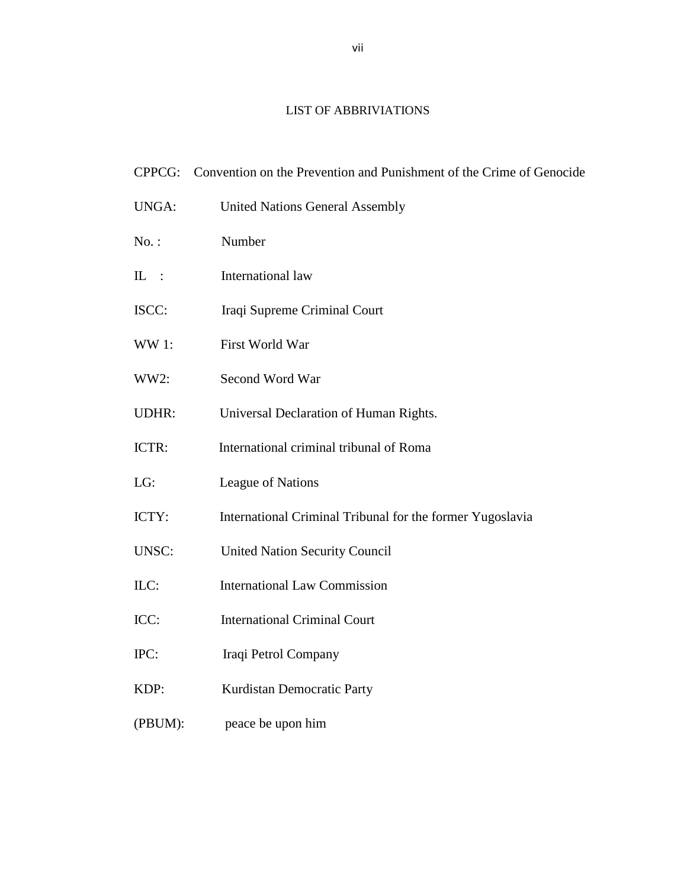# LIST OF ABBRIVIATIONS

CPPCG: Convention on the Prevention and Punishment of the Crime of Genocide

UNGA: United Nations General Assembly

No. : Number

IL : International law

ISCC: Iraqi Supreme Criminal Court

WW 1: First World War

WW2: Second Word War

UDHR: Universal Declaration of Human Rights.

ICTR: International criminal tribunal of Roma

LG: League of Nations

ICTY: International Criminal Tribunal for the former Yugoslavia

UNSC: United Nation Security Council

ILC: International Law Commission

ICC: International Criminal Court

IPC: Iraqi Petrol Company

KDP: Kurdistan Democratic Party

(PBUM): peace be upon him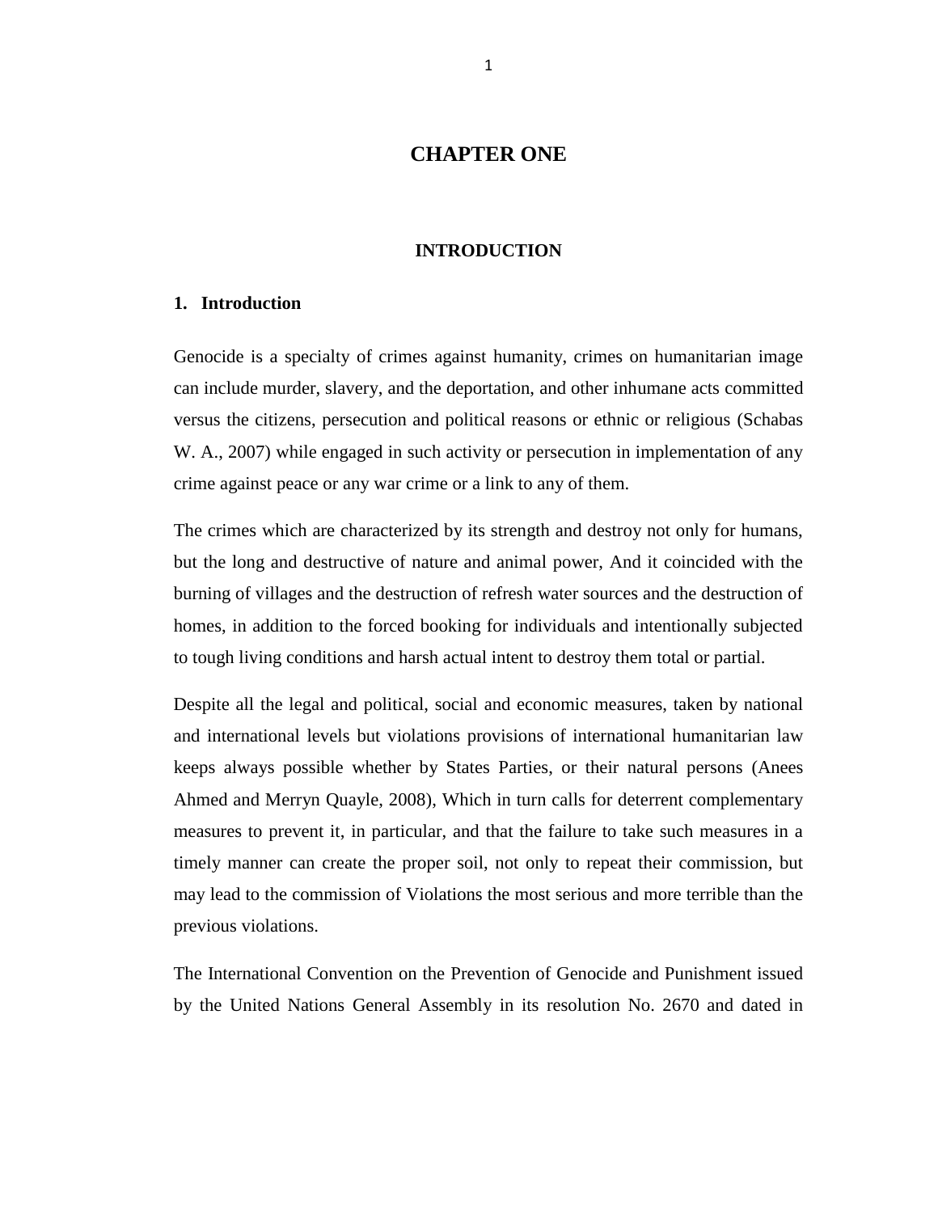# CHAPTER ONE

## INTRODUCTION

### 1. Introduction

Genocide is a specialty of crimes against humanity, crimes on humanitarian image can include murder, slavery, and the deportation, and other inhumane acts committed versus the citizens, persecution and political reasons or ethnic or religious (Schabas W. A., 2007) while engaged in such activity or persecution in implementation of any crime against peace or any war crime or a link to any of them.

The crimes which are characterized by its strength and destroy not only for humans, but the long and destructive of nature and animal power, And it coincided with the burning of villages and the destruction of refresh water sources and the destruction of homes, in addition to the forced booking for individuals and intentionally subjected to tough living conditions and harsh actual intent to destroy them total or partial.

Despite all the legal and political, social and economic measures, taken by national and international levels but violations provisions of international humanitarian law keeps always possible whether by States Parties, or their natural persons (Anees Ahmed and Merryn Quayle, 2008), Which in turn calls for deterrent complementary measures to prevent it, in particular, and that the failure to take such measures in a timely manner can create the proper soil, not only to repeat their commission, but may lead to the commission of Violations the most serious and more terrible than the previous violations.

The International Convention on the Prevention of Genocide and Punishment issued by the United Nations General Assembly in its resolution No. 2670 and dated in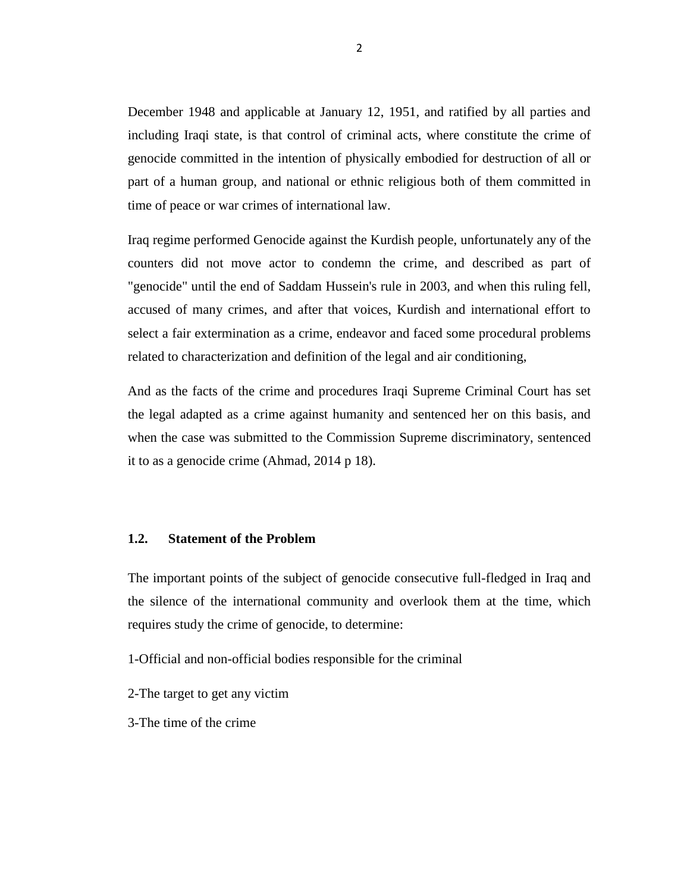December 1948 and applicable at January 12, 1951, and ratified by all parties and including Iraqi state, is that control of criminal acts, where constitute the crime of genocide committed in the intention of physically embodied for destruction of all or part of a human group, and national or ethnic religious both of them committed in time of peace or war crimes of international law.

Iraq regime performed Genocide against the Kurdish people, unfortunately any of the counters did not move actor to condemn the crime, and described as part of "genocide" until the end of Saddam Hussein's rule in 2003, and when this ruling fell, accused of many crimes, and after that voices, Kurdish and international effort to select a fair extermination as a crime, endeavor and faced some procedural problems related to characterization and definition of the legal and air conditioning,

And as the facts of the crime and procedures Iraqi Supreme Criminal Court has set the legal adapted as a crime against humanity and sentenced her on this basis, and when the case was submitted to the Commission Supreme discriminatory, sentenced it to as a genocide crime (Ahmad, 2014 p 18).

### 1.2. Statement of the Problem

The important points of the subject of genocide consecutive full-fledged in Iraq and the silence of the international community and overlook them at the time, which requires study the crime of genocide, to determine:

1-Official and non-official bodies responsible for the criminal

2-The target to get any victim

3-The time of the crime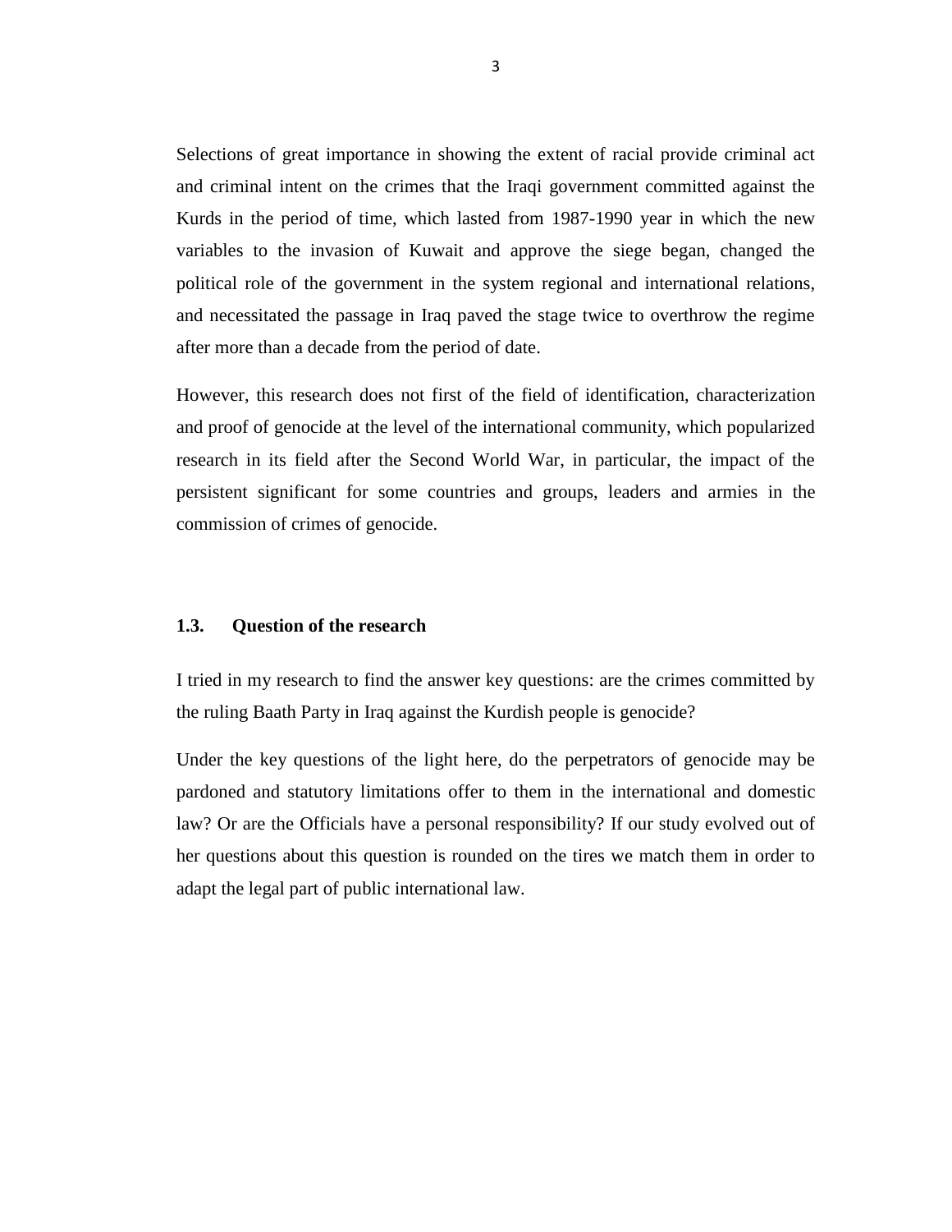Selections of great importance in showing the extent of racial provide criminal act and criminal intent on the crimes that the Iraqi government committed against the Kurds in the period of time, which lasted from 1987-1990 year in which the new variables to the invasion of Kuwait and approve the siege began, changed the political role of the government in the system regional and international relations, and necessitated the passage in Iraq paved the stage twice to overthrow the regime after more than a decade from the period of date.

However, this research does not first of the field of identification, characterization and proof of genocide at the level of the international community, which popularized research in its field after the Second World War, in particular, the impact of the persistent significant for some countries and groups, leaders and armies in the commission of crimes of genocide.

### 1.3. Question of the research

I tried in my research to find the answer key questions: are the crimes committed by the ruling Baath Party in Iraq against the Kurdish people is genocide?

Under the key questions of the light here, do the perpetrators of genocide may be pardoned and statutory limitations offer to them in the international and domestic law? Or are the Officials have a personal responsibility? If our study evolved out of her questions about this question is rounded on the tires we match them in order to adapt the legal part of public international law.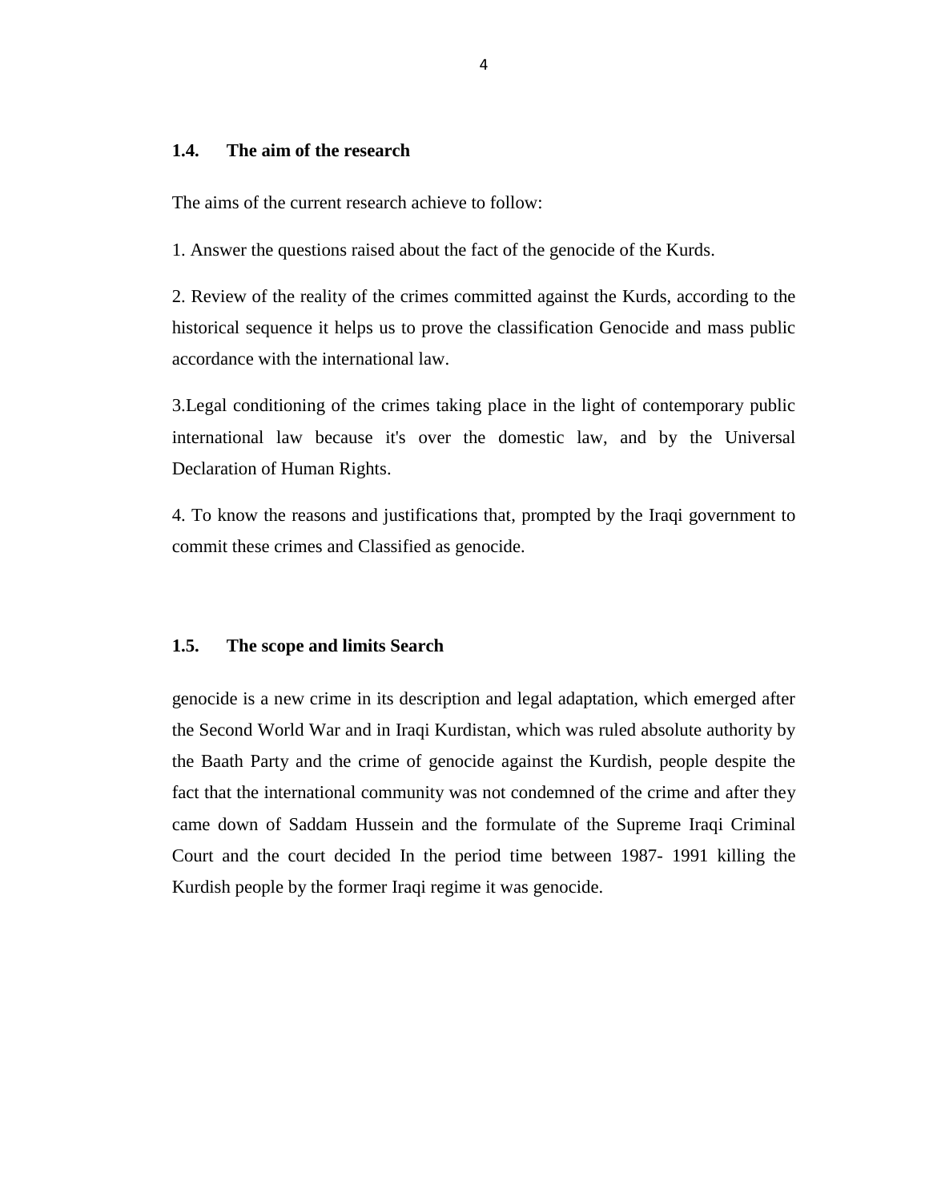### 1.4. The aim of the research

The aims of the current research achieve to follow:

1. Answer the questions raised about the fact of the genocide of the Kurds.

2. Review of the reality of the crimes committed against the Kurds, according to the historical sequence it helps us to prove the classification Genocide and mass public accordance with the international law.

3.Legal conditioning of the crimes taking place in the light of contemporary public international law because it's over the domestic law, and by the Universal Declaration of Human Rights.

4. To know the reasons and justifications that, prompted by the Iraqi government to commit these crimes and Classified as genocide.

### 1.5. The scope and limits Search

genocide is a new crime in its description and legal adaptation, which emerged after the Second World War and in Iraqi Kurdistan, which was ruled absolute authority by the Baath Party and the crime of genocide against the Kurdish, people despite the fact that the international community was not condemned of the crime and after they came down of Saddam Hussein and the formulate of the Supreme Iraqi Criminal Court and the court decided In the period time between 1987- 1991 killing the Kurdish people by the former Iraqi regime it was genocide.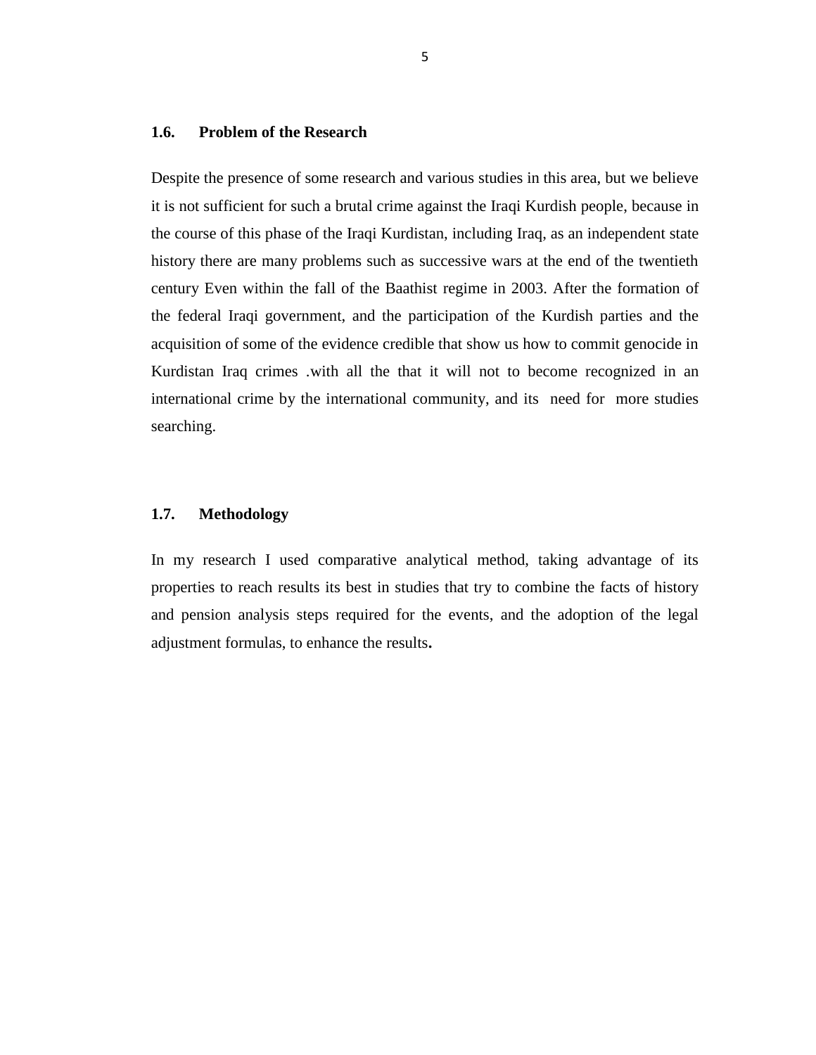## 1.6. Problem of the Research

Despite the presence of some research and various studies in this area, but we believe it is not sufficient for such a brutal crime against the Iraqi Kurdish people, because in the course of this phase of the Iraqi Kurdistan, including Iraq, as an independent state history there are many problems such as successive wars at the end of the twentieth century Even within the fall of the Baathist regime in 2003. After the formation of the federal Iraqi government, and the participation of the Kurdish parties and the acquisition of some of the evidence credible that show us how to commit genocide in Kurdistan Iraq crimes .with all the that it will not to become recognized in an international crime by the international community, and its need for more studies searching.

## 1.7. Methodology

In my research I used comparative analytical method, taking advantage of its properties to reach results its best in studies that try to combine the facts of history and pension analysis steps required for the events, and the adoption of the legal adjustment formulas, to enhance the results**.**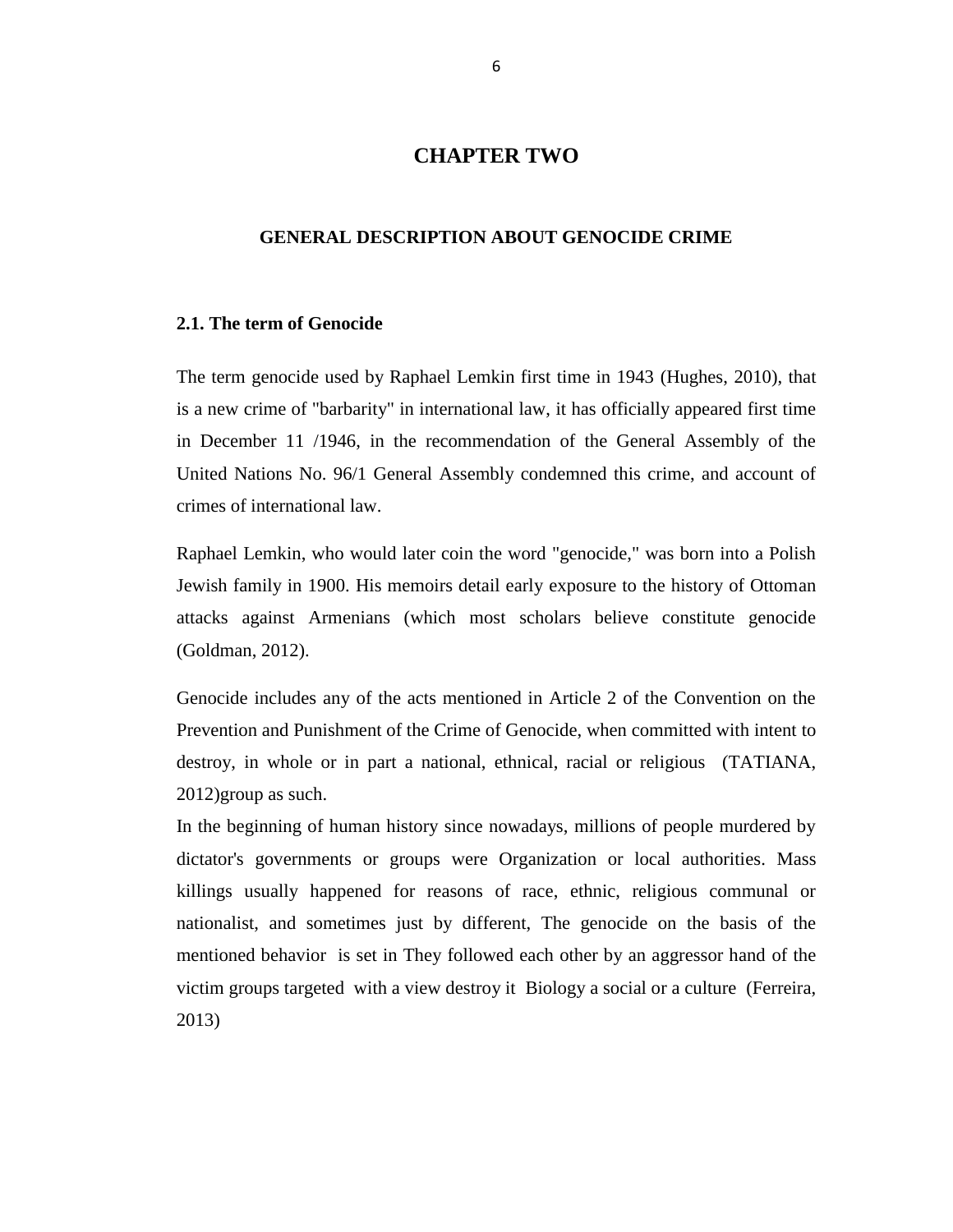# CHAPTER TWO

## GENERAL DESCRIPTION ABOUT GENOCIDE CRIME

### 2.1. The term of Genocide

The term genocide used by Raphael Lemkin first time in 1943 (Hughes, 2010), that is a new crime of "barbarity" in international law, it has officially appeared first time in December 11 /1946, in the recommendation of the General Assembly of the United Nations No. 96/1 General Assembly condemned this crime, and account of crimes of international law.

Raphael Lemkin, who would later coin the word "genocide," was born into a Polish Jewish family in 1900. His memoirs detail early exposure to the history of Ottoman attacks against Armenians (which most scholars believe constitute genocide (Goldman, 2012).

Genocide includes any of the acts mentioned in Article 2 of the Convention on the Prevention and Punishment of the Crime of Genocide, when committed with intent to destroy, in whole or in part a national, ethnical, racial or religious (TATIANA, 2012)group as such.

In the beginning of human history since nowadays, millions of people murdered by dictator's governments or groups were Organization or local authorities. Mass killings usually happened for reasons of race, ethnic, religious communal or nationalist, and sometimes just by different, The genocide on the basis of the mentioned behavior is set in They followed each other by an aggressor hand of the victim groups targeted with a view destroy it Biology a social or a culture (Ferreira, 2013)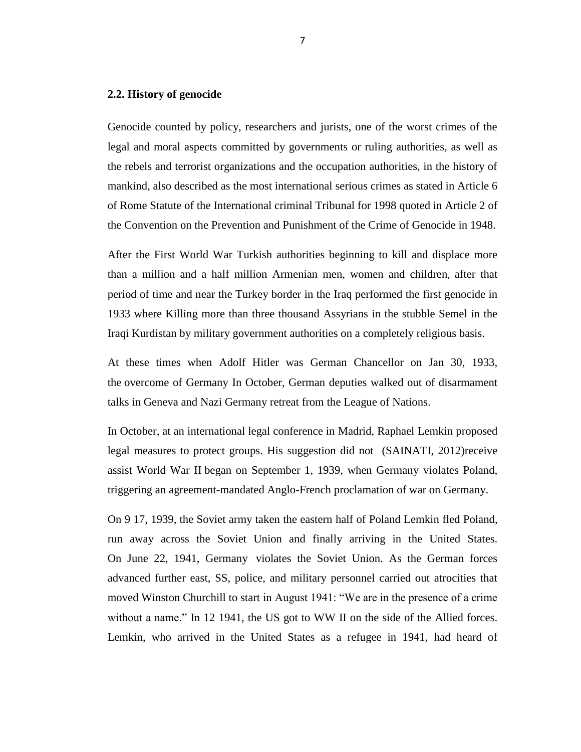## 2.2. History of genocide

Genocide counted by policy, researchers and jurists, one of the worst crimes of the legal and moral aspects committed by governments or ruling authorities, as well as the rebels and terrorist organizations and the occupation authorities, in the history of mankind, also described as the most international serious crimes as stated in Article 6 of Rome Statute of the International criminal Tribunal for 1998 quoted in Article 2 of the Convention on the Prevention and Punishment of the Crime of Genocide in 1948.

After the First World War Turkish authorities beginning to kill and displace more than a million and a half million Armenian men, women and children, after that period of time and near the Turkey border in the Iraq performed the first genocide in 1933 where Killing more than three thousand Assyrians in the stubble Semel in the Iraqi Kurdistan by military government authorities on a completely religious basis.

At these times when Adolf Hitler was German Chancellor on Jan 30, 1933, the overcome of Germany In October, German deputies walked out of disarmament talks in Geneva and Nazi Germany retreat from the League of Nations.

In October, at an international legal conference in Madrid, Raphael Lemkin proposed legal measures to protect groups. His suggestion did not (SAINATI, 2012)receive assist World War II began on September 1, 1939, when Germany violates Poland, triggering an agreement-mandated Anglo-French proclamation of war on Germany.

On 9 17, 1939, the Soviet army taken the eastern half of Poland Lemkin fled Poland, run away across the Soviet Union and finally arriving in the United States. On June 22, 1941, Germany violates the Soviet Union. As the German forces advanced further east, SS, police, and military personnel carried out atrocities that moved Winston Churchill to start in August 1941: “We are in the presence of a crime without a name.” In 12 1941, the US got to WW II on the side of the Allied forces. Lemkin, who arrived in the United States as a refugee in 1941, had heard of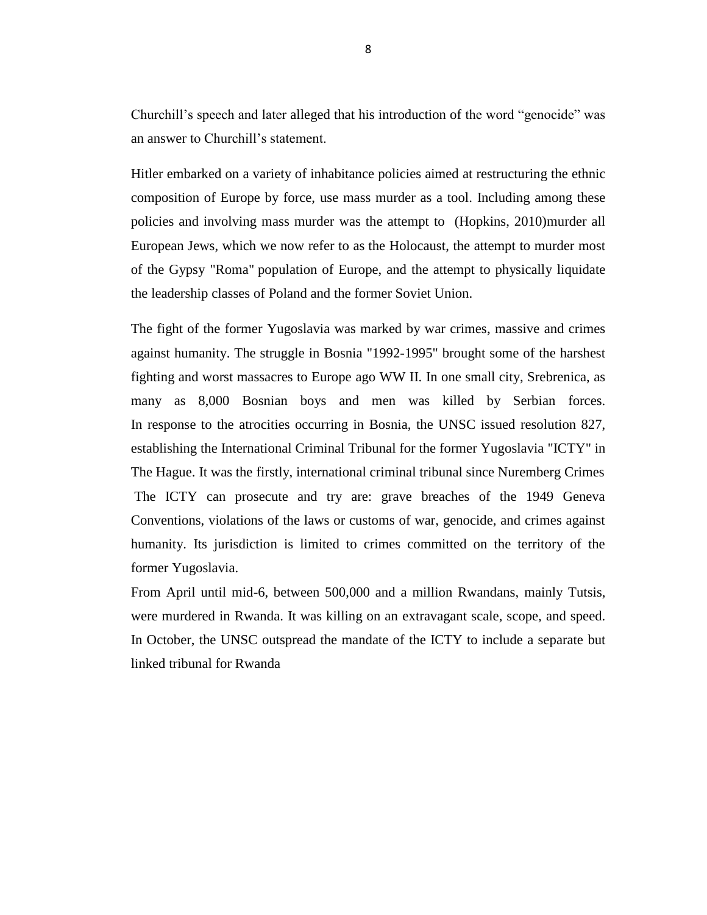Churchill's speech and later alleged that his introduction of the word "genocide" was an answer to Churchill's statement.

Hitler embarked on a variety of inhabitance policies aimed at restructuring the ethnic composition of Europe by force, use mass murder as a tool. Including among these policies and involving mass murder was the attempt to (Hopkins, 2010)murder all European Jews, which we now refer to as the Holocaust, the attempt to murder most of the Gypsy "Roma" population of Europe, and the attempt to physically liquidate the leadership classes of Poland and the former Soviet Union.

The fight of the former Yugoslavia was marked by war crimes, massive and crimes against humanity. The struggle in Bosnia "1992-1995" brought some of the harshest fighting and worst massacres to Europe ago WW II. In one small city, Srebrenica, as many as 8,000 Bosnian boys and men was killed by Serbian forces. In response to the atrocities occurring in Bosnia, the UNSC issued resolution 827, establishing the International Criminal Tribunal for the former Yugoslavia "ICTY" in The Hague. It was the firstly, international criminal tribunal since Nuremberg Crimes The ICTY can prosecute and try are: grave breaches of the 1949 Geneva Conventions, violations of the laws or customs of war, genocide, and crimes against humanity. Its jurisdiction is limited to crimes committed on the territory of the former Yugoslavia.

From April until mid-6, between 500,000 and a million Rwandans, mainly Tutsis, were murdered in Rwanda. It was killing on an extravagant scale, scope, and speed. In October, the UNSC outspread the mandate of the ICTY to include a separate but linked tribunal for Rwanda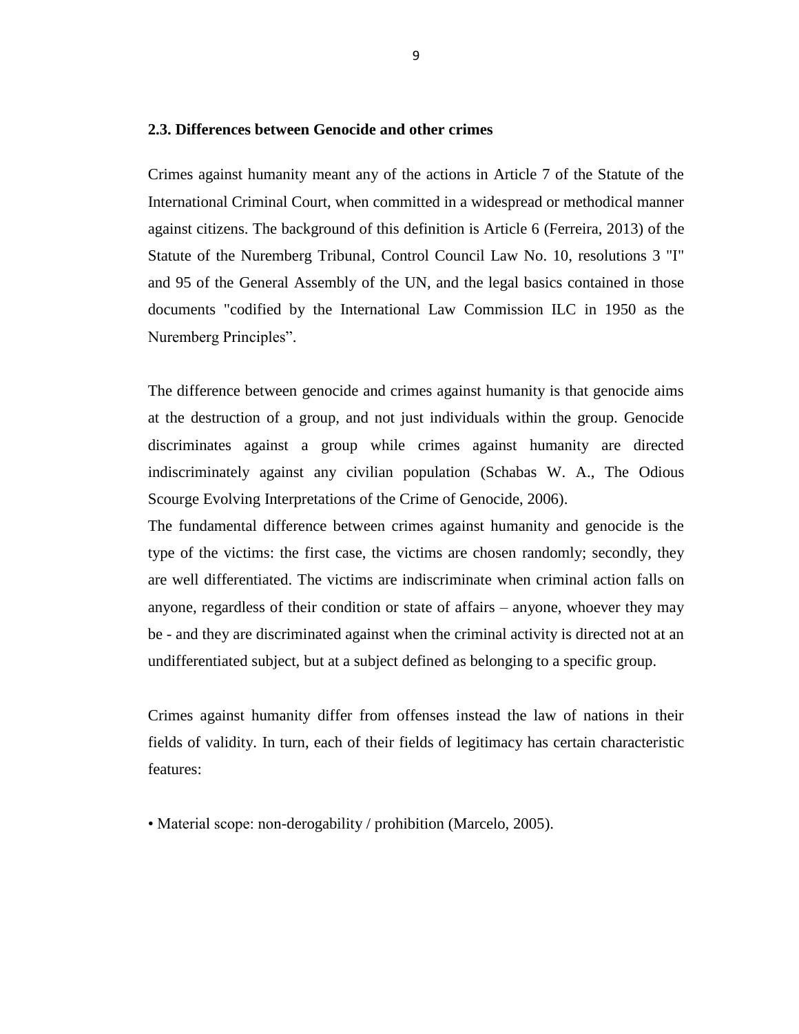## 2.3. Differences between Genocide and other crimes

Crimes against humanity meant any of the actions in Article 7 of the Statute of the International Criminal Court, when committed in a widespread or methodical manner against citizens. The background of this definition is Article 6 (Ferreira, 2013) of the Statute of the Nuremberg Tribunal, Control Council Law No. 10, resolutions 3 "I" and 95 of the General Assembly of the UN, and the legal basics contained in those documents "codified by the International Law Commission ILC in 1950 as the Nuremberg Principles".

The difference between genocide and crimes against humanity is that genocide aims at the destruction of a group, and not just individuals within the group. Genocide discriminates against a group while crimes against humanity are directed indiscriminately against any civilian population (Schabas W. A., The Odious Scourge Evolving Interpretations of the Crime of Genocide, 2006).

The fundamental difference between crimes against humanity and genocide is the type of the victims: the first case, the victims are chosen randomly; secondly, they are well differentiated. The victims are indiscriminate when criminal action falls on anyone, regardless of their condition or state of affairs – anyone, whoever they may be - and they are discriminated against when the criminal activity is directed not at an undifferentiated subject, but at a subject defined as belonging to a specific group.

Crimes against humanity differ from offenses instead the law of nations in their fields of validity. In turn, each of their fields of legitimacy has certain characteristic features:

- Material scope: non-derogability / prohibition (Marcelo, 2005).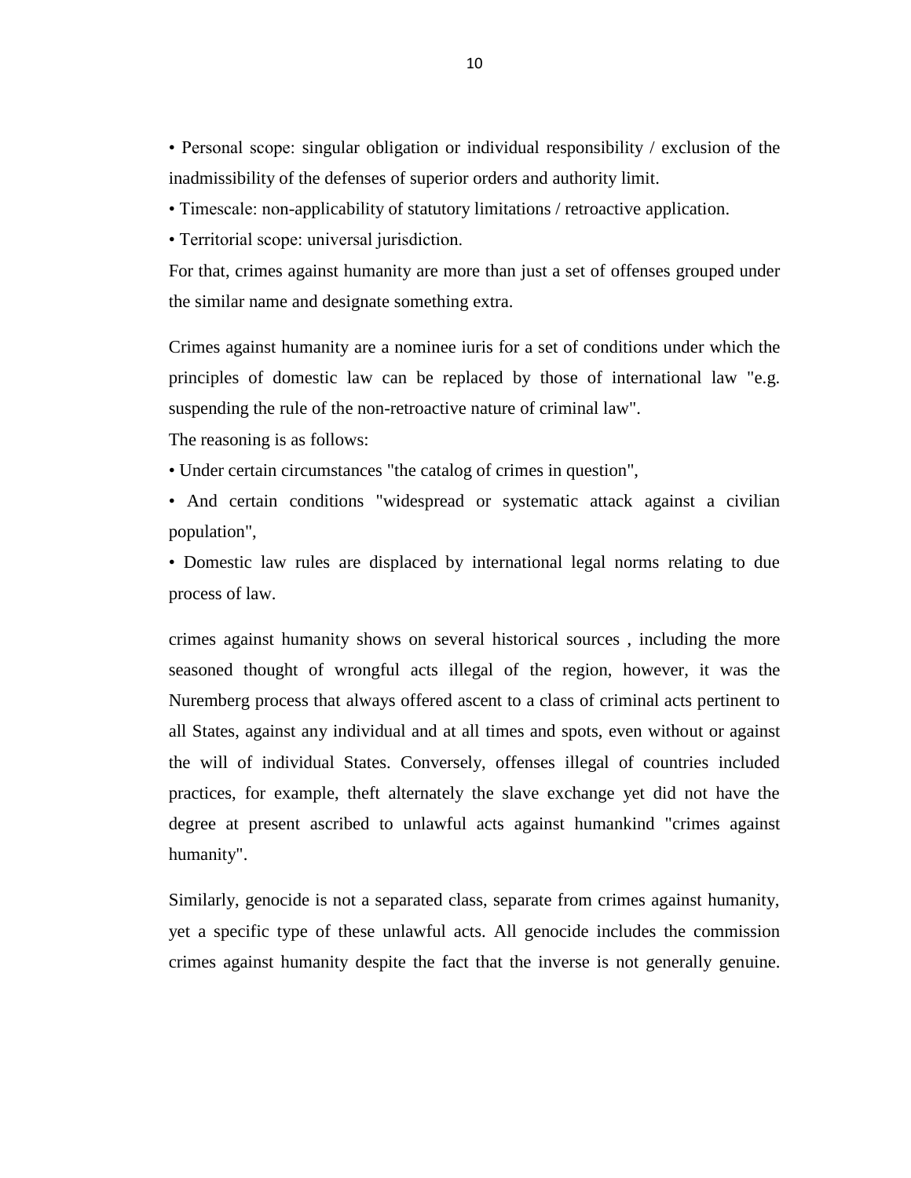- Personal scope: singular obligation or individual responsibility / exclusion of the inadmissibility of the defenses of superior orders and authority limit.
- Timescale: non-applicability of statutory limitations / retroactive application.
- Territorial scope: universal jurisdiction.

For that, crimes against humanity are more than just a set of offenses grouped under the similar name and designate something extra.

Crimes against humanity are a nominee iuris for a set of conditions under which the principles of domestic law can be replaced by those of international law "e.g. suspending the rule of the non-retroactive nature of criminal law".

The reasoning is as follows:

- Under certain circumstances "the catalog of crimes in question",
- And certain conditions "widespread or systematic attack against a civilian population",
- Domestic law rules are displaced by international legal norms relating to due process of law.

crimes against humanity shows on several historical sources , including the more seasoned thought of wrongful acts illegal of the region, however, it was the Nuremberg process that always offered ascent to a class of criminal acts pertinent to all States, against any individual and at all times and spots, even without or against the will of individual States. Conversely, offenses illegal of countries included practices, for example, theft alternately the slave exchange yet did not have the degree at present ascribed to unlawful acts against humankind "crimes against humanity".

Similarly, genocide is not a separated class, separate from crimes against humanity, yet a specific type of these unlawful acts. All genocide includes the commission crimes against humanity despite the fact that the inverse is not generally genuine.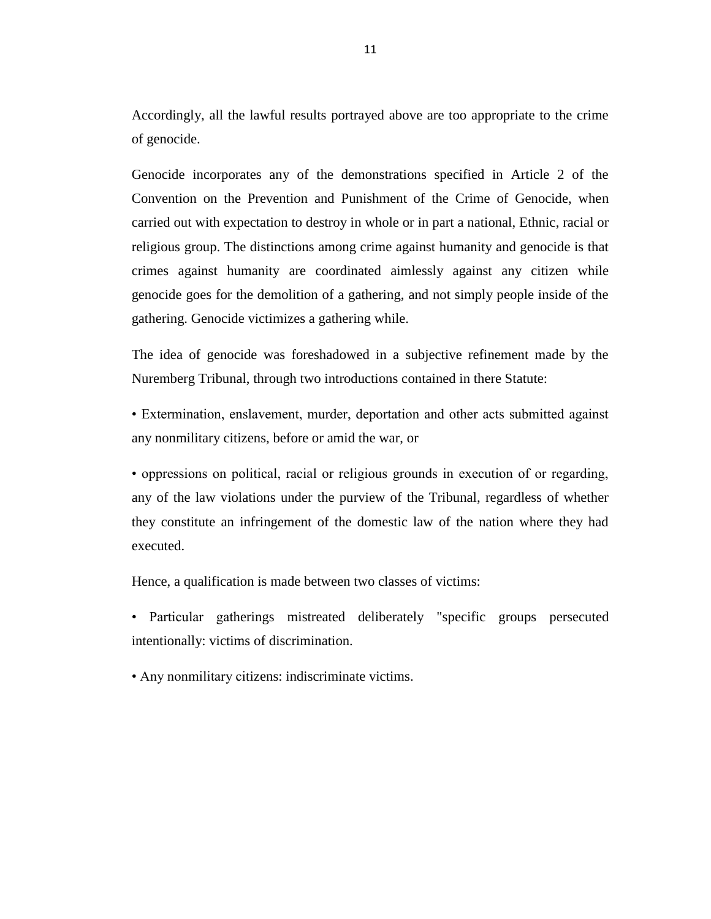Accordingly, all the lawful results portrayed above are too appropriate to the crime of genocide.

Genocide incorporates any of the demonstrations specified in Article 2 of the Convention on the Prevention and Punishment of the Crime of Genocide, when carried out with expectation to destroy in whole or in part a national, Ethnic, racial or religious group. The distinctions among crime against humanity and genocide is that crimes against humanity are coordinated aimlessly against any citizen while genocide goes for the demolition of a gathering, and not simply people inside of the gathering. Genocide victimizes a gathering while.

The idea of genocide was foreshadowed in a subjective refinement made by the Nuremberg Tribunal, through two introductions contained in there Statute:

• Extermination, enslavement, murder, deportation and other acts submitted against any nonmilitary citizens, before or amid the war, or

• oppressions on political, racial or religious grounds in execution of or regarding, any of the law violations under the purview of the Tribunal, regardless of whether they constitute an infringement of the domestic law of the nation where they had executed.

Hence, a qualification is made between two classes of victims:

• Particular gatherings mistreated deliberately "specific groups persecuted intentionally: victims of discrimination.

• Any nonmilitary citizens: indiscriminate victims.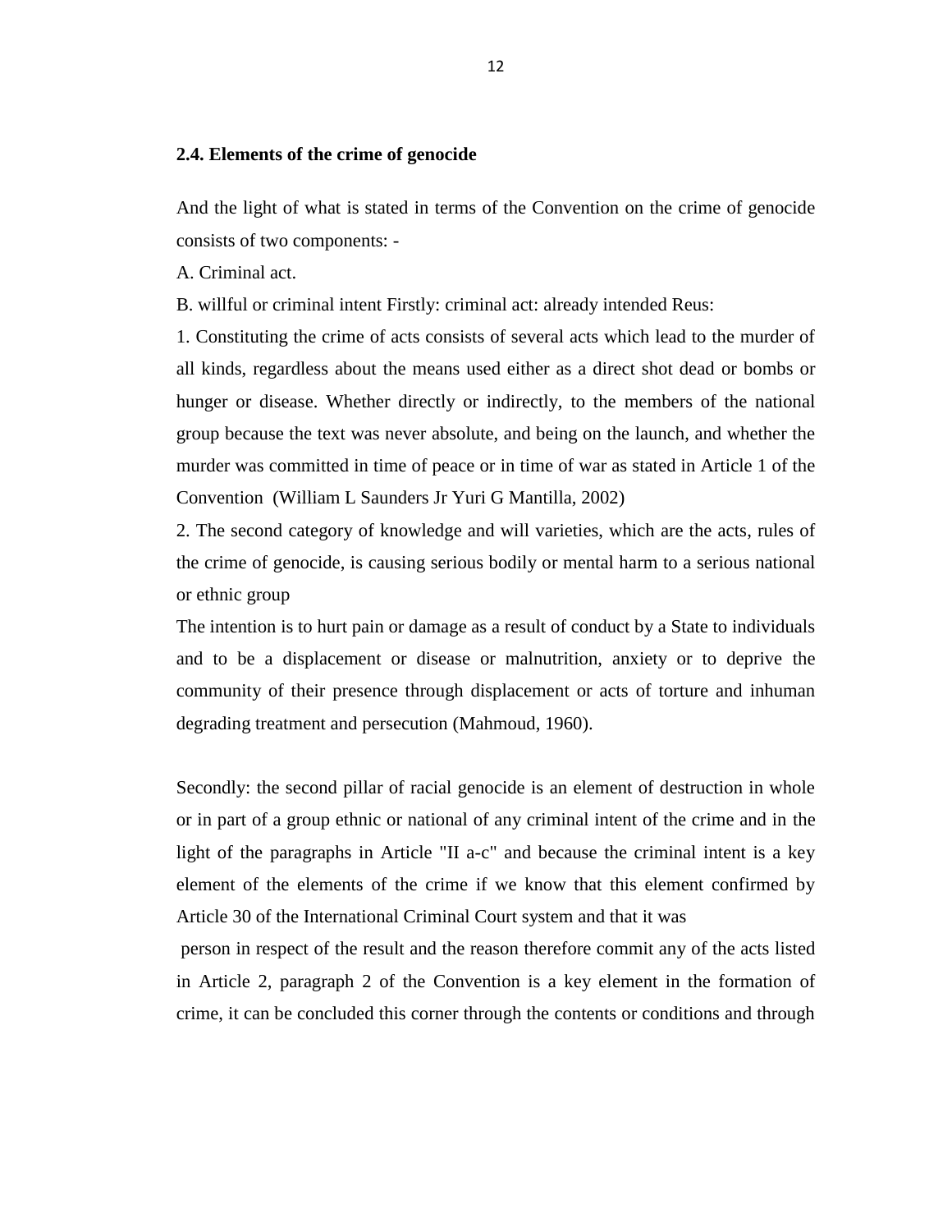### 2.4. Elements of the crime of genocide

And the light of what is stated in terms of the Convention on the crime of genocide consists of two components: -

A. Criminal act.

B. willful or criminal intent Firstly: criminal act: already intended Reus:

1. Constituting the crime of acts consists of several acts which lead to the murder of all kinds, regardless about the means used either as a direct shot dead or bombs or hunger or disease. Whether directly or indirectly, to the members of the national group because the text was never absolute, and being on the launch, and whether the murder was committed in time of peace or in time of war as stated in Article 1 of the Convention (William L Saunders Jr Yuri G Mantilla, 2002)

2. The second category of knowledge and will varieties, which are the acts, rules of the crime of genocide, is causing serious bodily or mental harm to a serious national or ethnic group

The intention is to hurt pain or damage as a result of conduct by a State to individuals and to be a displacement or disease or malnutrition, anxiety or to deprive the community of their presence through displacement or acts of torture and inhuman degrading treatment and persecution (Mahmoud, 1960).

Secondly: the second pillar of racial genocide is an element of destruction in whole or in part of a group ethnic or national of any criminal intent of the crime and in the light of the paragraphs in Article "II a-c" and because the criminal intent is a key element of the elements of the crime if we know that this element confirmed by Article 30 of the International Criminal Court system and that it was

person in respect of the result and the reason therefore commit any of the acts listed in Article 2, paragraph 2 of the Convention is a key element in the formation of crime, it can be concluded this corner through the contents or conditions and through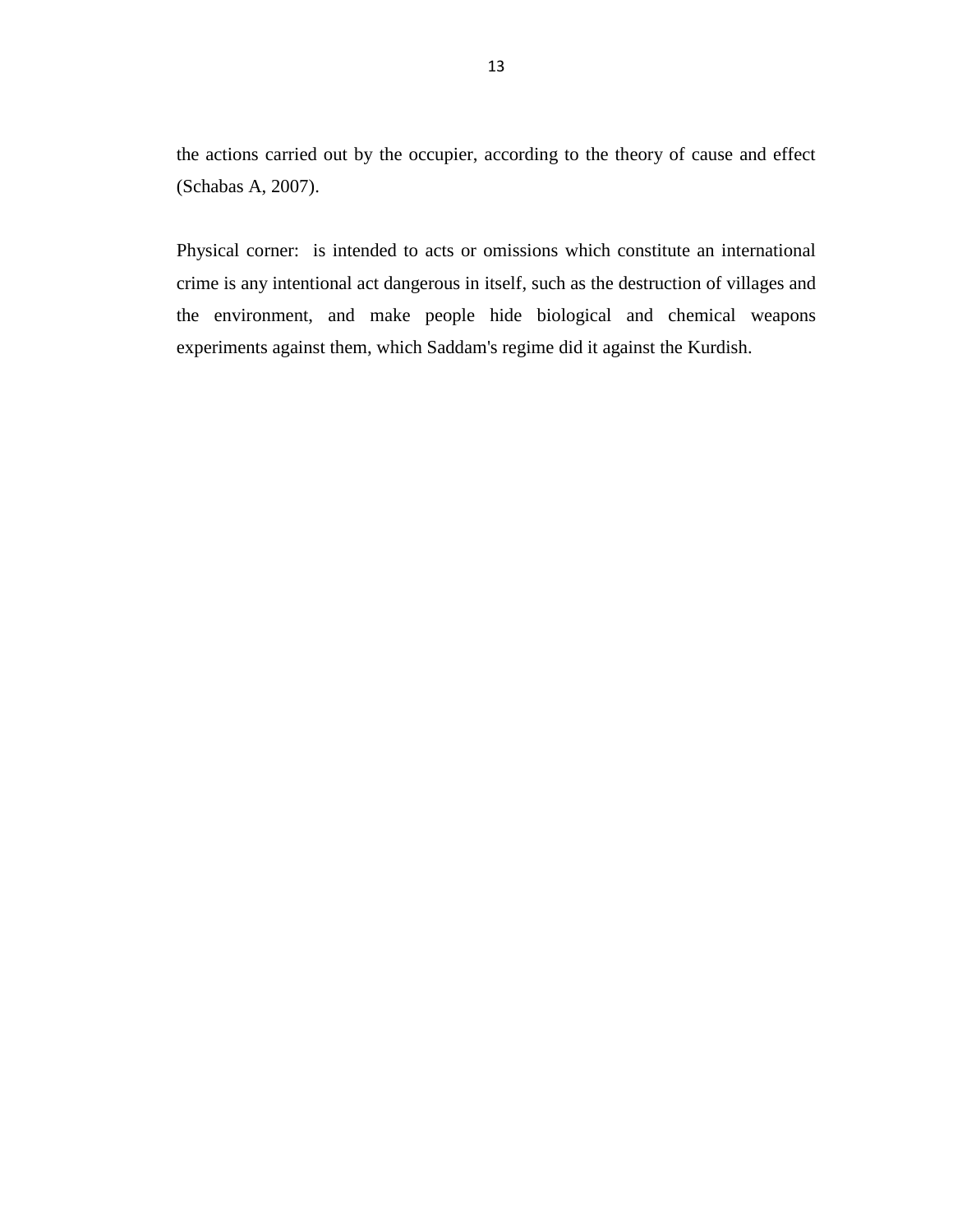the actions carried out by the occupier, according to the theory of cause and effect (Schabas A, 2007).

Physical corner:  is intended to acts or omissions which constitute an international crime is any intentional act dangerous in itself, such as the destruction of villages and the environment, and make people hide biological and chemical weapons experiments against them, which Saddam's regime did it against the Kurdish.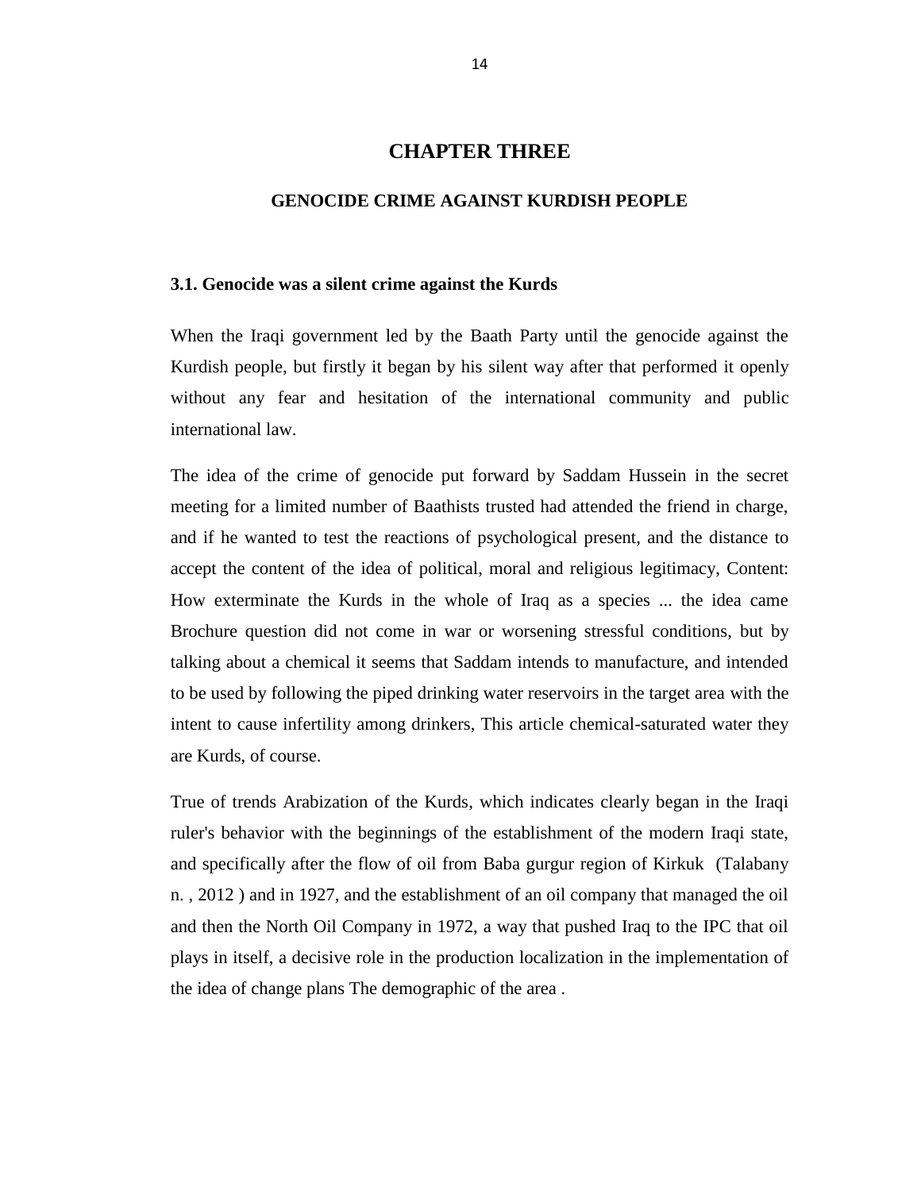# CHAPTER THREE

## GENOCIDE CRIME AGAINST KURDISH PEOPLE

### 3.1. Genocide was a silent crime against the Kurds

When the Iraqi government led by the Baath Party until the genocide against the Kurdish people, but firstly it began by his silent way after that performed it openly without any fear and hesitation of the international community and public international law.

The idea of the crime of genocide put forward by Saddam Hussein in the secret meeting for a limited number of Baathists trusted had attended the friend in charge, and if he wanted to test the reactions of psychological present, and the distance to accept the content of the idea of political, moral and religious legitimacy, Content: How exterminate the Kurds in the whole of Iraq as a species ... the idea came Brochure question did not come in war or worsening stressful conditions, but by talking about a chemical it seems that Saddam intends to manufacture, and intended to be used by following the piped drinking water reservoirs in the target area with the intent to cause infertility among drinkers, This article chemical-saturated water they are Kurds, of course.

True of trends Arabization of the Kurds, which indicates clearly began in the Iraqi ruler's behavior with the beginnings of the establishment of the modern Iraqi state, and specifically after the flow of oil from Baba gurgur region of Kirkuk (Talabany n. , 2012 ) and in 1927, and the establishment of an oil company that managed the oil and then the North Oil Company in 1972, a way that pushed Iraq to the IPC that oil plays in itself, a decisive role in the production localization in the implementation of the idea of change plans The demographic of the area .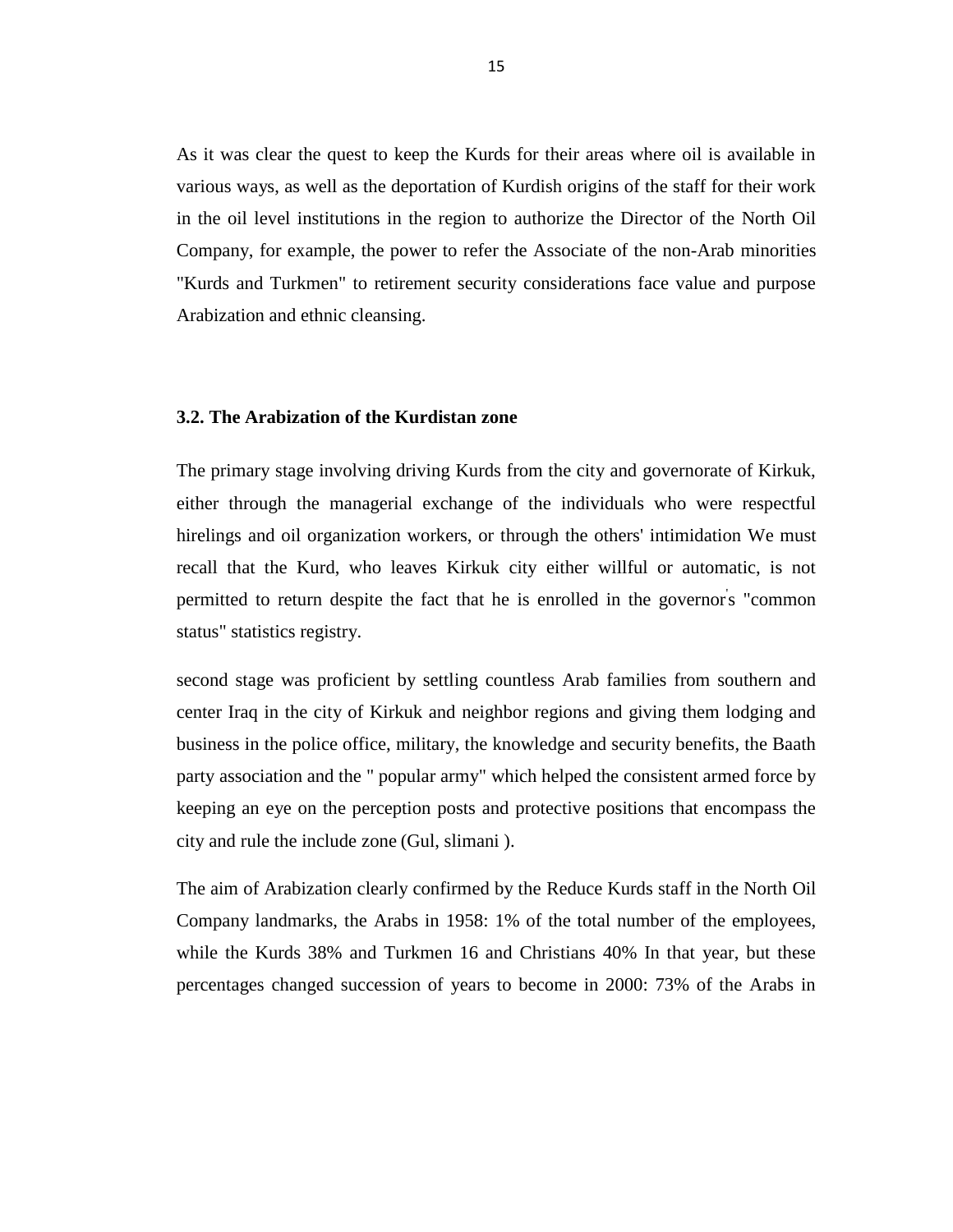As it was clear the quest to keep the Kurds for their areas where oil is available in various ways, as well as the deportation of Kurdish origins of the staff for their work in the oil level institutions in the region to authorize the Director of the North Oil Company, for example, the power to refer the Associate of the non-Arab minorities "Kurds and Turkmen" to retirement security considerations face value and purpose Arabization and ethnic cleansing.

### 3.2. The Arabization of the Kurdistan zone

The primary stage involving driving Kurds from the city and governorate of Kirkuk, either through the managerial exchange of the individuals who were respectful hirelings and oil organization workers, or through the others' intimidation We must recall that the Kurd, who leaves Kirkuk city either willful or automatic, is not permitted to return despite the fact that he is enrolled in the governor's "common status" statistics registry.

second stage was proficient by settling countless Arab families from southern and center Iraq in the city of Kirkuk and neighbor regions and giving them lodging and business in the police office, military, the knowledge and security benefits, the Baath party association and the " popular army" which helped the consistent armed force by keeping an eye on the perception posts and protective positions that encompass the city and rule the include zone (Gul, slimani ).

The aim of Arabization clearly confirmed by the Reduce Kurds staff in the North Oil Company landmarks, the Arabs in 1958: 1% of the total number of the employees, while the Kurds 38% and Turkmen 16 and Christians 40% In that year, but these percentages changed succession of years to become in 2000: 73% of the Arabs in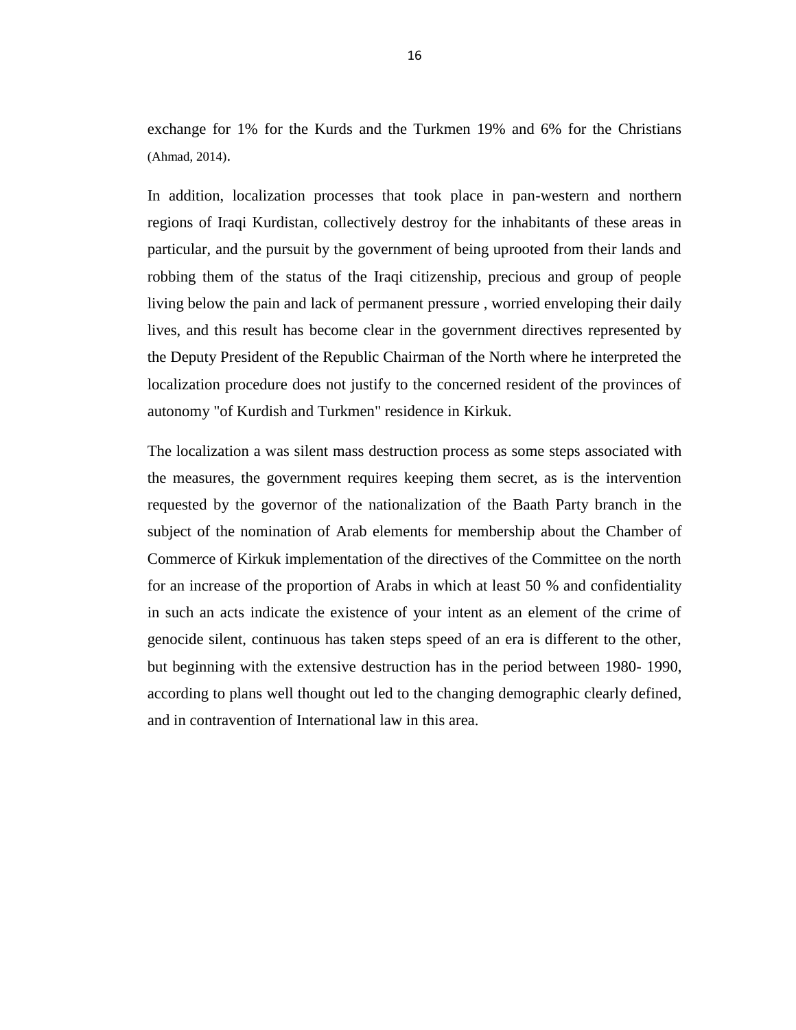exchange for 1% for the Kurds and the Turkmen 19% and 6% for the Christians (Ahmad, 2014).

In addition, localization processes that took place in pan-western and northern regions of Iraqi Kurdistan, collectively destroy for the inhabitants of these areas in particular, and the pursuit by the government of being uprooted from their lands and robbing them of the status of the Iraqi citizenship, precious and group of people living below the pain and lack of permanent pressure , worried enveloping their daily lives, and this result has become clear in the government directives represented by the Deputy President of the Republic Chairman of the North where he interpreted the localization procedure does not justify to the concerned resident of the provinces of autonomy "of Kurdish and Turkmen" residence in Kirkuk.

The localization a was silent mass destruction process as some steps associated with the measures, the government requires keeping them secret, as is the intervention requested by the governor of the nationalization of the Baath Party branch in the subject of the nomination of Arab elements for membership about the Chamber of Commerce of Kirkuk implementation of the directives of the Committee on the north for an increase of the proportion of Arabs in which at least 50 % and confidentiality in such an acts indicate the existence of your intent as an element of the crime of genocide silent, continuous has taken steps speed of an era is different to the other, but beginning with the extensive destruction has in the period between 1980- 1990, according to plans well thought out led to the changing demographic clearly defined, and in contravention of International law in this area.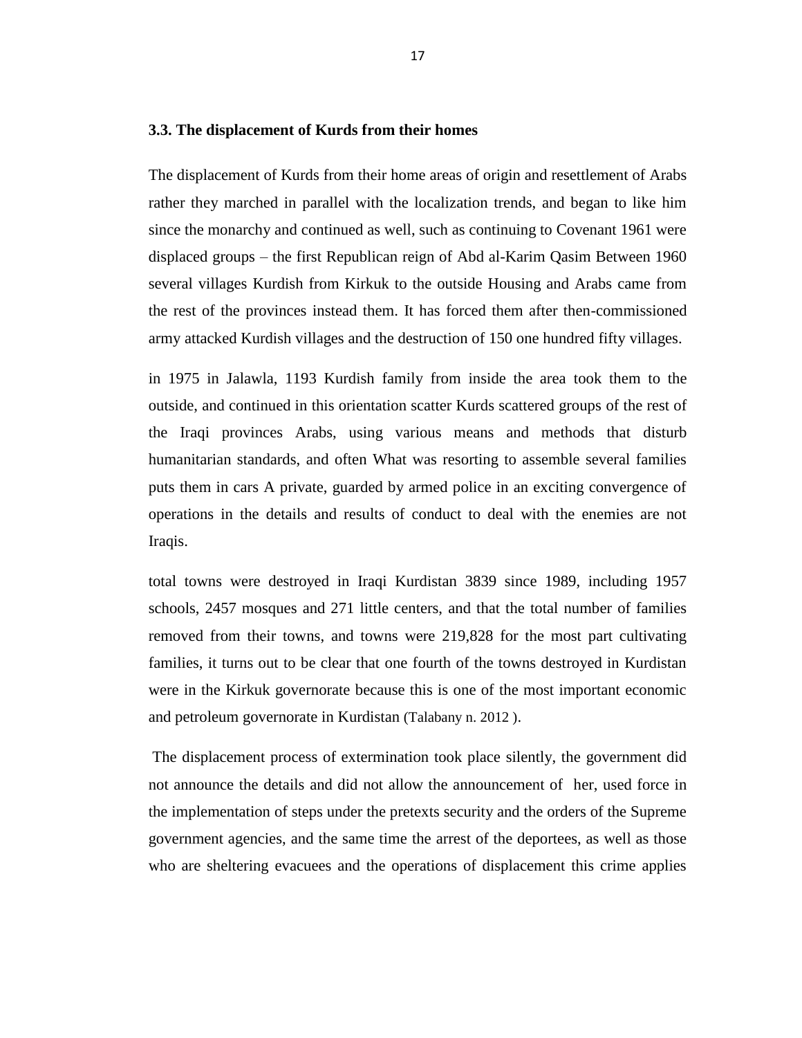### 3.3. The displacement of Kurds from their homes

The displacement of Kurds from their home areas of origin and resettlement of Arabs rather they marched in parallel with the localization trends, and began to like him since the monarchy and continued as well, such as continuing to Covenant 1961 were displaced groups – the first Republican reign of Abd al-Karim Qasim Between 1960 several villages Kurdish from Kirkuk to the outside Housing and Arabs came from the rest of the provinces instead them. It has forced them after then-commissioned army attacked Kurdish villages and the destruction of 150 one hundred fifty villages.

in 1975 in Jalawla, 1193 Kurdish family from inside the area took them to the outside, and continued in this orientation scatter Kurds scattered groups of the rest of the Iraqi provinces Arabs, using various means and methods that disturb humanitarian standards, and often What was resorting to assemble several families puts them in cars A private, guarded by armed police in an exciting convergence of operations in the details and results of conduct to deal with the enemies are not Iraqis.

total towns were destroyed in Iraqi Kurdistan 3839 since 1989, including 1957 schools, 2457 mosques and 271 little centers, and that the total number of families removed from their towns, and towns were 219,828 for the most part cultivating families, it turns out to be clear that one fourth of the towns destroyed in Kurdistan were in the Kirkuk governorate because this is one of the most important economic and petroleum governorate in Kurdistan (Talabany n. 2012 ).

The displacement process of extermination took place silently, the government did not announce the details and did not allow the announcement of her, used force in the implementation of steps under the pretexts security and the orders of the Supreme government agencies, and the same time the arrest of the deportees, as well as those who are sheltering evacuees and the operations of displacement this crime applies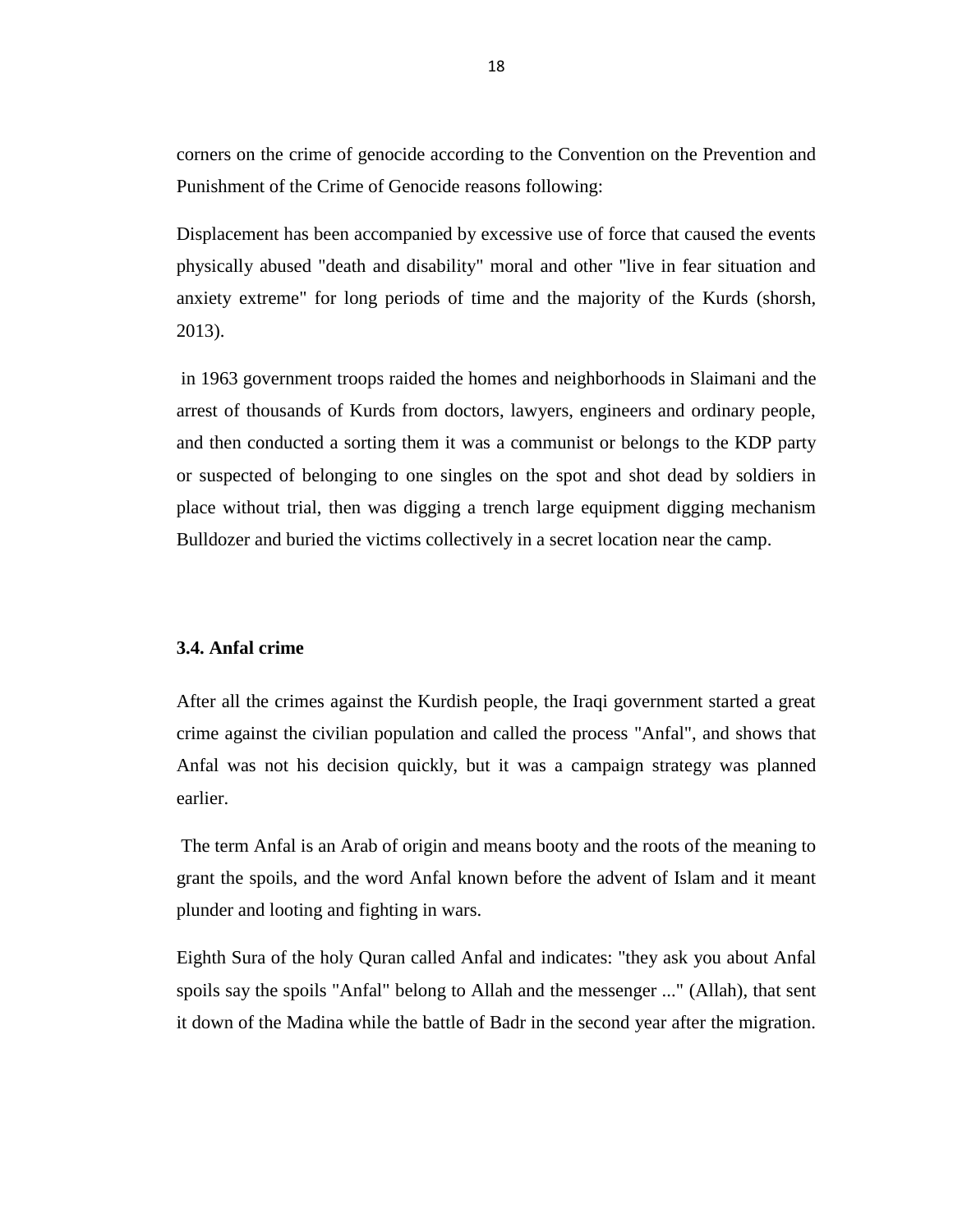corners on the crime of genocide according to the Convention on the Prevention and Punishment of the Crime of Genocide reasons following:

Displacement has been accompanied by excessive use of force that caused the events physically abused "death and disability" moral and other "live in fear situation and anxiety extreme" for long periods of time and the majority of the Kurds (shorsh, 2013).

in 1963 government troops raided the homes and neighborhoods in Slaimani and the arrest of thousands of Kurds from doctors, lawyers, engineers and ordinary people, and then conducted a sorting them it was a communist or belongs to the KDP party or suspected of belonging to one singles on the spot and shot dead by soldiers in place without trial, then was digging a trench large equipment digging mechanism Bulldozer and buried the victims collectively in a secret location near the camp.

### 3.4. Anfal crime

After all the crimes against the Kurdish people, the Iraqi government started a great crime against the civilian population and called the process "Anfal", and shows that Anfal was not his decision quickly, but it was a campaign strategy was planned earlier.

The term Anfal is an Arab of origin and means booty and the roots of the meaning to grant the spoils, and the word Anfal known before the advent of Islam and it meant plunder and looting and fighting in wars.

Eighth Sura of the holy Quran called Anfal and indicates: "they ask you about Anfal spoils say the spoils "Anfal" belong to Allah and the messenger ..." (Allah), that sent it down of the Madina while the battle of Badr in the second year after the migration.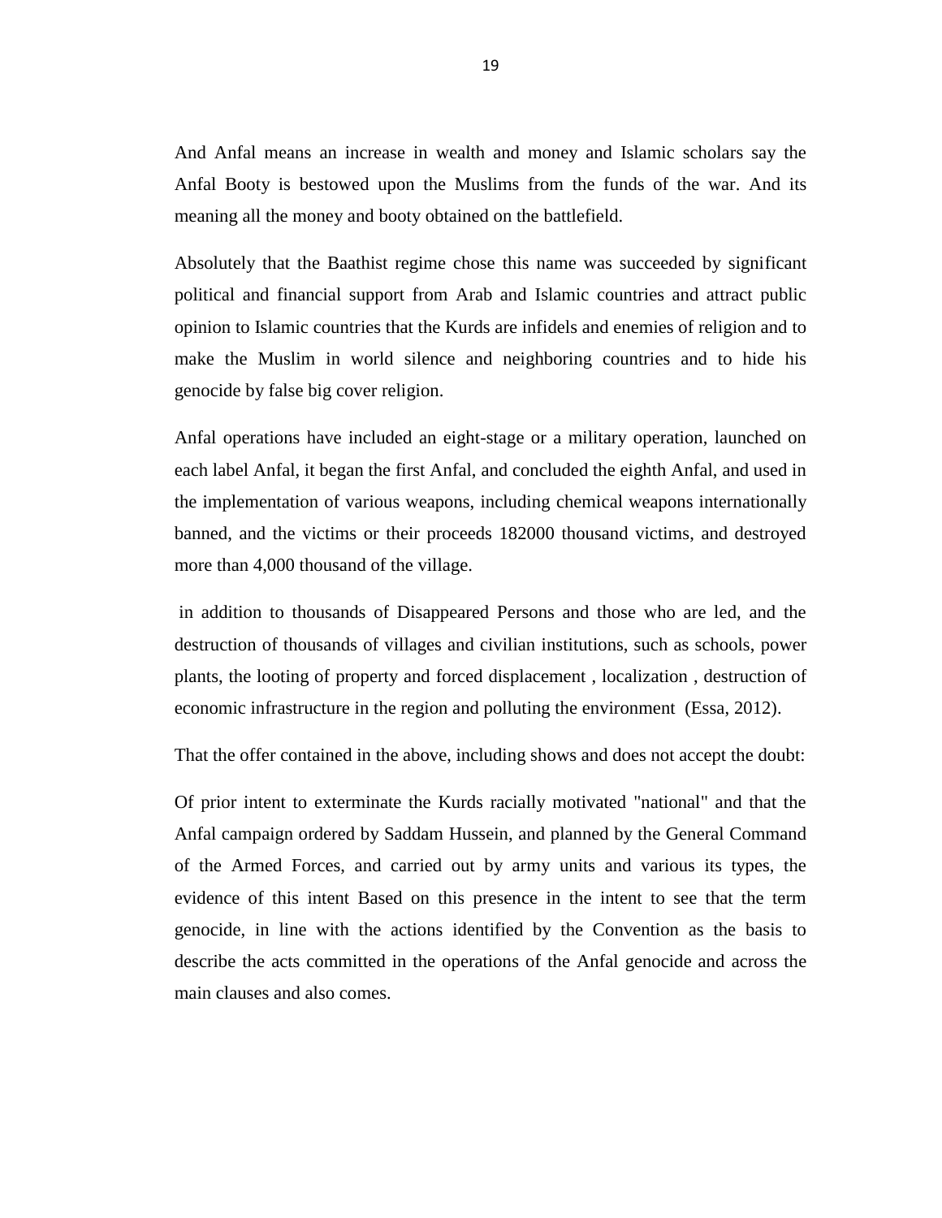And Anfal means an increase in wealth and money and Islamic scholars say the Anfal Booty is bestowed upon the Muslims from the funds of the war. And its meaning all the money and booty obtained on the battlefield.

Absolutely that the Baathist regime chose this name was succeeded by significant political and financial support from Arab and Islamic countries and attract public opinion to Islamic countries that the Kurds are infidels and enemies of religion and to make the Muslim in world silence and neighboring countries and to hide his genocide by false big cover religion.

Anfal operations have included an eight-stage or a military operation, launched on each label Anfal, it began the first Anfal, and concluded the eighth Anfal, and used in the implementation of various weapons, including chemical weapons internationally banned, and the victims or their proceeds 182000 thousand victims, and destroyed more than 4,000 thousand of the village.

in addition to thousands of Disappeared Persons and those who are led, and the destruction of thousands of villages and civilian institutions, such as schools, power plants, the looting of property and forced displacement , localization , destruction of economic infrastructure in the region and polluting the environment (Essa, 2012).

That the offer contained in the above, including shows and does not accept the doubt:

Of prior intent to exterminate the Kurds racially motivated "national" and that the Anfal campaign ordered by Saddam Hussein, and planned by the General Command of the Armed Forces, and carried out by army units and various its types, the evidence of this intent Based on this presence in the intent to see that the term genocide, in line with the actions identified by the Convention as the basis to describe the acts committed in the operations of the Anfal genocide and across the main clauses and also comes.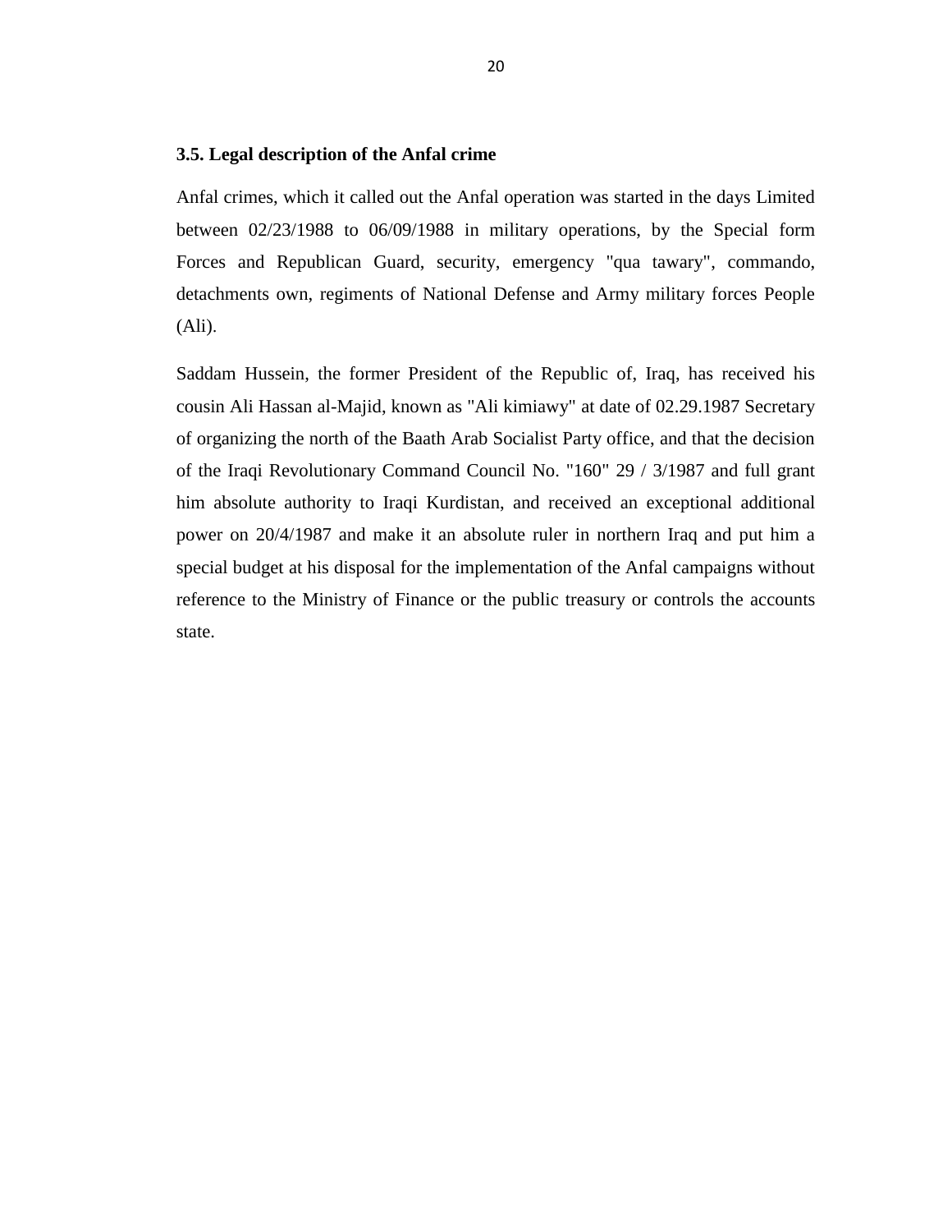### 3.5. Legal description of the Anfal crime

Anfal crimes, which it called out the Anfal operation was started in the days Limited between 02/23/1988 to 06/09/1988 in military operations, by the Special form Forces and Republican Guard, security, emergency "qua tawary", commando, detachments own, regiments of National Defense and Army military forces People (Ali).

Saddam Hussein, the former President of the Republic of, Iraq, has received his cousin Ali Hassan al-Majid, known as "Ali kimiawy" at date of 02.29.1987 Secretary of organizing the north of the Baath Arab Socialist Party office, and that the decision of the Iraqi Revolutionary Command Council No. "160" 29 / 3/1987 and full grant him absolute authority to Iraqi Kurdistan, and received an exceptional additional power on 20/4/1987 and make it an absolute ruler in northern Iraq and put him a special budget at his disposal for the implementation of the Anfal campaigns without reference to the Ministry of Finance or the public treasury or controls the accounts state.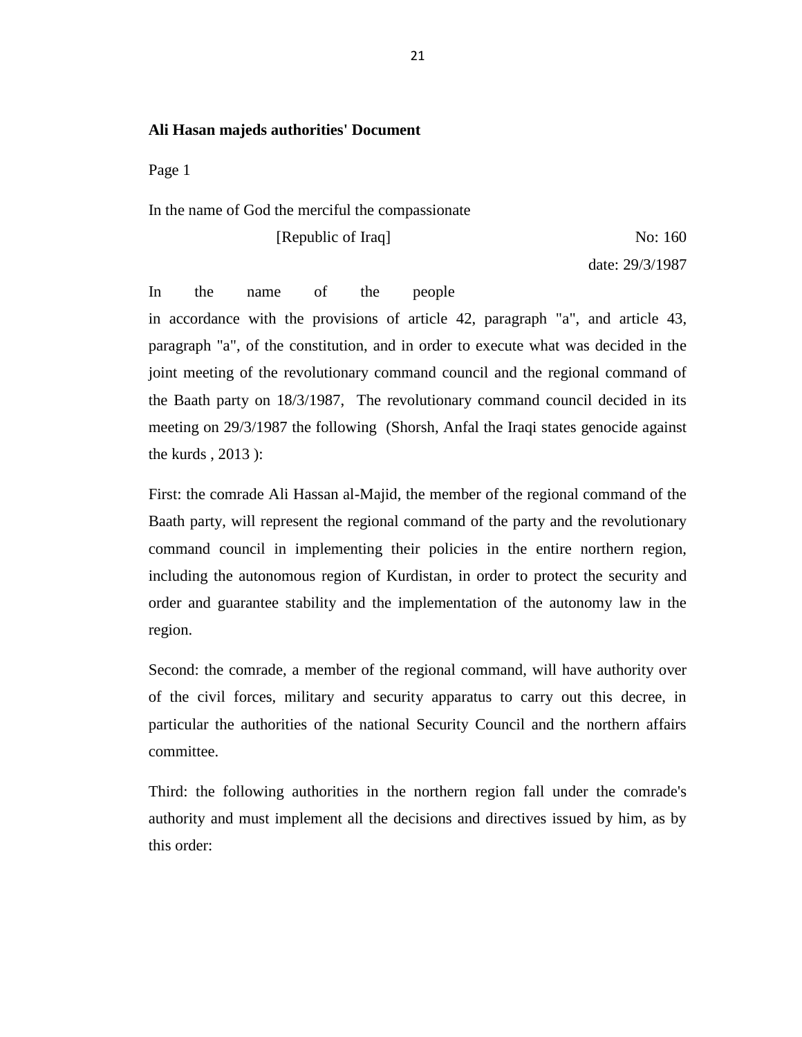**Ali Hasan majeds authorities' Document**

Page 1

In the name of God the merciful the compassionate

[Republic of Iraq] No: 160

date: 29/3/1987

In the name of the people

in accordance with the provisions of article 42, paragraph "a", and article 43, paragraph "a", of the constitution, and in order to execute what was decided in the joint meeting of the revolutionary command council and the regional command of the Baath party on 18/3/1987, The revolutionary command council decided in its meeting on 29/3/1987 the following (Shorsh, Anfal the Iraqi states genocide against the kurds , 2013 ):

First: the comrade Ali Hassan al-Majid, the member of the regional command of the Baath party, will represent the regional command of the party and the revolutionary command council in implementing their policies in the entire northern region, including the autonomous region of Kurdistan, in order to protect the security and order and guarantee stability and the implementation of the autonomy law in the region.

Second: the comrade, a member of the regional command, will have authority over of the civil forces, military and security apparatus to carry out this decree, in particular the authorities of the national Security Council and the northern affairs committee.

Third: the following authorities in the northern region fall under the comrade's authority and must implement all the decisions and directives issued by him, as by this order: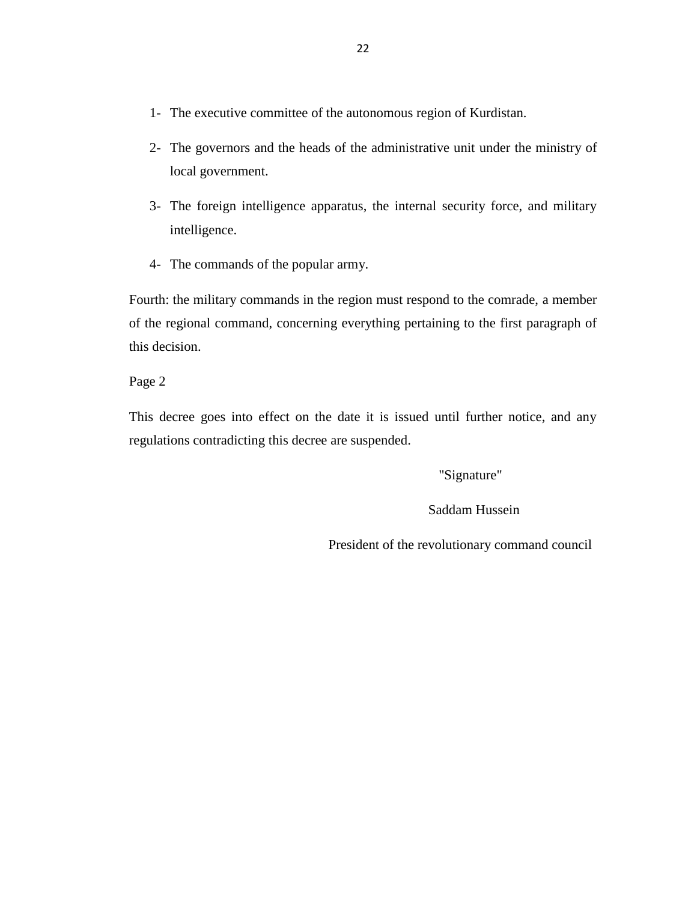1- The executive committee of the autonomous region of Kurdistan.

2- The governors and the heads of the administrative unit under the ministry of local government.

3- The foreign intelligence apparatus, the internal security force, and military intelligence.

4- The commands of the popular army.

Fourth: the military commands in the region must respond to the comrade, a member of the regional command, concerning everything pertaining to the first paragraph of this decision.

Page 2

This decree goes into effect on the date it is issued until further notice, and any regulations contradicting this decree are suspended.

"Signature"

Saddam Hussein

President of the revolutionary command council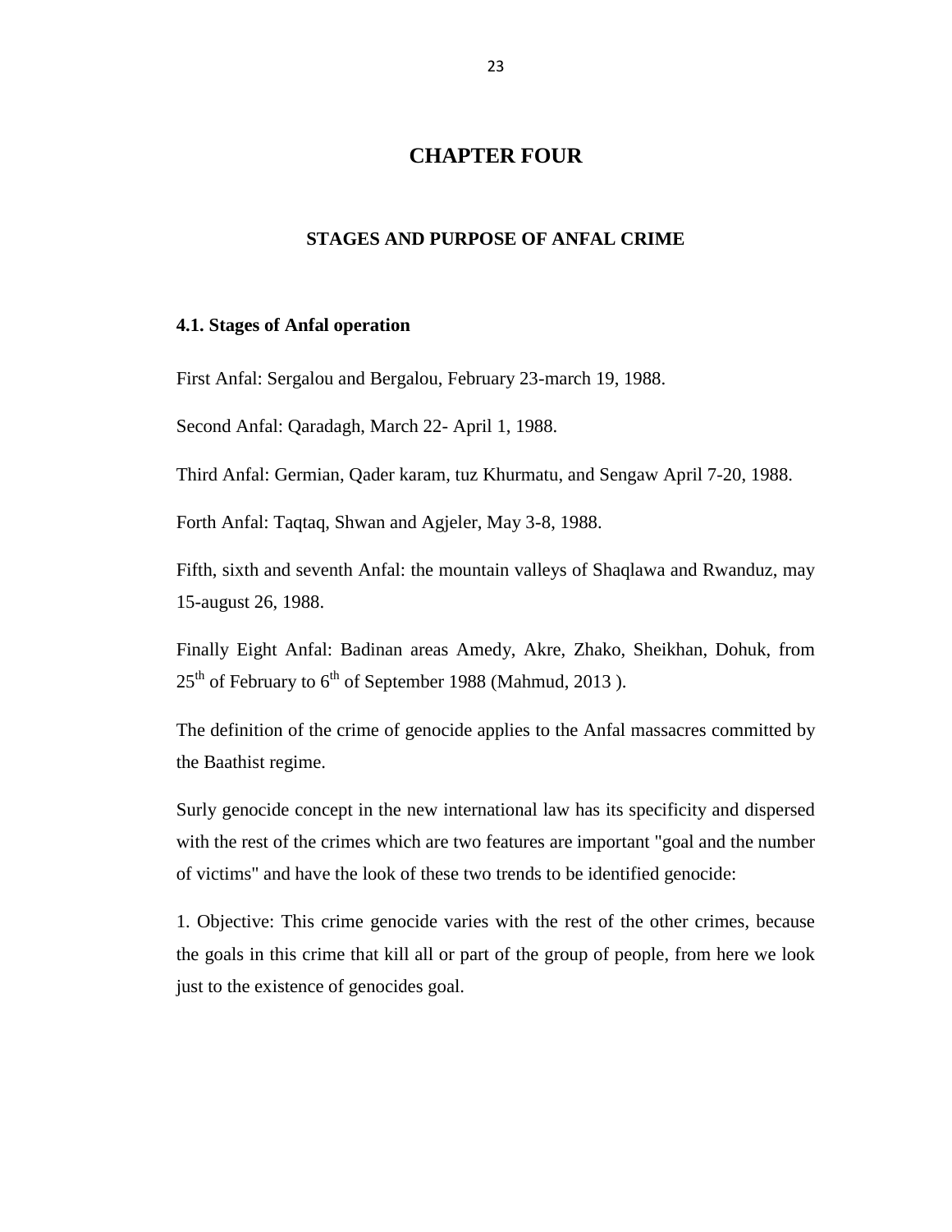# CHAPTER FOUR

## STAGES AND PURPOSE OF ANFAL CRIME

### 4.1. Stages of Anfal operation

First Anfal: Sergalou and Bergalou, February 23-march 19, 1988.

Second Anfal: Qaradagh, March 22- April 1, 1988.

Third Anfal: Germian, Qader karam, tuz Khurmatu, and Sengaw April 7-20, 1988.

Forth Anfal: Taqtaq, Shwan and Agjeler, May 3-8, 1988.

Fifth, sixth and seventh Anfal: the mountain valleys of Shaqlawa and Rwanduz, may 15-august 26, 1988.

Finally Eight Anfal: Badinan areas Amedy, Akre, Zhako, Sheikhan, Dohuk, from 25th of February to 6th of September 1988 (Mahmud, 2013 ).

The definition of the crime of genocide applies to the Anfal massacres committed by the Baathist regime.

Surly genocide concept in the new international law has its specificity and dispersed with the rest of the crimes which are two features are important "goal and the number of victims" and have the look of these two trends to be identified genocide:

1. Objective: This crime genocide varies with the rest of the other crimes, because the goals in this crime that kill all or part of the group of people, from here we look just to the existence of genocides goal.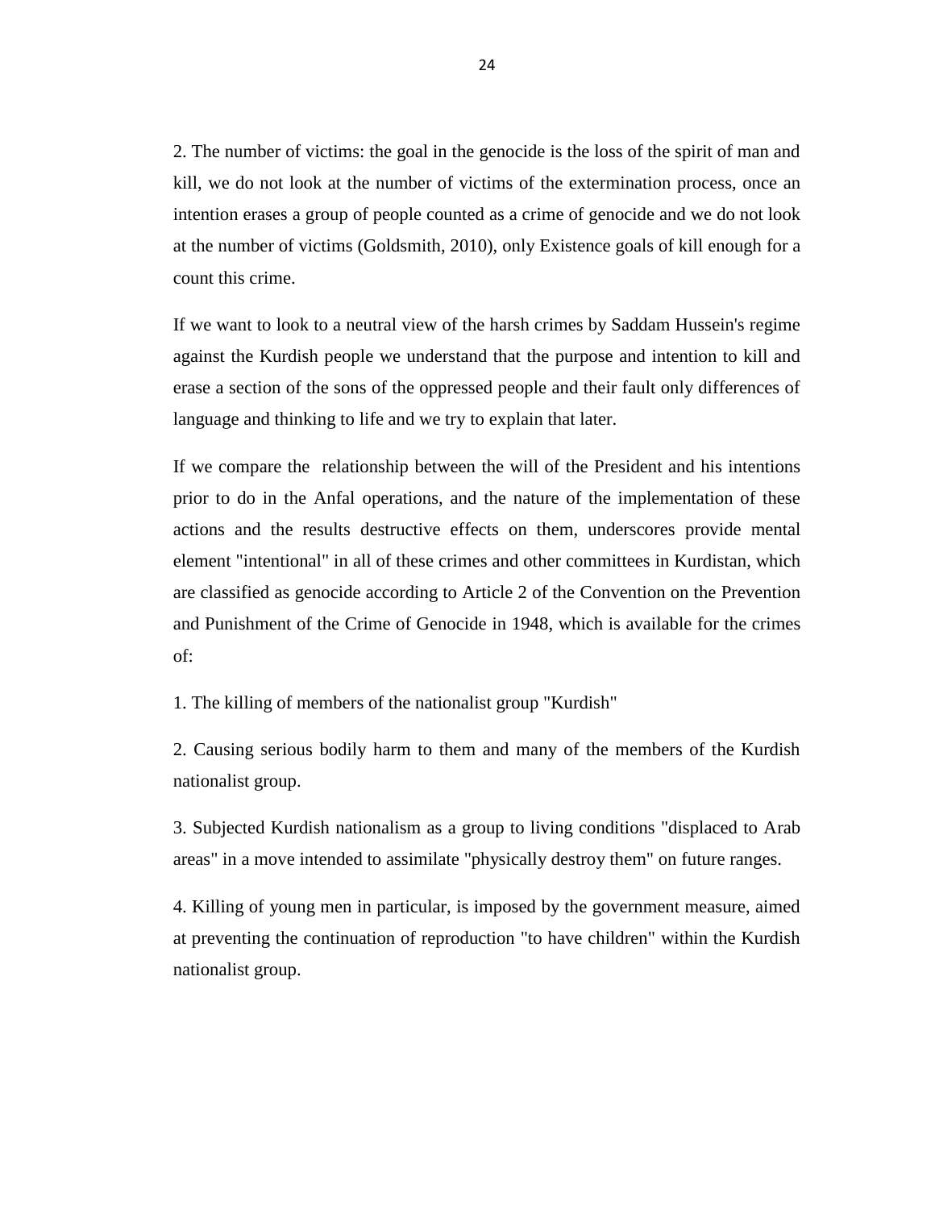2. The number of victims: the goal in the genocide is the loss of the spirit of man and kill, we do not look at the number of victims of the extermination process, once an intention erases a group of people counted as a crime of genocide and we do not look at the number of victims (Goldsmith, 2010), only Existence goals of kill enough for a count this crime.

If we want to look to a neutral view of the harsh crimes by Saddam Hussein's regime against the Kurdish people we understand that the purpose and intention to kill and erase a section of the sons of the oppressed people and their fault only differences of language and thinking to life and we try to explain that later.

If we compare the relationship between the will of the President and his intentions prior to do in the Anfal operations, and the nature of the implementation of these actions and the results destructive effects on them, underscores provide mental element "intentional" in all of these crimes and other committees in Kurdistan, which are classified as genocide according to Article 2 of the Convention on the Prevention and Punishment of the Crime of Genocide in 1948, which is available for the crimes of:

1. The killing of members of the nationalist group "Kurdish"

2. Causing serious bodily harm to them and many of the members of the Kurdish nationalist group.

3. Subjected Kurdish nationalism as a group to living conditions "displaced to Arab areas" in a move intended to assimilate "physically destroy them" on future ranges.

4. Killing of young men in particular, is imposed by the government measure, aimed at preventing the continuation of reproduction "to have children" within the Kurdish nationalist group.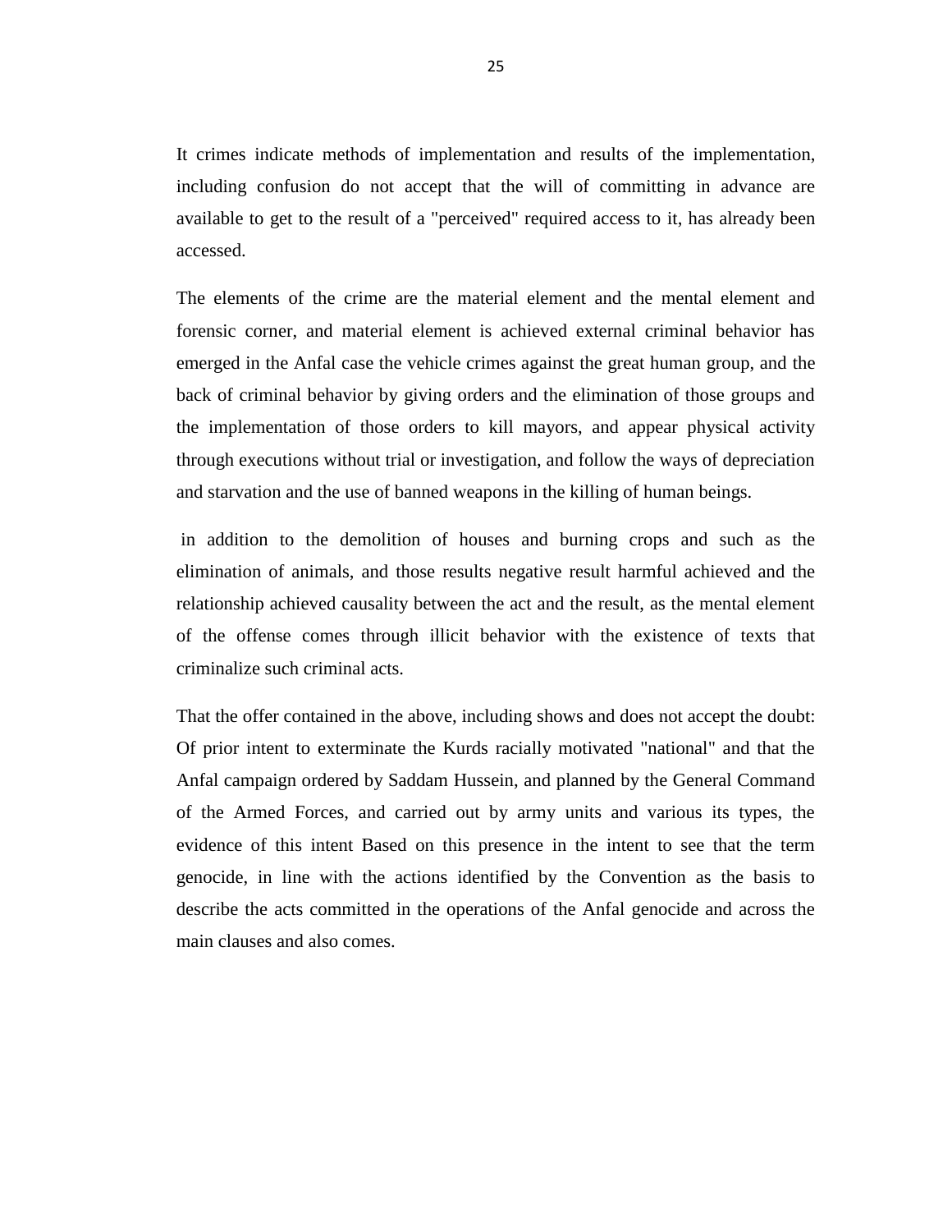It crimes indicate methods of implementation and results of the implementation, including confusion do not accept that the will of committing in advance are available to get to the result of a "perceived" required access to it, has already been accessed.

The elements of the crime are the material element and the mental element and forensic corner, and material element is achieved external criminal behavior has emerged in the Anfal case the vehicle crimes against the great human group, and the back of criminal behavior by giving orders and the elimination of those groups and the implementation of those orders to kill mayors, and appear physical activity through executions without trial or investigation, and follow the ways of depreciation and starvation and the use of banned weapons in the killing of human beings.

in addition to the demolition of houses and burning crops and such as the elimination of animals, and those results negative result harmful achieved and the relationship achieved causality between the act and the result, as the mental element of the offense comes through illicit behavior with the existence of texts that criminalize such criminal acts.

That the offer contained in the above, including shows and does not accept the doubt: Of prior intent to exterminate the Kurds racially motivated "national" and that the Anfal campaign ordered by Saddam Hussein, and planned by the General Command of the Armed Forces, and carried out by army units and various its types, the evidence of this intent Based on this presence in the intent to see that the term genocide, in line with the actions identified by the Convention as the basis to describe the acts committed in the operations of the Anfal genocide and across the main clauses and also comes.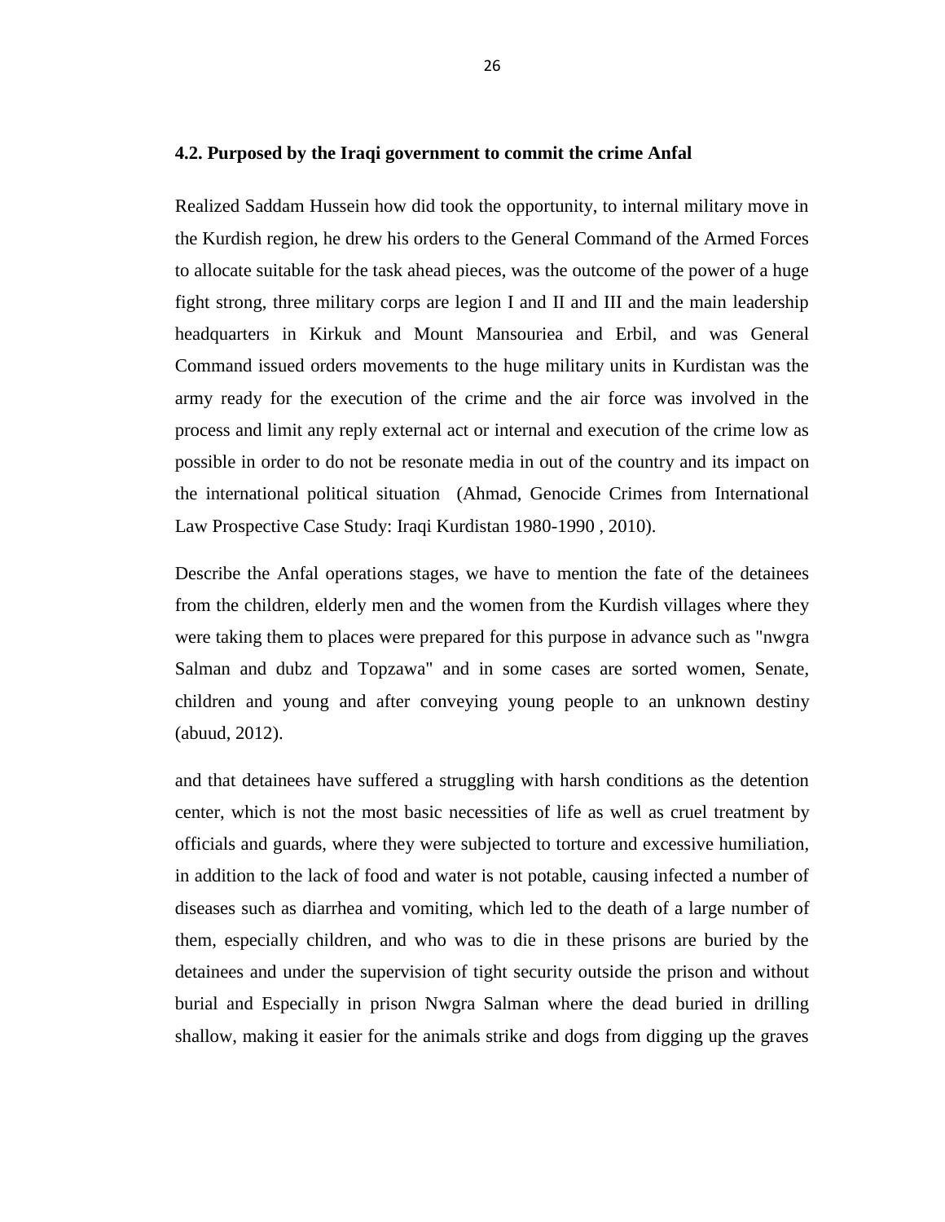### 4.2. Purposed by the Iraqi government to commit the crime Anfal

Realized Saddam Hussein how did took the opportunity, to internal military move in the Kurdish region, he drew his orders to the General Command of the Armed Forces to allocate suitable for the task ahead pieces, was the outcome of the power of a huge fight strong, three military corps are legion I and II and III and the main leadership headquarters in Kirkuk and Mount Mansouriea and Erbil, and was General Command issued orders movements to the huge military units in Kurdistan was the army ready for the execution of the crime and the air force was involved in the process and limit any reply external act or internal and execution of the crime low as possible in order to do not be resonate media in out of the country and its impact on the international political situation (Ahmad, Genocide Crimes from International Law Prospective Case Study: Iraqi Kurdistan 1980-1990 , 2010).

Describe the Anfal operations stages, we have to mention the fate of the detainees from the children, elderly men and the women from the Kurdish villages where they were taking them to places were prepared for this purpose in advance such as "nwgra Salman and dubz and Topzawa" and in some cases are sorted women, Senate, children and young and after conveying young people to an unknown destiny (abuud, 2012).

and that detainees have suffered a struggling with harsh conditions as the detention center, which is not the most basic necessities of life as well as cruel treatment by officials and guards, where they were subjected to torture and excessive humiliation, in addition to the lack of food and water is not potable, causing infected a number of diseases such as diarrhea and vomiting, which led to the death of a large number of them, especially children, and who was to die in these prisons are buried by the detainees and under the supervision of tight security outside the prison and without burial and Especially in prison Nwgra Salman where the dead buried in drilling shallow, making it easier for the animals strike and dogs from digging up the graves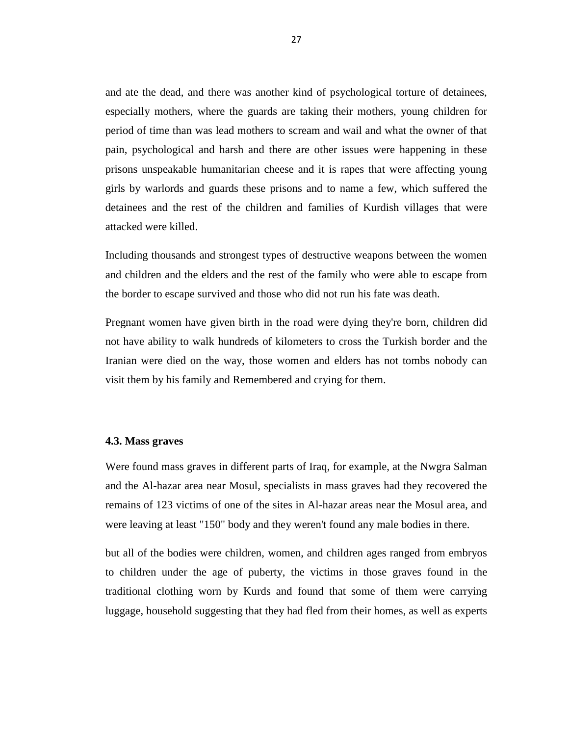and ate the dead, and there was another kind of psychological torture of detainees, especially mothers, where the guards are taking their mothers, young children for period of time than was lead mothers to scream and wail and what the owner of that pain, psychological and harsh and there are other issues were happening in these prisons unspeakable humanitarian cheese and it is rapes that were affecting young girls by warlords and guards these prisons and to name a few, which suffered the detainees and the rest of the children and families of Kurdish villages that were attacked were killed.

Including thousands and strongest types of destructive weapons between the women and children and the elders and the rest of the family who were able to escape from the border to escape survived and those who did not run his fate was death.

Pregnant women have given birth in the road were dying they're born, children did not have ability to walk hundreds of kilometers to cross the Turkish border and the Iranian were died on the way, those women and elders has not tombs nobody can visit them by his family and Remembered and crying for them.

### 4.3. Mass graves

Were found mass graves in different parts of Iraq, for example, at the Nwgra Salman and the Al-hazar area near Mosul, specialists in mass graves had they recovered the remains of 123 victims of one of the sites in Al-hazar areas near the Mosul area, and were leaving at least "150" body and they weren't found any male bodies in there.

but all of the bodies were children, women, and children ages ranged from embryos to children under the age of puberty, the victims in those graves found in the traditional clothing worn by Kurds and found that some of them were carrying luggage, household suggesting that they had fled from their homes, as well as experts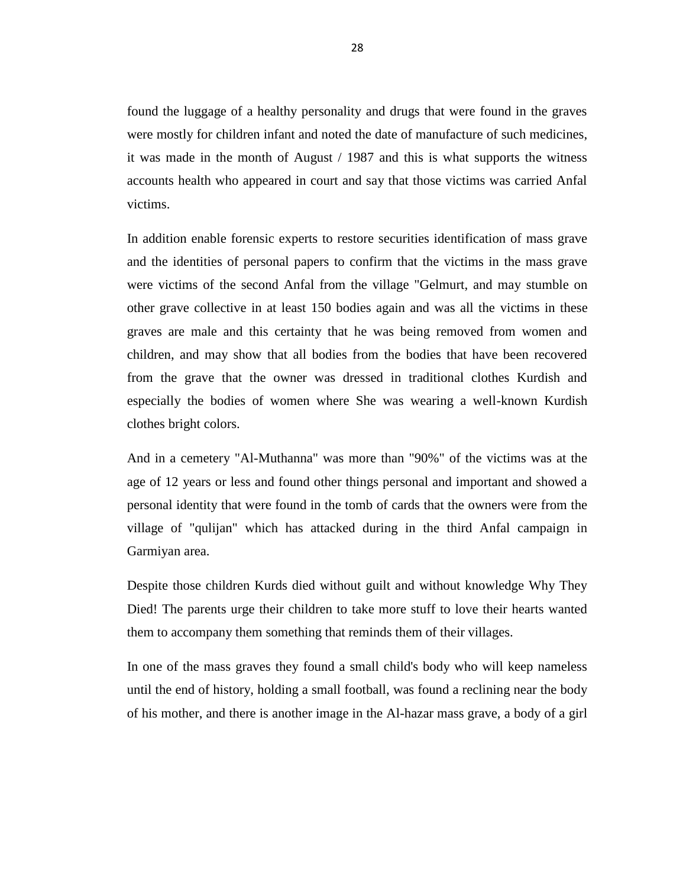found the luggage of a healthy personality and drugs that were found in the graves were mostly for children infant and noted the date of manufacture of such medicines, it was made in the month of August / 1987 and this is what supports the witness accounts health who appeared in court and say that those victims was carried Anfal victims.

In addition enable forensic experts to restore securities identification of mass grave and the identities of personal papers to confirm that the victims in the mass grave were victims of the second Anfal from the village "Gelmurt, and may stumble on other grave collective in at least 150 bodies again and was all the victims in these graves are male and this certainty that he was being removed from women and children, and may show that all bodies from the bodies that have been recovered from the grave that the owner was dressed in traditional clothes Kurdish and especially the bodies of women where She was wearing a well-known Kurdish clothes bright colors.

And in a cemetery "Al-Muthanna" was more than "90%" of the victims was at the age of 12 years or less and found other things personal and important and showed a personal identity that were found in the tomb of cards that the owners were from the village of "qulijan" which has attacked during in the third Anfal campaign in Garmiyan area.

Despite those children Kurds died without guilt and without knowledge Why They Died! The parents urge their children to take more stuff to love their hearts wanted them to accompany them something that reminds them of their villages.

In one of the mass graves they found a small child's body who will keep nameless until the end of history, holding a small football, was found a reclining near the body of his mother, and there is another image in the Al-hazar mass grave, a body of a girl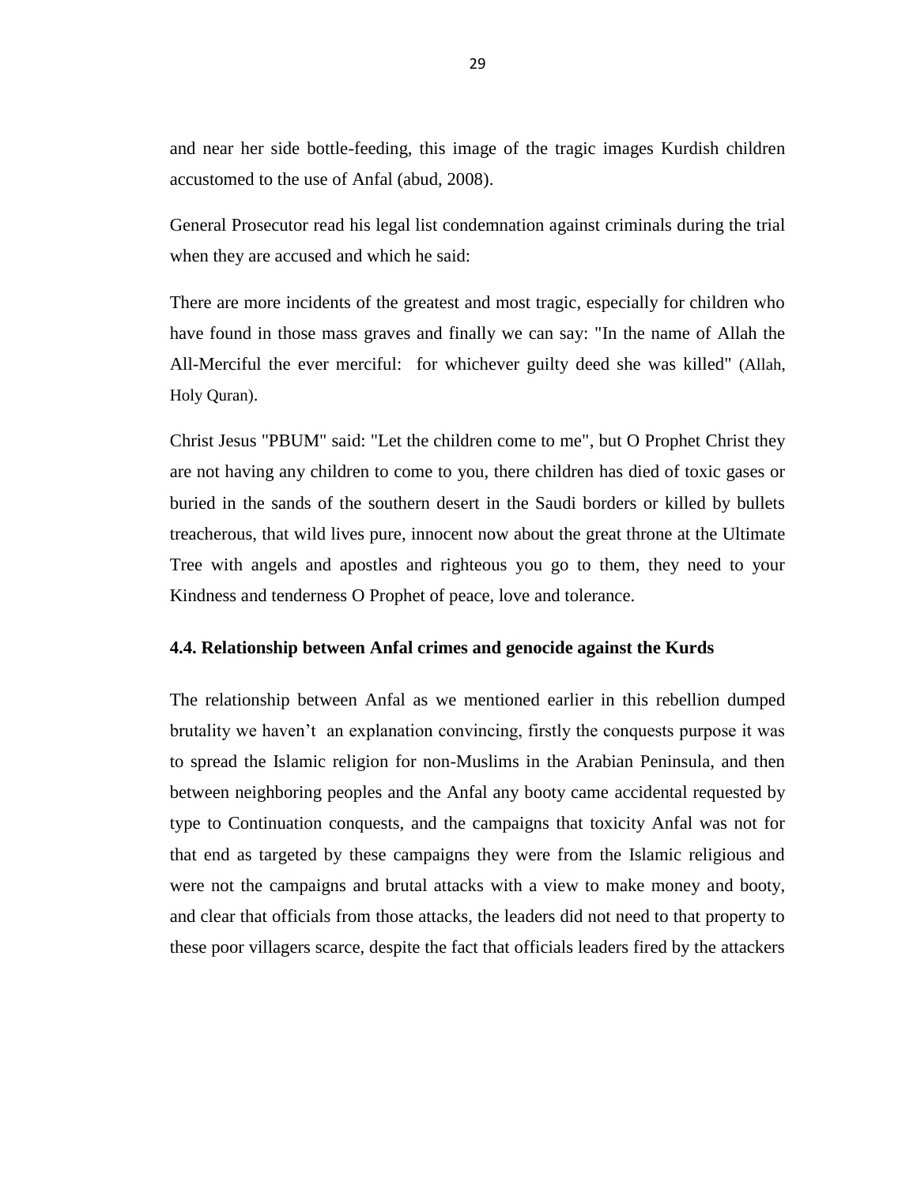and near her side bottle-feeding, this image of the tragic images Kurdish children accustomed to the use of Anfal (abud, 2008).

General Prosecutor read his legal list condemnation against criminals during the trial when they are accused and which he said:

There are more incidents of the greatest and most tragic, especially for children who have found in those mass graves and finally we can say: "In the name of Allah the All-Merciful the ever merciful: for whichever guilty deed she was killed" (Allah, Holy Quran).

Christ Jesus "PBUM" said: "Let the children come to me", but O Prophet Christ they are not having any children to come to you, there children has died of toxic gases or buried in the sands of the southern desert in the Saudi borders or killed by bullets treacherous, that wild lives pure, innocent now about the great throne at the Ultimate Tree with angels and apostles and righteous you go to them, they need to your Kindness and tenderness O Prophet of peace, love and tolerance.

### 4.4. Relationship between Anfal crimes and genocide against the Kurds

The relationship between Anfal as we mentioned earlier in this rebellion dumped brutality we haven't an explanation convincing, firstly the conquests purpose it was to spread the Islamic religion for non-Muslims in the Arabian Peninsula, and then between neighboring peoples and the Anfal any booty came accidental requested by type to Continuation conquests, and the campaigns that toxicity Anfal was not for that end as targeted by these campaigns they were from the Islamic religious and were not the campaigns and brutal attacks with a view to make money and booty, and clear that officials from those attacks, the leaders did not need to that property to these poor villagers scarce, despite the fact that officials leaders fired by the attackers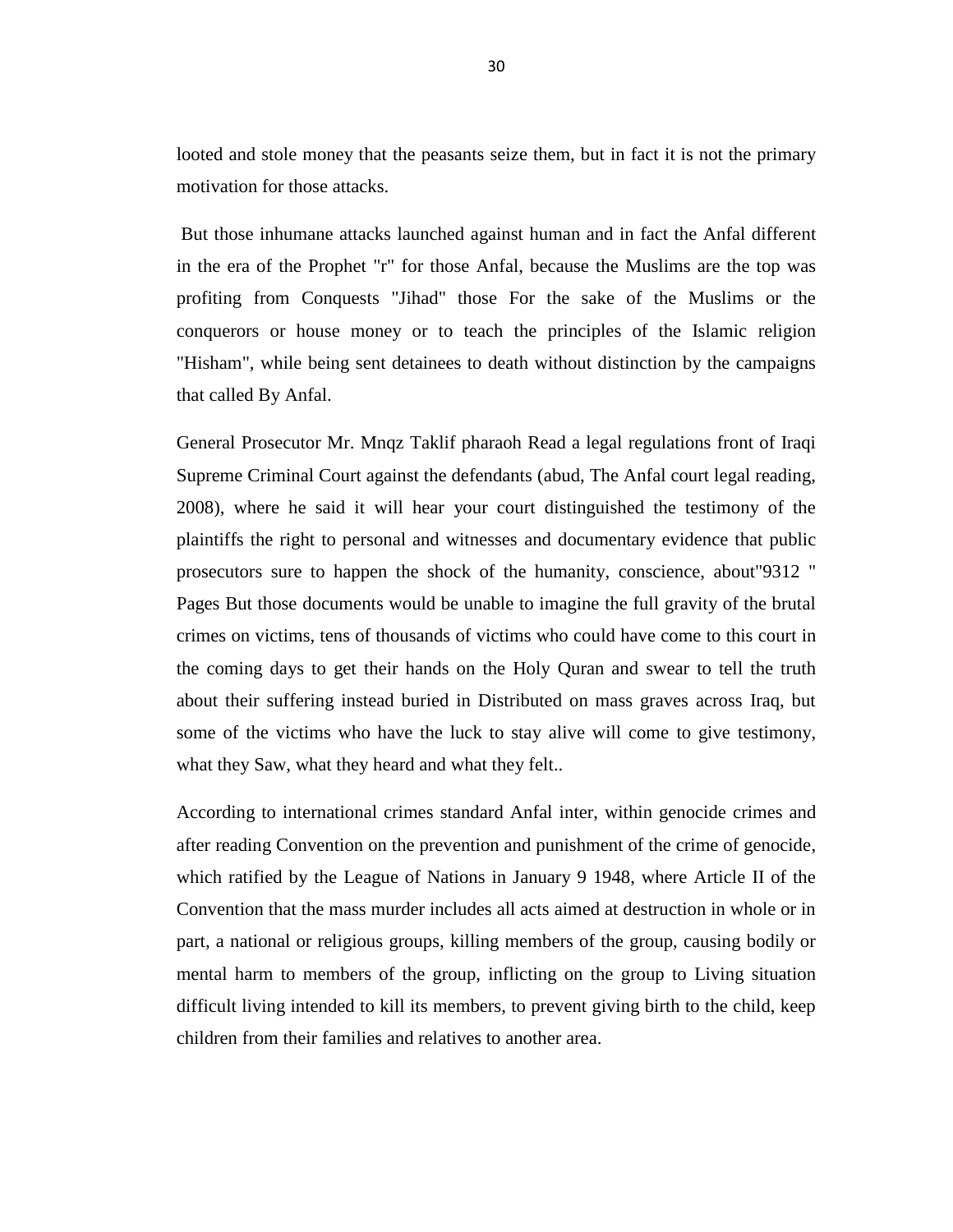looted and stole money that the peasants seize them, but in fact it is not the primary motivation for those attacks.

But those inhumane attacks launched against human and in fact the Anfal different in the era of the Prophet "r" for those Anfal, because the Muslims are the top was profiting from Conquests "Jihad" those For the sake of the Muslims or the conquerors or house money or to teach the principles of the Islamic religion "Hisham", while being sent detainees to death without distinction by the campaigns that called By Anfal.

General Prosecutor Mr. Mnqz Taklif pharaoh Read a legal regulations front of Iraqi Supreme Criminal Court against the defendants (abud, The Anfal court legal reading, 2008), where he said it will hear your court distinguished the testimony of the plaintiffs the right to personal and witnesses and documentary evidence that public prosecutors sure to happen the shock of the humanity, conscience, about"9312 " Pages But those documents would be unable to imagine the full gravity of the brutal crimes on victims, tens of thousands of victims who could have come to this court in the coming days to get their hands on the Holy Quran and swear to tell the truth about their suffering instead buried in Distributed on mass graves across Iraq, but some of the victims who have the luck to stay alive will come to give testimony, what they Saw, what they heard and what they felt..

According to international crimes standard Anfal inter, within genocide crimes and after reading Convention on the prevention and punishment of the crime of genocide, which ratified by the League of Nations in January 9 1948, where Article II of the Convention that the mass murder includes all acts aimed at destruction in whole or in part, a national or religious groups, killing members of the group, causing bodily or mental harm to members of the group, inflicting on the group to Living situation difficult living intended to kill its members, to prevent giving birth to the child, keep children from their families and relatives to another area.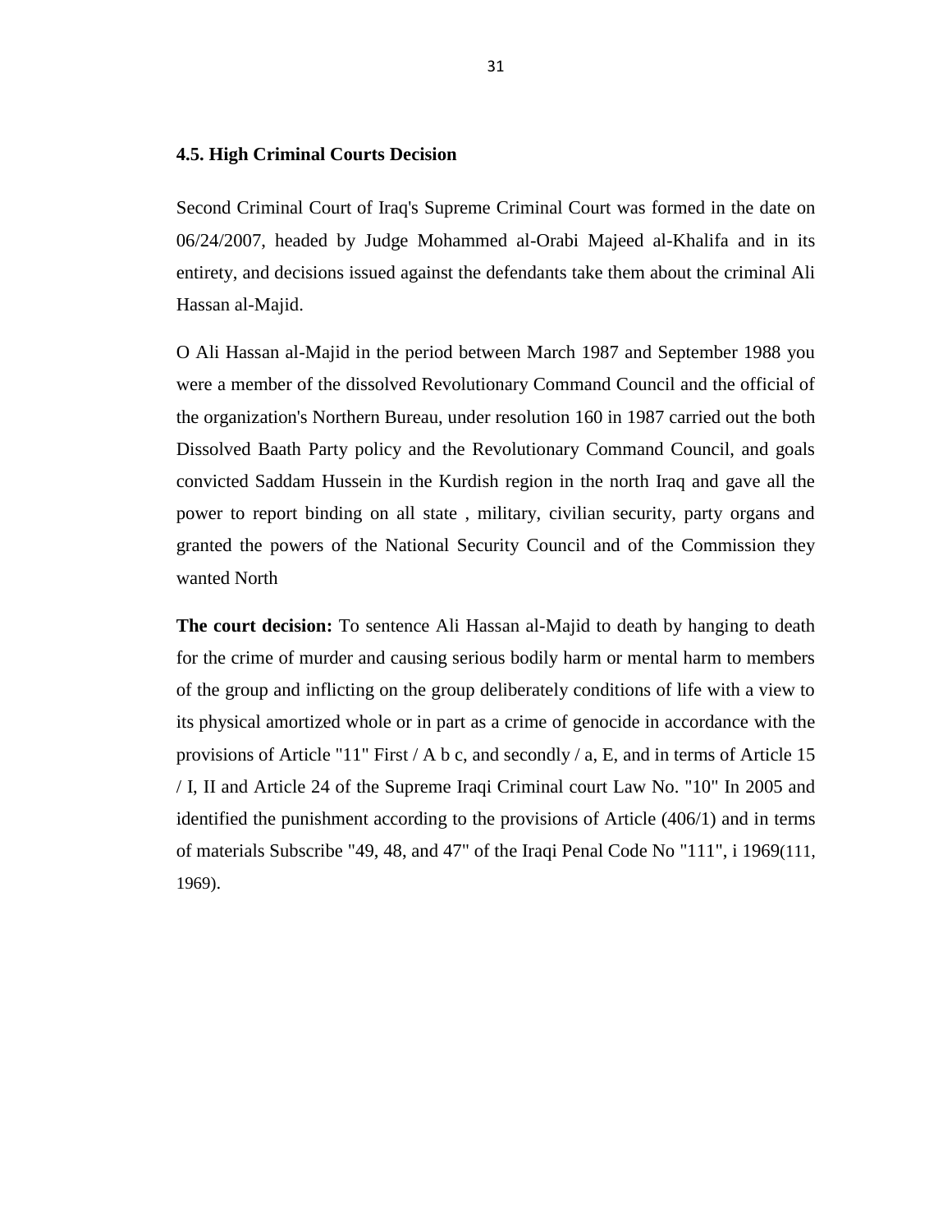### 4.5. High Criminal Courts Decision

Second Criminal Court of Iraq's Supreme Criminal Court was formed in the date on 06/24/2007, headed by Judge Mohammed al-Orabi Majeed al-Khalifa and in its entirety, and decisions issued against the defendants take them about the criminal Ali Hassan al-Majid.

O Ali Hassan al-Majid in the period between March 1987 and September 1988 you were a member of the dissolved Revolutionary Command Council and the official of the organization's Northern Bureau, under resolution 160 in 1987 carried out the both Dissolved Baath Party policy and the Revolutionary Command Council, and goals convicted Saddam Hussein in the Kurdish region in the north Iraq and gave all the power to report binding on all state , military, civilian security, party organs and granted the powers of the National Security Council and of the Commission they wanted North

**The court decision:** To sentence Ali Hassan al-Majid to death by hanging to death for the crime of murder and causing serious bodily harm or mental harm to members of the group and inflicting on the group deliberately conditions of life with a view to its physical amortized whole or in part as a crime of genocide in accordance with the provisions of Article "11" First / A b c, and secondly / a, E, and in terms of Article 15 / I, II and Article 24 of the Supreme Iraqi Criminal court Law No. "10" In 2005 and identified the punishment according to the provisions of Article (406/1) and in terms of materials Subscribe "49, 48, and 47" of the Iraqi Penal Code No "111", i 1969(111, 1969).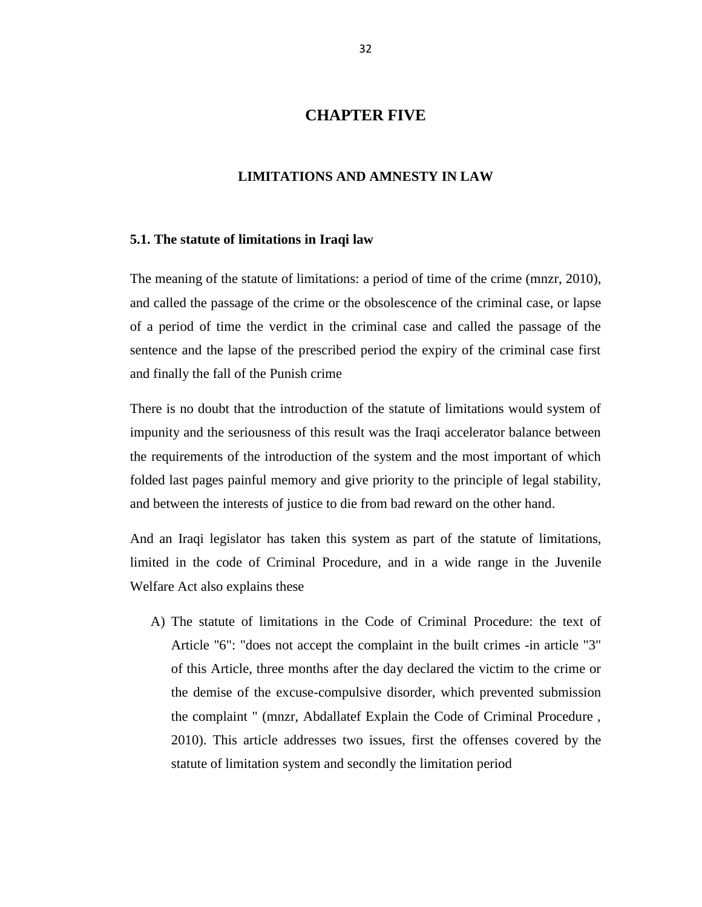# CHAPTER FIVE

## LIMITATIONS AND AMNESTY IN LAW

### 5.1. The statute of limitations in Iraqi law

The meaning of the statute of limitations: a period of time of the crime (mnzr, 2010), and called the passage of the crime or the obsolescence of the criminal case, or lapse of a period of time the verdict in the criminal case and called the passage of the sentence and the lapse of the prescribed period the expiry of the criminal case first and finally the fall of the Punish crime

There is no doubt that the introduction of the statute of limitations would system of impunity and the seriousness of this result was the Iraqi accelerator balance between the requirements of the introduction of the system and the most important of which folded last pages painful memory and give priority to the principle of legal stability, and between the interests of justice to die from bad reward on the other hand.

And an Iraqi legislator has taken this system as part of the statute of limitations, limited in the code of Criminal Procedure, and in a wide range in the Juvenile Welfare Act also explains these

A) The statute of limitations in the Code of Criminal Procedure: the text of Article "6": "does not accept the complaint in the built crimes -in article "3" of this Article, three months after the day declared the victim to the crime or the demise of the excuse-compulsive disorder, which prevented submission the complaint " (mnzr, Abdallatef Explain the Code of Criminal Procedure , 2010). This article addresses two issues, first the offenses covered by the statute of limitation system and secondly the limitation period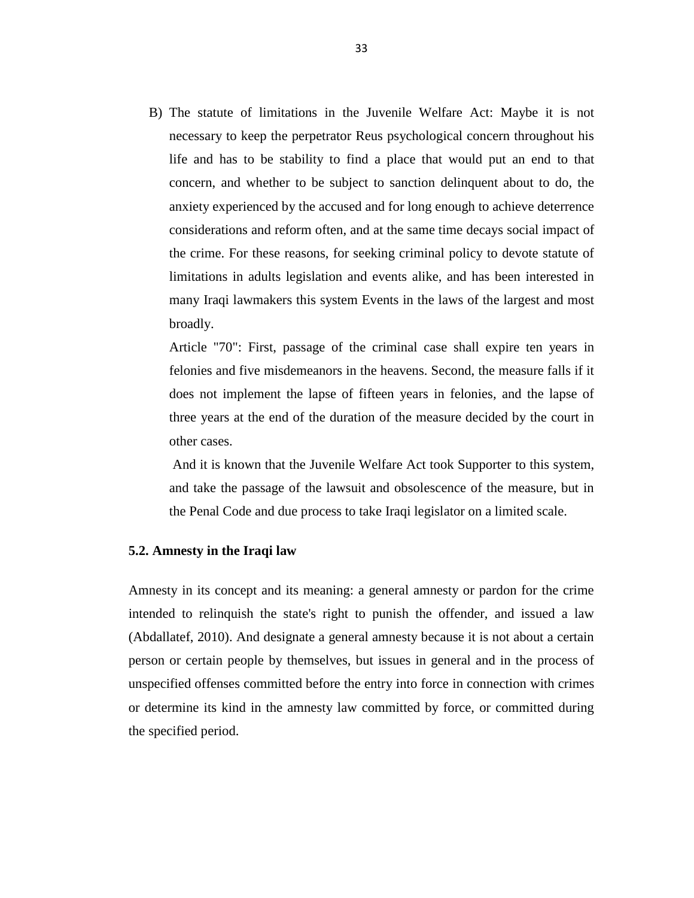B) The statute of limitations in the Juvenile Welfare Act: Maybe it is not necessary to keep the perpetrator Reus psychological concern throughout his life and has to be stability to find a place that would put an end to that concern, and whether to be subject to sanction delinquent about to do, the anxiety experienced by the accused and for long enough to achieve deterrence considerations and reform often, and at the same time decays social impact of the crime. For these reasons, for seeking criminal policy to devote statute of limitations in adults legislation and events alike, and has been interested in many Iraqi lawmakers this system Events in the laws of the largest and most broadly.

   Article "70": First, passage of the criminal case shall expire ten years in felonies and five misdemeanors in the heavens. Second, the measure falls if it does not implement the lapse of fifteen years in felonies, and the lapse of three years at the end of the duration of the measure decided by the court in other cases.

   And it is known that the Juvenile Welfare Act took Supporter to this system, and take the passage of the lawsuit and obsolescence of the measure, but in the Penal Code and due process to take Iraqi legislator on a limited scale.

### 5.2. Amnesty in the Iraqi law

Amnesty in its concept and its meaning: a general amnesty or pardon for the crime intended to relinquish the state's right to punish the offender, and issued a law (Abdallatef, 2010). And designate a general amnesty because it is not about a certain person or certain people by themselves, but issues in general and in the process of unspecified offenses committed before the entry into force in connection with crimes or determine its kind in the amnesty law committed by force, or committed during the specified period.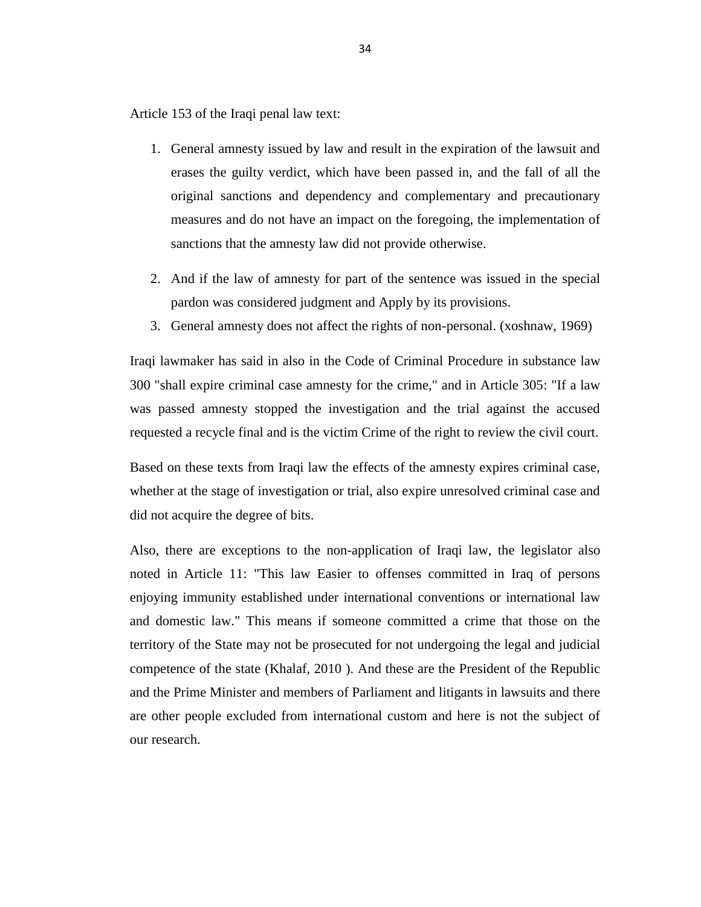Article 153 of the Iraqi penal law text:

1. General amnesty issued by law and result in the expiration of the lawsuit and erases the guilty verdict, which have been passed in, and the fall of all the original sanctions and dependency and complementary and precautionary measures and do not have an impact on the foregoing, the implementation of sanctions that the amnesty law did not provide otherwise.
2. And if the law of amnesty for part of the sentence was issued in the special pardon was considered judgment and Apply by its provisions.
3. General amnesty does not affect the rights of non-personal. (xoshnaw, 1969)

Iraqi lawmaker has said in also in the Code of Criminal Procedure in substance law 300 "shall expire criminal case amnesty for the crime," and in Article 305: "If a law was passed amnesty stopped the investigation and the trial against the accused requested a recycle final and is the victim Crime of the right to review the civil court.

Based on these texts from Iraqi law the effects of the amnesty expires criminal case, whether at the stage of investigation or trial, also expire unresolved criminal case and did not acquire the degree of bits.

Also, there are exceptions to the non-application of Iraqi law, the legislator also noted in Article 11: "This law Easier to offenses committed in Iraq of persons enjoying immunity established under international conventions or international law and domestic law." This means if someone committed a crime that those on the territory of the State may not be prosecuted for not undergoing the legal and judicial competence of the state (Khalaf, 2010 ). And these are the President of the Republic and the Prime Minister and members of Parliament and litigants in lawsuits and there are other people excluded from international custom and here is not the subject of our research.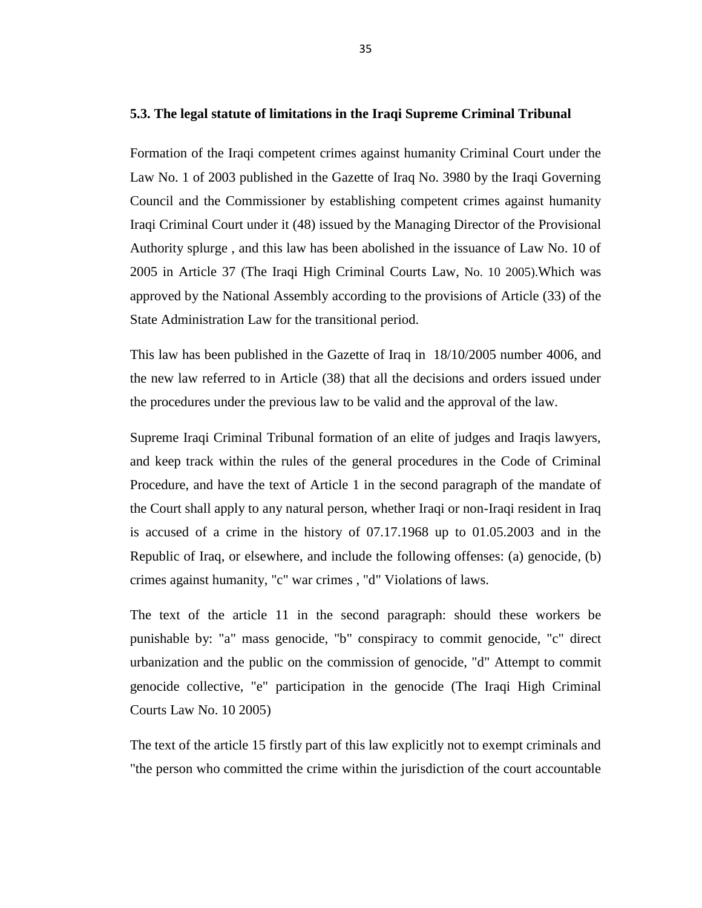### 5.3. The legal statute of limitations in the Iraqi Supreme Criminal Tribunal

Formation of the Iraqi competent crimes against humanity Criminal Court under the Law No. 1 of 2003 published in the Gazette of Iraq No. 3980 by the Iraqi Governing Council and the Commissioner by establishing competent crimes against humanity Iraqi Criminal Court under it (48) issued by the Managing Director of the Provisional Authority splurge , and this law has been abolished in the issuance of Law No. 10 of 2005 in Article 37 (The Iraqi High Criminal Courts Law, No. 10 2005).Which was approved by the National Assembly according to the provisions of Article (33) of the State Administration Law for the transitional period.

This law has been published in the Gazette of Iraq in 18/10/2005 number 4006, and the new law referred to in Article (38) that all the decisions and orders issued under the procedures under the previous law to be valid and the approval of the law.

Supreme Iraqi Criminal Tribunal formation of an elite of judges and Iraqis lawyers, and keep track within the rules of the general procedures in the Code of Criminal Procedure, and have the text of Article 1 in the second paragraph of the mandate of the Court shall apply to any natural person, whether Iraqi or non-Iraqi resident in Iraq is accused of a crime in the history of 07.17.1968 up to 01.05.2003 and in the Republic of Iraq, or elsewhere, and include the following offenses: (a) genocide, (b) crimes against humanity, "c" war crimes , "d" Violations of laws.

The text of the article 11 in the second paragraph: should these workers be punishable by: "a" mass genocide, "b" conspiracy to commit genocide, "c" direct urbanization and the public on the commission of genocide, "d" Attempt to commit genocide collective, "e" participation in the genocide (The Iraqi High Criminal Courts Law No. 10 2005)

The text of the article 15 firstly part of this law explicitly not to exempt criminals and "the person who committed the crime within the jurisdiction of the court accountable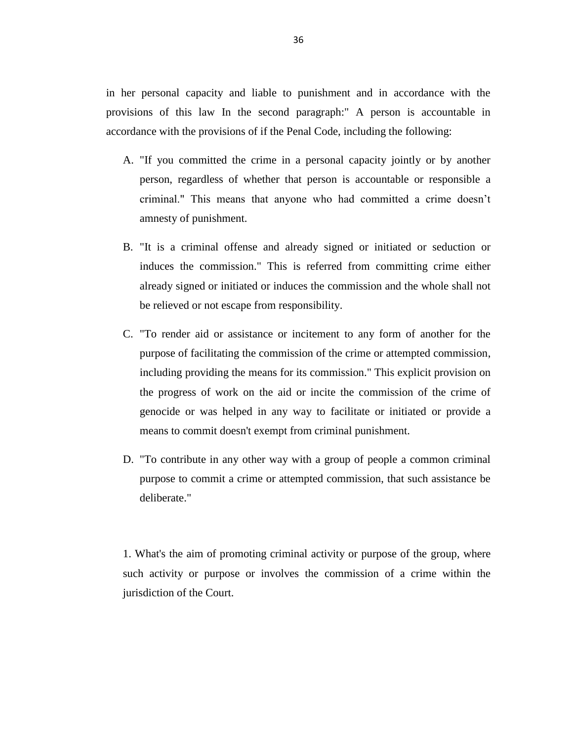in her personal capacity and liable to punishment and in accordance with the provisions of this law In the second paragraph:" A person is accountable in accordance with the provisions of if the Penal Code, including the following:

A. "If you committed the crime in a personal capacity jointly or by another person, regardless of whether that person is accountable or responsible a criminal." This means that anyone who had committed a crime doesn't amnesty of punishment.

B. "It is a criminal offense and already signed or initiated or seduction or induces the commission." This is referred from committing crime either already signed or initiated or induces the commission and the whole shall not be relieved or not escape from responsibility.

C. "To render aid or assistance or incitement to any form of another for the purpose of facilitating the commission of the crime or attempted commission, including providing the means for its commission." This explicit provision on the progress of work on the aid or incite the commission of the crime of genocide or was helped in any way to facilitate or initiated or provide a means to commit doesn't exempt from criminal punishment.

D. "To contribute in any other way with a group of people a common criminal purpose to commit a crime or attempted commission, that such assistance be deliberate."

1. What's the aim of promoting criminal activity or purpose of the group, where such activity or purpose or involves the commission of a crime within the jurisdiction of the Court.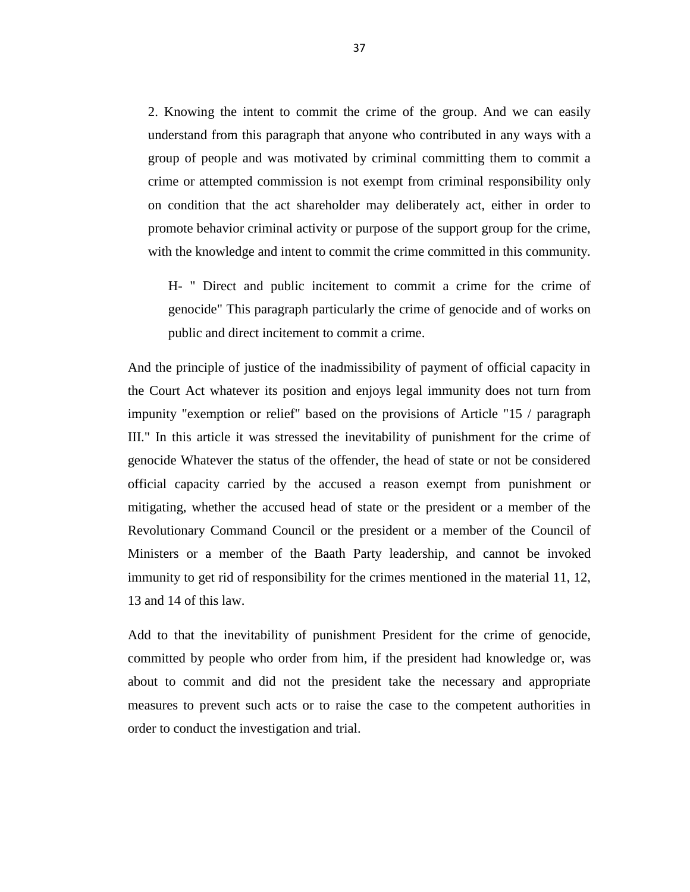2. Knowing the intent to commit the crime of the group. And we can easily understand from this paragraph that anyone who contributed in any ways with a group of people and was motivated by criminal committing them to commit a crime or attempted commission is not exempt from criminal responsibility only on condition that the act shareholder may deliberately act, either in order to promote behavior criminal activity or purpose of the support group for the crime, with the knowledge and intent to commit the crime committed in this community.

H- " Direct and public incitement to commit a crime for the crime of genocide" This paragraph particularly the crime of genocide and of works on public and direct incitement to commit a crime.

And the principle of justice of the inadmissibility of payment of official capacity in the Court Act whatever its position and enjoys legal immunity does not turn from impunity "exemption or relief" based on the provisions of Article "15 / paragraph III." In this article it was stressed the inevitability of punishment for the crime of genocide Whatever the status of the offender, the head of state or not be considered official capacity carried by the accused a reason exempt from punishment or mitigating, whether the accused head of state or the president or a member of the Revolutionary Command Council or the president or a member of the Council of Ministers or a member of the Baath Party leadership, and cannot be invoked immunity to get rid of responsibility for the crimes mentioned in the material 11, 12, 13 and 14 of this law.

Add to that the inevitability of punishment President for the crime of genocide, committed by people who order from him, if the president had knowledge or, was about to commit and did not the president take the necessary and appropriate measures to prevent such acts or to raise the case to the competent authorities in order to conduct the investigation and trial.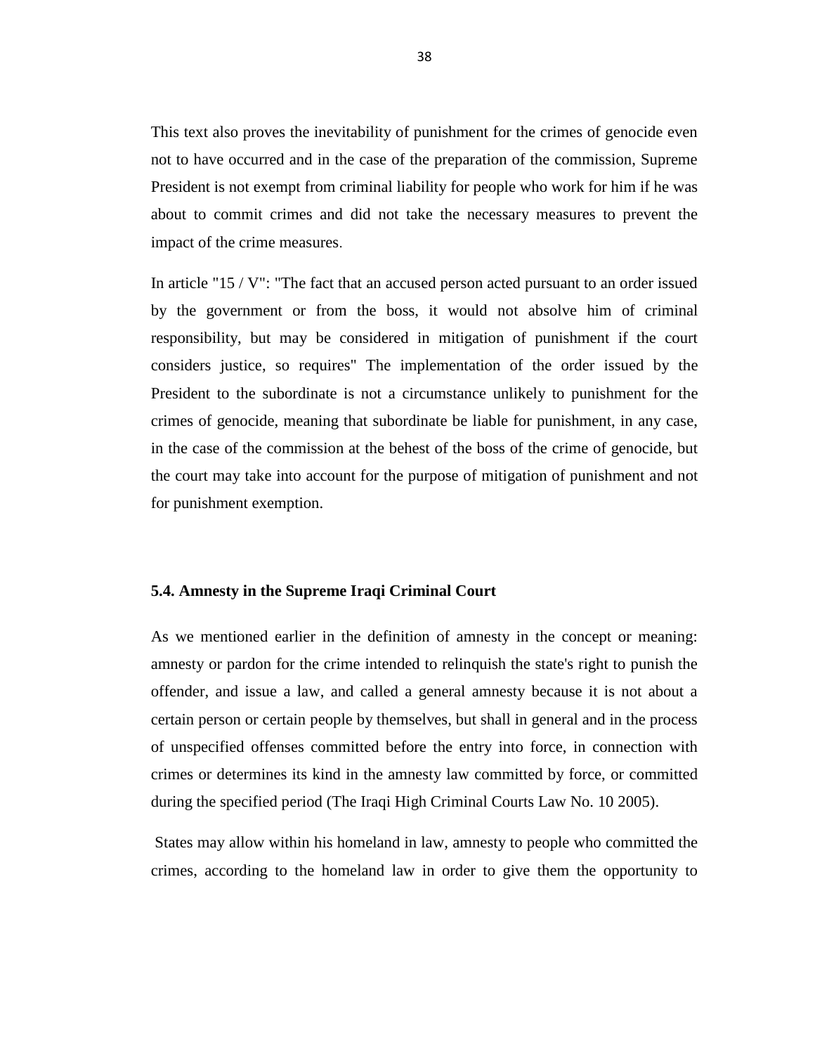This text also proves the inevitability of punishment for the crimes of genocide even not to have occurred and in the case of the preparation of the commission, Supreme President is not exempt from criminal liability for people who work for him if he was about to commit crimes and did not take the necessary measures to prevent the impact of the crime measures.

In article "15 / V": "The fact that an accused person acted pursuant to an order issued by the government or from the boss, it would not absolve him of criminal responsibility, but may be considered in mitigation of punishment if the court considers justice, so requires" The implementation of the order issued by the President to the subordinate is not a circumstance unlikely to punishment for the crimes of genocide, meaning that subordinate be liable for punishment, in any case, in the case of the commission at the behest of the boss of the crime of genocide, but the court may take into account for the purpose of mitigation of punishment and not for punishment exemption.

### 5.4. Amnesty in the Supreme Iraqi Criminal Court

As we mentioned earlier in the definition of amnesty in the concept or meaning: amnesty or pardon for the crime intended to relinquish the state's right to punish the offender, and issue a law, and called a general amnesty because it is not about a certain person or certain people by themselves, but shall in general and in the process of unspecified offenses committed before the entry into force, in connection with crimes or determines its kind in the amnesty law committed by force, or committed during the specified period (The Iraqi High Criminal Courts Law No. 10 2005).

States may allow within his homeland in law, amnesty to people who committed the crimes, according to the homeland law in order to give them the opportunity to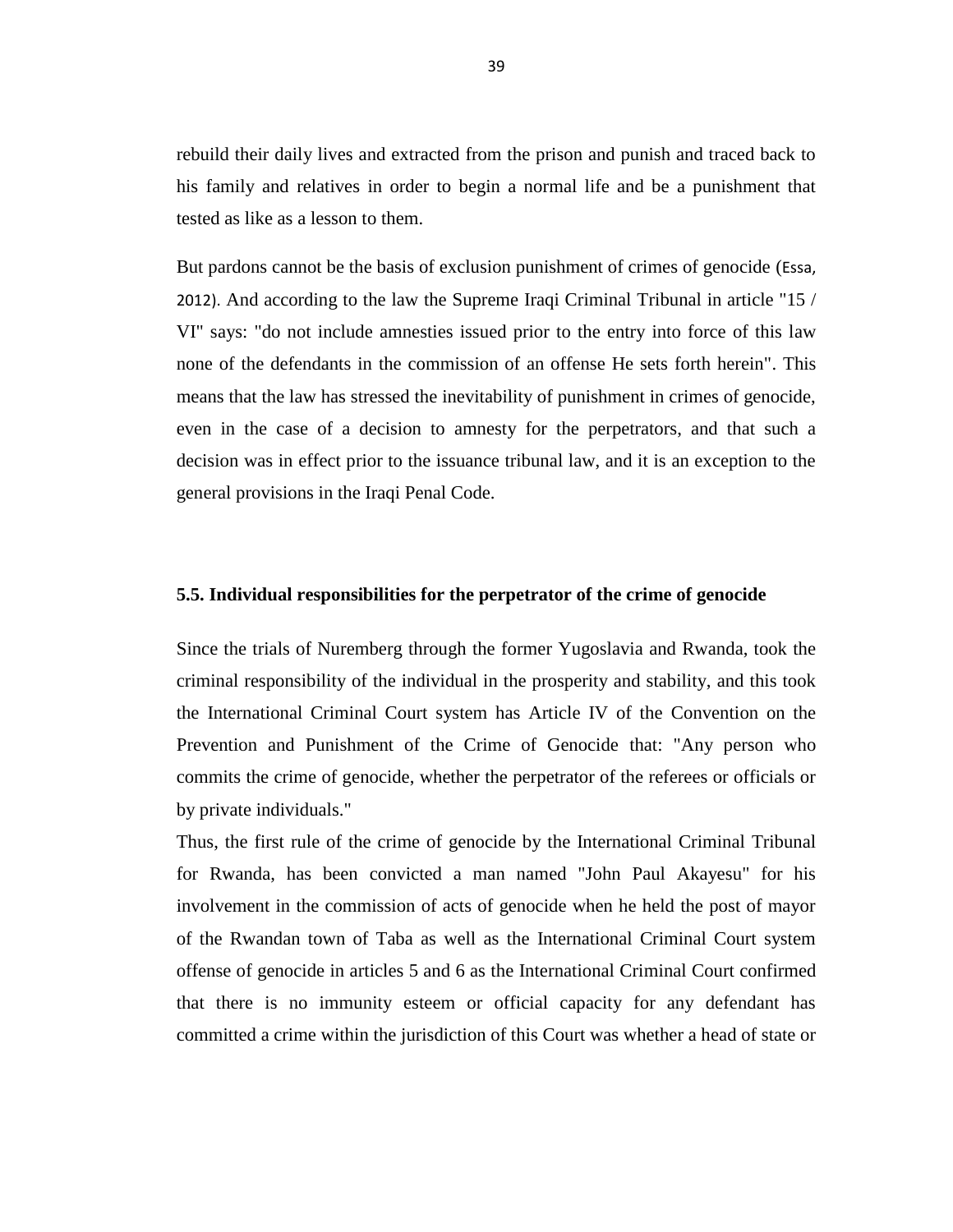rebuild their daily lives and extracted from the prison and punish and traced back to his family and relatives in order to begin a normal life and be a punishment that tested as like as a lesson to them.

But pardons cannot be the basis of exclusion punishment of crimes of genocide (Essa, 2012). And according to the law the Supreme Iraqi Criminal Tribunal in article "15 / VI" says: "do not include amnesties issued prior to the entry into force of this law none of the defendants in the commission of an offense He sets forth herein". This means that the law has stressed the inevitability of punishment in crimes of genocide, even in the case of a decision to amnesty for the perpetrators, and that such a decision was in effect prior to the issuance tribunal law, and it is an exception to the general provisions in the Iraqi Penal Code.

### 5.5. Individual responsibilities for the perpetrator of the crime of genocide

Since the trials of Nuremberg through the former Yugoslavia and Rwanda, took the criminal responsibility of the individual in the prosperity and stability, and this took the International Criminal Court system has Article IV of the Convention on the Prevention and Punishment of the Crime of Genocide that: "Any person who commits the crime of genocide, whether the perpetrator of the referees or officials or by private individuals."

Thus, the first rule of the crime of genocide by the International Criminal Tribunal for Rwanda, has been convicted a man named "John Paul Akayesu" for his involvement in the commission of acts of genocide when he held the post of mayor of the Rwandan town of Taba as well as the International Criminal Court system offense of genocide in articles 5 and 6 as the International Criminal Court confirmed that there is no immunity esteem or official capacity for any defendant has committed a crime within the jurisdiction of this Court was whether a head of state or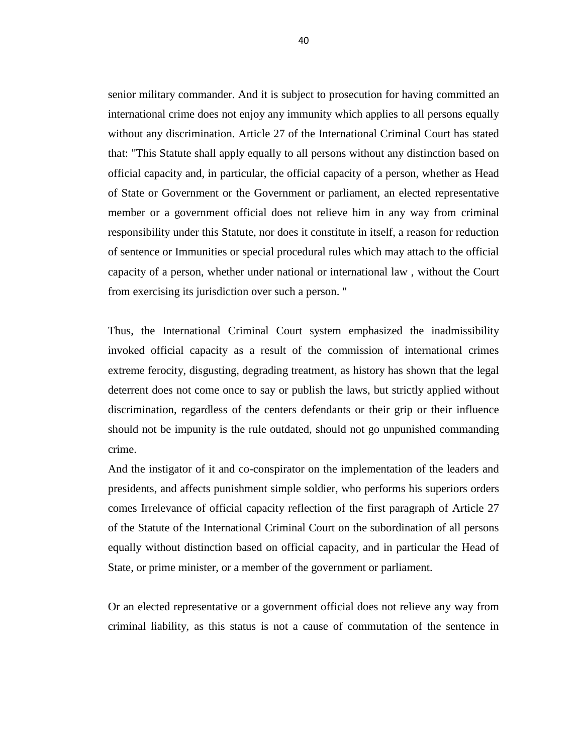senior military commander. And it is subject to prosecution for having committed an international crime does not enjoy any immunity which applies to all persons equally without any discrimination. Article 27 of the International Criminal Court has stated that: "This Statute shall apply equally to all persons without any distinction based on official capacity and, in particular, the official capacity of a person, whether as Head of State or Government or the Government or parliament, an elected representative member or a government official does not relieve him in any way from criminal responsibility under this Statute, nor does it constitute in itself, a reason for reduction of sentence or Immunities or special procedural rules which may attach to the official capacity of a person, whether under national or international law , without the Court from exercising its jurisdiction over such a person. "

Thus, the International Criminal Court system emphasized the inadmissibility invoked official capacity as a result of the commission of international crimes extreme ferocity, disgusting, degrading treatment, as history has shown that the legal deterrent does not come once to say or publish the laws, but strictly applied without discrimination, regardless of the centers defendants or their grip or their influence should not be impunity is the rule outdated, should not go unpunished commanding crime.

And the instigator of it and co-conspirator on the implementation of the leaders and presidents, and affects punishment simple soldier, who performs his superiors orders comes Irrelevance of official capacity reflection of the first paragraph of Article 27 of the Statute of the International Criminal Court on the subordination of all persons equally without distinction based on official capacity, and in particular the Head of State, or prime minister, or a member of the government or parliament.

Or an elected representative or a government official does not relieve any way from criminal liability, as this status is not a cause of commutation of the sentence in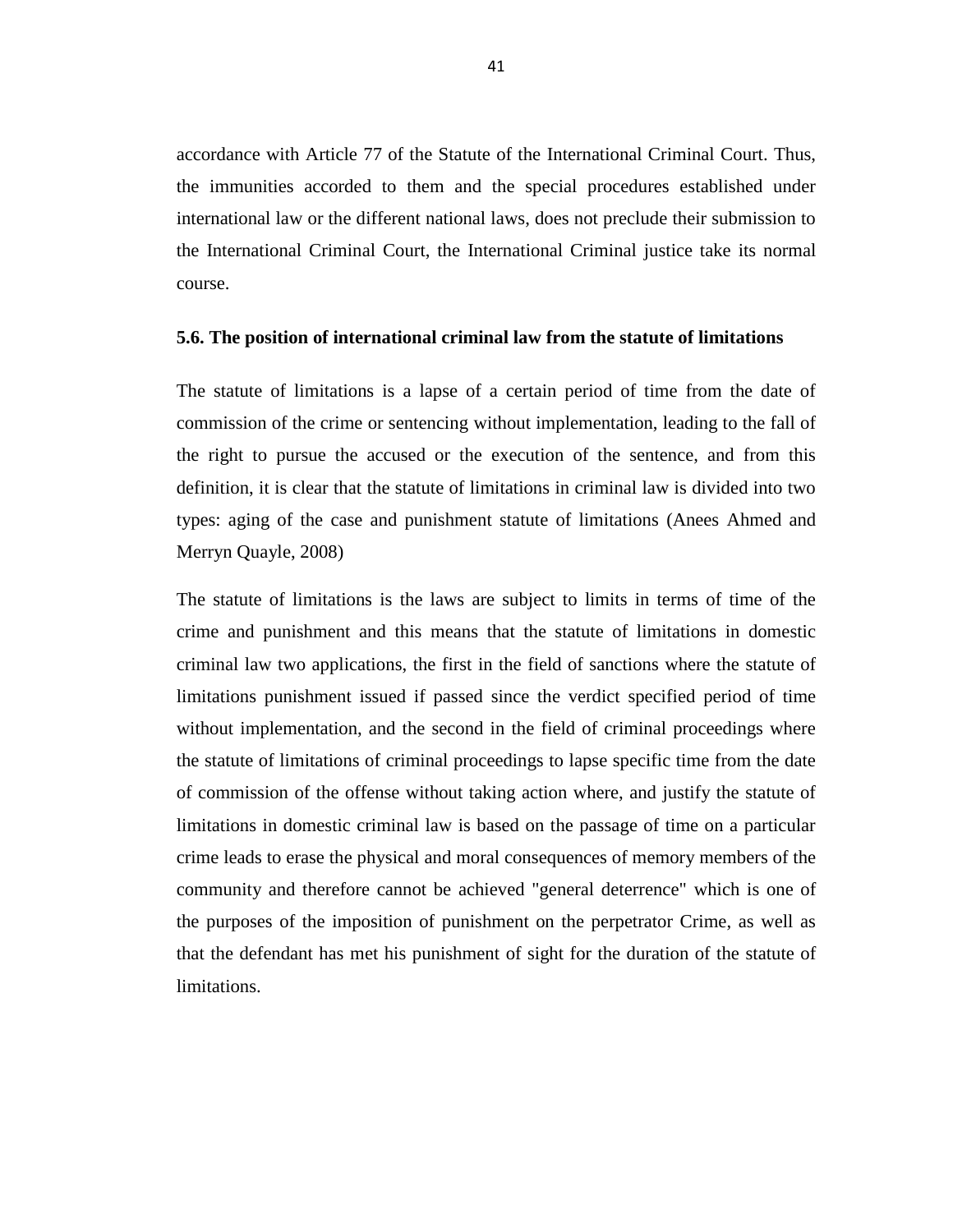accordance with Article 77 of the Statute of the International Criminal Court. Thus, the immunities accorded to them and the special procedures established under international law or the different national laws, does not preclude their submission to the International Criminal Court, the International Criminal justice take its normal course.

### 5.6. The position of international criminal law from the statute of limitations

The statute of limitations is a lapse of a certain period of time from the date of commission of the crime or sentencing without implementation, leading to the fall of the right to pursue the accused or the execution of the sentence, and from this definition, it is clear that the statute of limitations in criminal law is divided into two types: aging of the case and punishment statute of limitations (Anees Ahmed and Merryn Quayle, 2008)

The statute of limitations is the laws are subject to limits in terms of time of the crime and punishment and this means that the statute of limitations in domestic criminal law two applications, the first in the field of sanctions where the statute of limitations punishment issued if passed since the verdict specified period of time without implementation, and the second in the field of criminal proceedings where the statute of limitations of criminal proceedings to lapse specific time from the date of commission of the offense without taking action where, and justify the statute of limitations in domestic criminal law is based on the passage of time on a particular crime leads to erase the physical and moral consequences of memory members of the community and therefore cannot be achieved "general deterrence" which is one of the purposes of the imposition of punishment on the perpetrator Crime, as well as that the defendant has met his punishment of sight for the duration of the statute of limitations.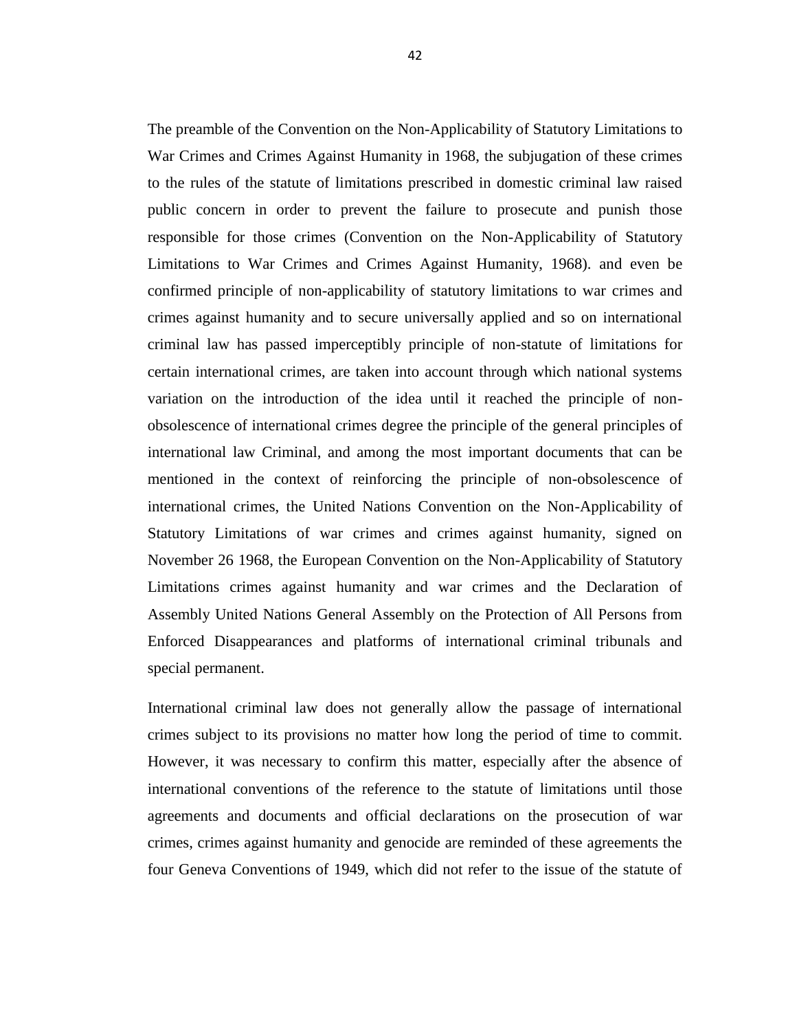The preamble of the Convention on the Non-Applicability of Statutory Limitations to War Crimes and Crimes Against Humanity in 1968, the subjugation of these crimes to the rules of the statute of limitations prescribed in domestic criminal law raised public concern in order to prevent the failure to prosecute and punish those responsible for those crimes (Convention on the Non-Applicability of Statutory Limitations to War Crimes and Crimes Against Humanity, 1968). and even be confirmed principle of non-applicability of statutory limitations to war crimes and crimes against humanity and to secure universally applied and so on international criminal law has passed imperceptibly principle of non-statute of limitations for certain international crimes, are taken into account through which national systems variation on the introduction of the idea until it reached the principle of non-obsolescence of international crimes degree the principle of the general principles of international law Criminal, and among the most important documents that can be mentioned in the context of reinforcing the principle of non-obsolescence of international crimes, the United Nations Convention on the Non-Applicability of Statutory Limitations of war crimes and crimes against humanity, signed on November 26 1968, the European Convention on the Non-Applicability of Statutory Limitations crimes against humanity and war crimes and the Declaration of Assembly United Nations General Assembly on the Protection of All Persons from Enforced Disappearances and platforms of international criminal tribunals and special permanent.

International criminal law does not generally allow the passage of international crimes subject to its provisions no matter how long the period of time to commit. However, it was necessary to confirm this matter, especially after the absence of international conventions of the reference to the statute of limitations until those agreements and documents and official declarations on the prosecution of war crimes, crimes against humanity and genocide are reminded of these agreements the four Geneva Conventions of 1949, which did not refer to the issue of the statute of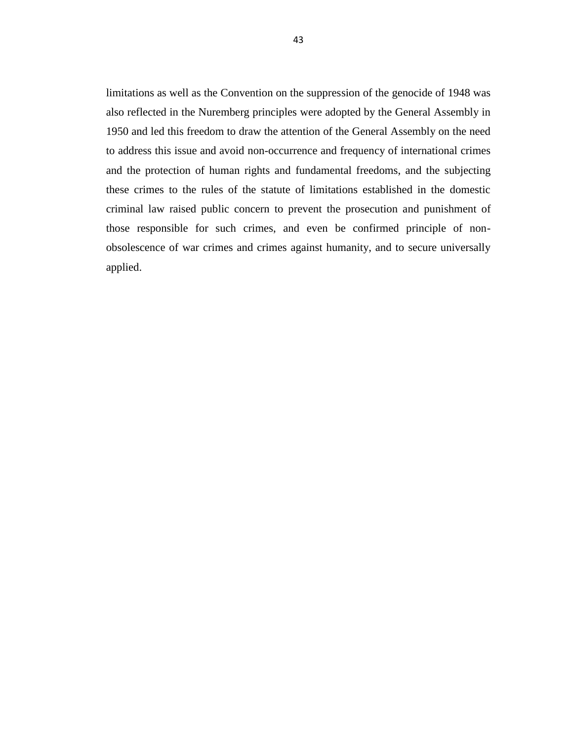limitations as well as the Convention on the suppression of the genocide of 1948 was also reflected in the Nuremberg principles were adopted by the General Assembly in 1950 and led this freedom to draw the attention of the General Assembly on the need to address this issue and avoid non-occurrence and frequency of international crimes and the protection of human rights and fundamental freedoms, and the subjecting these crimes to the rules of the statute of limitations established in the domestic criminal law raised public concern to prevent the prosecution and punishment of those responsible for such crimes, and even be confirmed principle of non-obsolescence of war crimes and crimes against humanity, and to secure universally applied.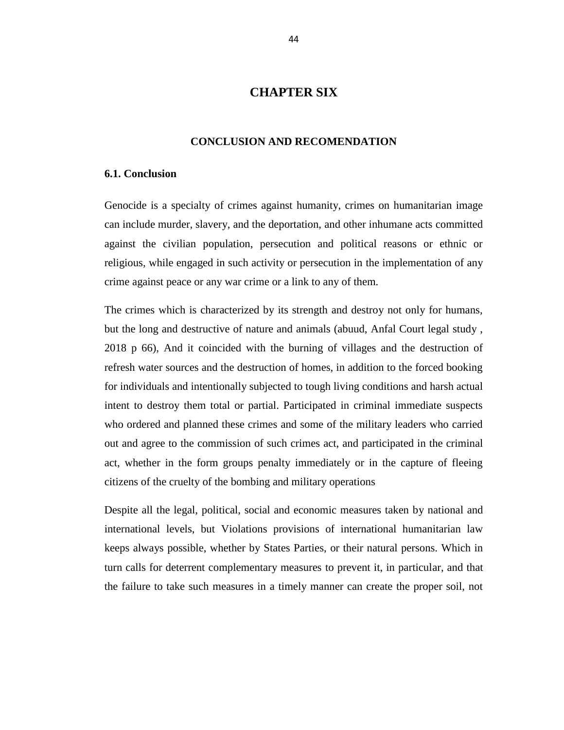# CHAPTER SIX

## CONCLUSION AND RECOMENDATION

### 6.1. Conclusion

Genocide is a specialty of crimes against humanity, crimes on humanitarian image can include murder, slavery, and the deportation, and other inhumane acts committed against the civilian population, persecution and political reasons or ethnic or religious, while engaged in such activity or persecution in the implementation of any crime against peace or any war crime or a link to any of them.

The crimes which is characterized by its strength and destroy not only for humans, but the long and destructive of nature and animals (abuud, Anfal Court legal study , 2018 p 66), And it coincided with the burning of villages and the destruction of refresh water sources and the destruction of homes, in addition to the forced booking for individuals and intentionally subjected to tough living conditions and harsh actual intent to destroy them total or partial. Participated in criminal immediate suspects who ordered and planned these crimes and some of the military leaders who carried out and agree to the commission of such crimes act, and participated in the criminal act, whether in the form groups penalty immediately or in the capture of fleeing citizens of the cruelty of the bombing and military operations

Despite all the legal, political, social and economic measures taken by national and international levels, but Violations provisions of international humanitarian law keeps always possible, whether by States Parties, or their natural persons. Which in turn calls for deterrent complementary measures to prevent it, in particular, and that the failure to take such measures in a timely manner can create the proper soil, not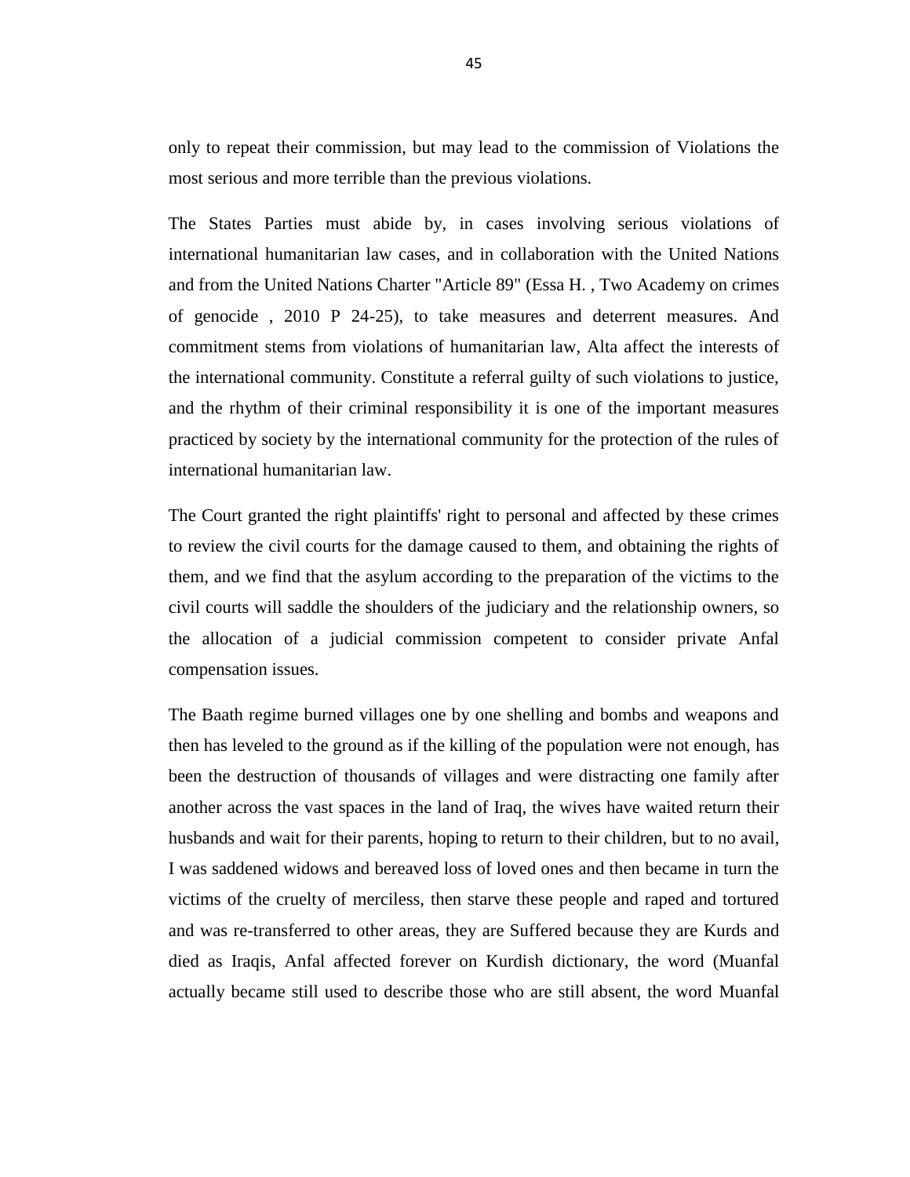only to repeat their commission, but may lead to the commission of Violations the most serious and more terrible than the previous violations.

The States Parties must abide by, in cases involving serious violations of international humanitarian law cases, and in collaboration with the United Nations and from the United Nations Charter "Article 89" (Essa H. , Two Academy on crimes of genocide , 2010 P 24-25), to take measures and deterrent measures. And commitment stems from violations of humanitarian law, Alta affect the interests of the international community. Constitute a referral guilty of such violations to justice, and the rhythm of their criminal responsibility it is one of the important measures practiced by society by the international community for the protection of the rules of international humanitarian law.

The Court granted the right plaintiffs' right to personal and affected by these crimes to review the civil courts for the damage caused to them, and obtaining the rights of them, and we find that the asylum according to the preparation of the victims to the civil courts will saddle the shoulders of the judiciary and the relationship owners, so the allocation of a judicial commission competent to consider private Anfal compensation issues.

The Baath regime burned villages one by one shelling and bombs and weapons and then has leveled to the ground as if the killing of the population were not enough, has been the destruction of thousands of villages and were distracting one family after another across the vast spaces in the land of Iraq, the wives have waited return their husbands and wait for their parents, hoping to return to their children, but to no avail, I was saddened widows and bereaved loss of loved ones and then became in turn the victims of the cruelty of merciless, then starve these people and raped and tortured and was re-transferred to other areas, they are Suffered because they are Kurds and died as Iraqis, Anfal affected forever on Kurdish dictionary, the word (Muanfal actually became still used to describe those who are still absent, the word Muanfal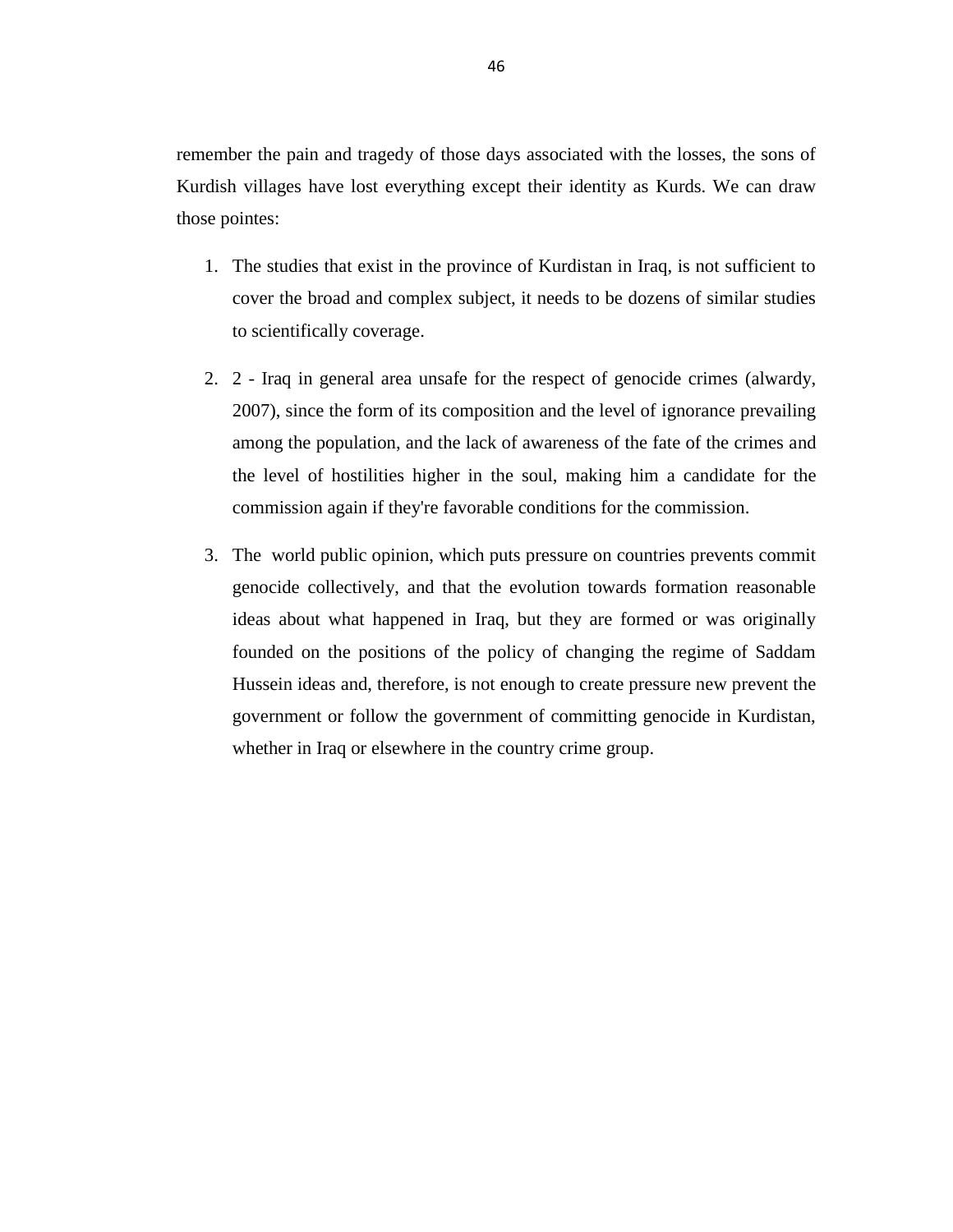remember the pain and tragedy of those days associated with the losses, the sons of Kurdish villages have lost everything except their identity as Kurds. We can draw those pointes:

1. The studies that exist in the province of Kurdistan in Iraq, is not sufficient to cover the broad and complex subject, it needs to be dozens of similar studies to scientifically coverage.
2. 2 - Iraq in general area unsafe for the respect of genocide crimes (alwardy, 2007), since the form of its composition and the level of ignorance prevailing among the population, and the lack of awareness of the fate of the crimes and the level of hostilities higher in the soul, making him a candidate for the commission again if they're favorable conditions for the commission.
3. The world public opinion, which puts pressure on countries prevents commit genocide collectively, and that the evolution towards formation reasonable ideas about what happened in Iraq, but they are formed or was originally founded on the positions of the policy of changing the regime of Saddam Hussein ideas and, therefore, is not enough to create pressure new prevent the government or follow the government of committing genocide in Kurdistan, whether in Iraq or elsewhere in the country crime group.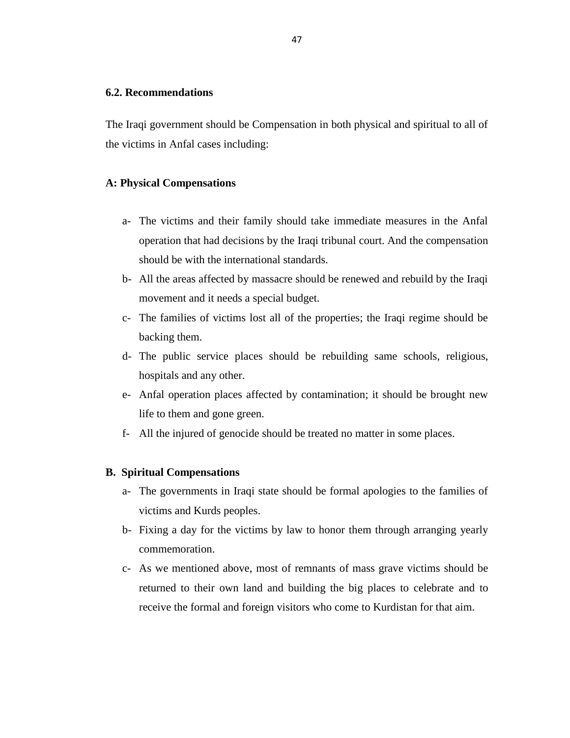## 6.2. Recommendations

The Iraqi government should be Compensation in both physical and spiritual to all of the victims in Anfal cases including:

### A: Physical Compensations

a- The victims and their family should take immediate measures in the Anfal operation that had decisions by the Iraqi tribunal court. And the compensation should be with the international standards.

b- All the areas affected by massacre should be renewed and rebuild by the Iraqi movement and it needs a special budget.

c- The families of victims lost all of the properties; the Iraqi regime should be backing them.

d- The public service places should be rebuilding same schools, religious, hospitals and any other.

e- Anfal operation places affected by contamination; it should be brought new life to them and gone green.

f- All the injured of genocide should be treated no matter in some places.

### B. Spiritual Compensations

a- The governments in Iraqi state should be formal apologies to the families of victims and Kurds peoples.

b- Fixing a day for the victims by law to honor them through arranging yearly commemoration.

c- As we mentioned above, most of remnants of mass grave victims should be returned to their own land and building the big places to celebrate and to receive the formal and foreign visitors who come to Kurdistan for that aim.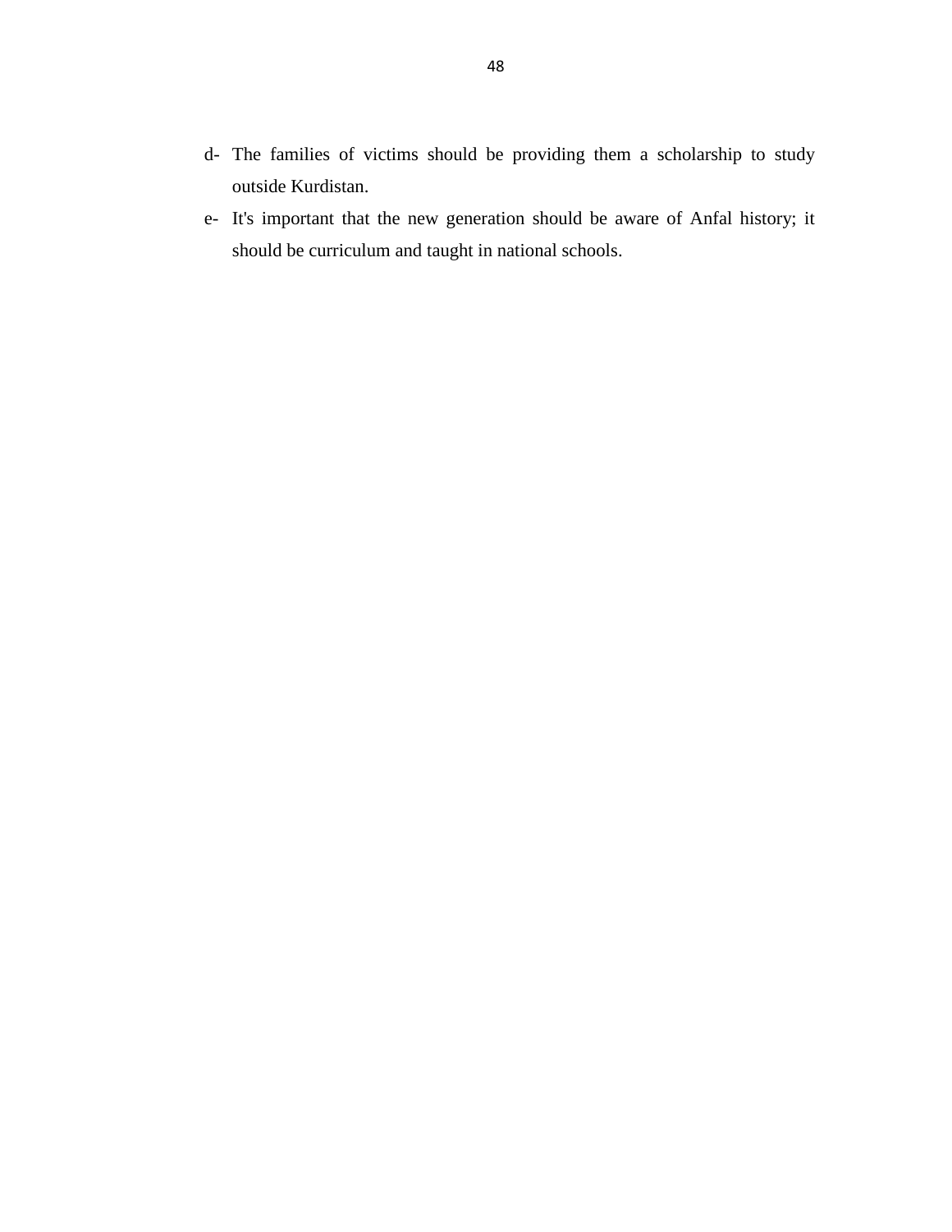d- The families of victims should be providing them a scholarship to study outside Kurdistan.

e- It's important that the new generation should be aware of Anfal history; it should be curriculum and taught in national schools.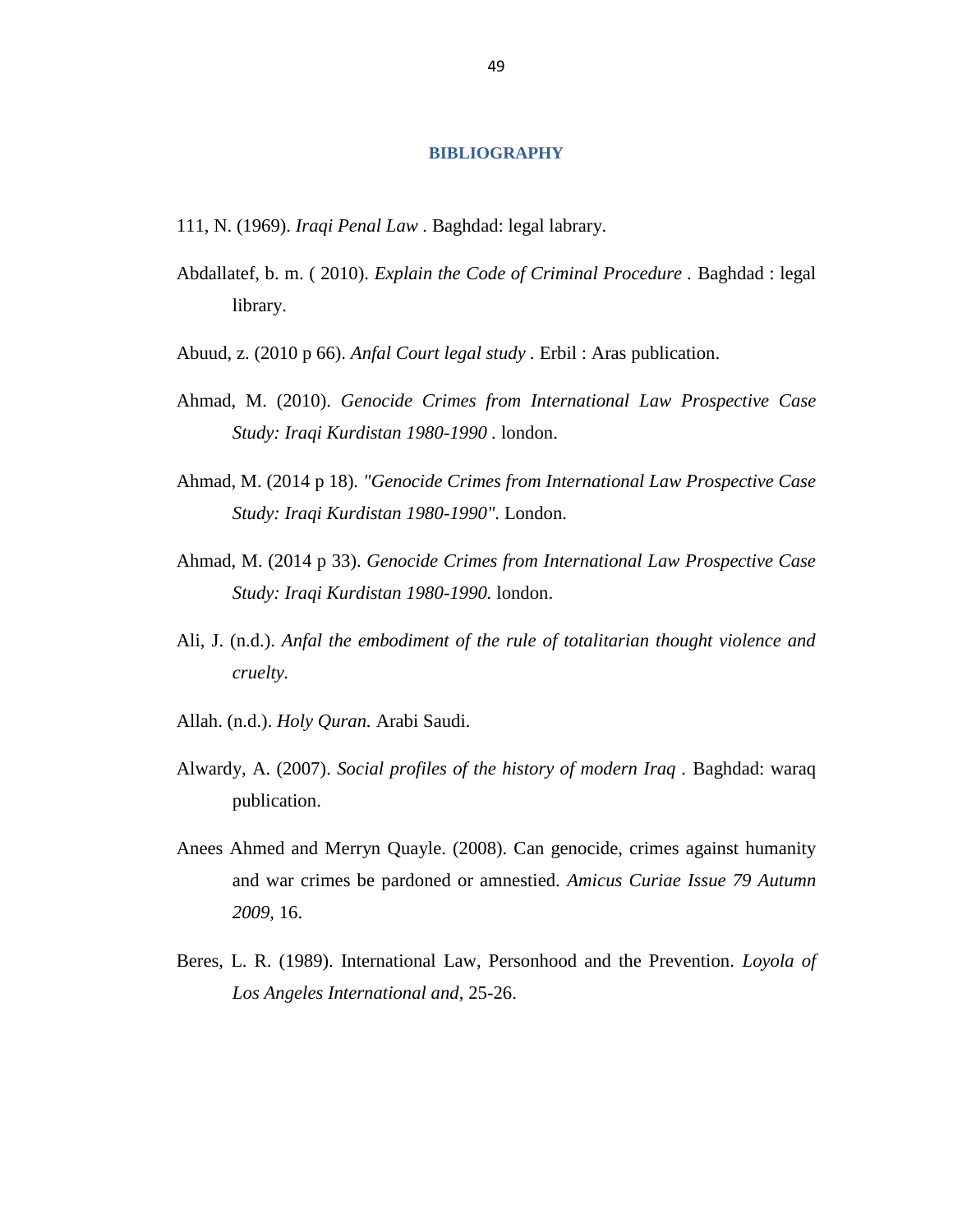# BIBLIOGRAPHY

111, N. (1969). *Iraqi Penal Law* . Baghdad: legal labrary.

Abdallatef, b. m. ( 2010). *Explain the Code of Criminal Procedure* . Baghdad : legal library.

Abuud, z. (2010 p 66). *Anfal Court legal study* . Erbil : Aras publication.

Ahmad, M. (2010). *Genocide Crimes from International Law Prospective Case Study: Iraqi Kurdistan 1980-1990* . london.

Ahmad, M. (2014 p 18). *"Genocide Crimes from International Law Prospective Case Study: Iraqi Kurdistan 1980-1990".* London.

Ahmad, M. (2014 p 33). *Genocide Crimes from International Law Prospective Case Study: Iraqi Kurdistan 1980-1990.* london.

Ali, J. (n.d.). *Anfal the embodiment of the rule of totalitarian thought violence and cruelty.*

Allah. (n.d.). *Holy Quran.* Arabi Saudi.

Alwardy, A. (2007). *Social profiles of the history of modern Iraq* . Baghdad: waraq publication.

Anees Ahmed and Merryn Quayle. (2008). Can genocide, crimes against humanity and war crimes be pardoned or amnestied. *Amicus Curiae Issue 79 Autumn 2009*, 16.

Beres, L. R. (1989). International Law, Personhood and the Prevention. *Loyola of Los Angeles International and*, 25-26.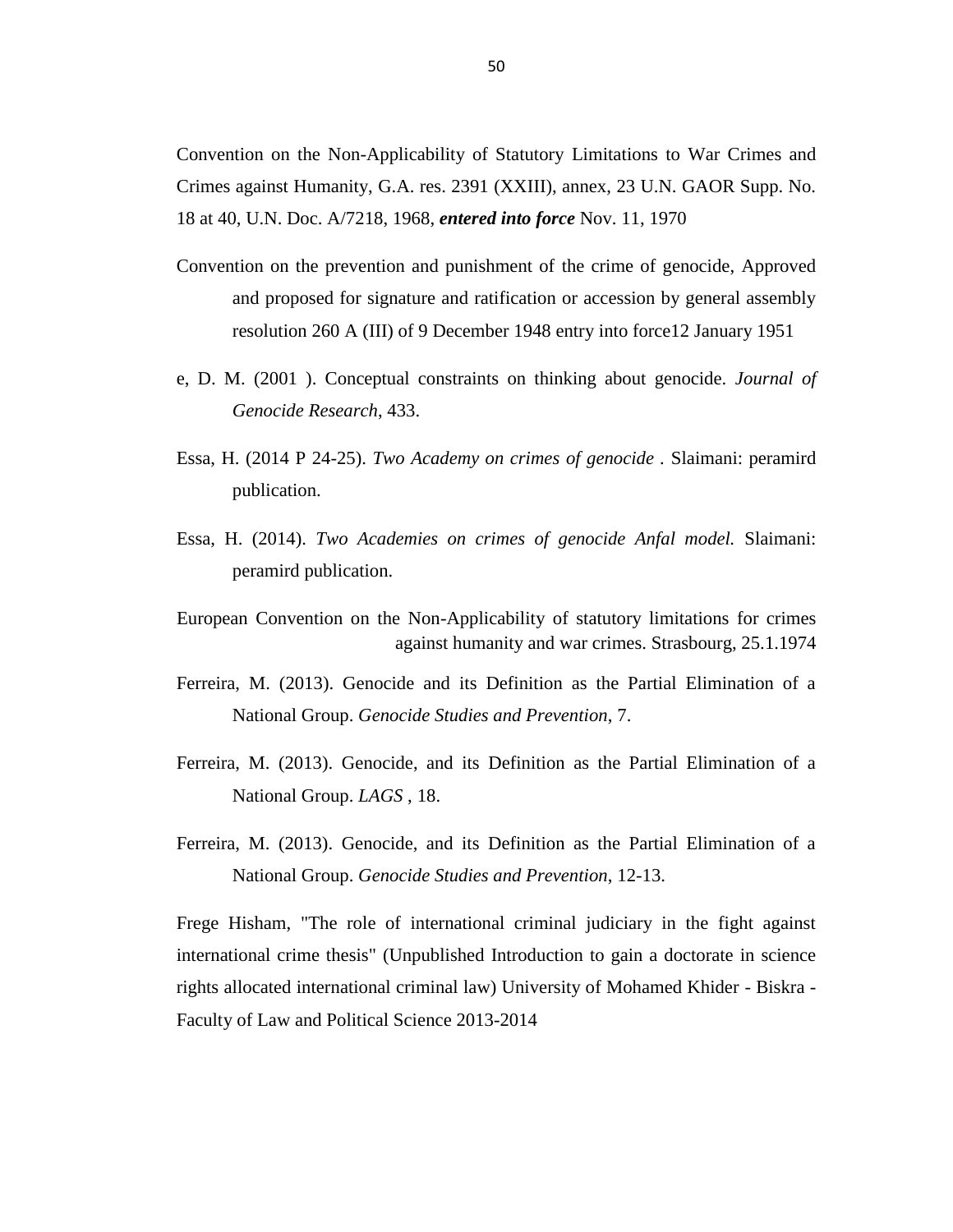Convention on the Non-Applicability of Statutory Limitations to War Crimes and Crimes against Humanity, G.A. res. 2391 (XXIII), annex, 23 U.N. GAOR Supp. No. 18 at 40, U.N. Doc. A/7218, 1968, ***entered into force*** Nov. 11, 1970

Convention on the prevention and punishment of the crime of genocide, Approved and proposed for signature and ratification or accession by general assembly resolution 260 A (III) of 9 December 1948 entry into force12 January 1951

e, D. M. (2001 ). Conceptual constraints on thinking about genocide. *Journal of Genocide Research*, 433.

Essa, H. (2014 P 24-25). *Two Academy on crimes of genocide* . Slaimani: peramird publication.

Essa, H. (2014). *Two Academies on crimes of genocide Anfal model.* Slaimani: peramird publication.

European Convention on the Non-Applicability of statutory limitations for crimes against humanity and war crimes. Strasbourg, 25.1.1974

Ferreira, M. (2013). Genocide and its Definition as the Partial Elimination of a National Group. *Genocide Studies and Prevention*, 7.

Ferreira, M. (2013). Genocide, and its Definition as the Partial Elimination of a National Group. *LAGS* , 18.

Ferreira, M. (2013). Genocide, and its Definition as the Partial Elimination of a National Group. *Genocide Studies and Prevention*, 12-13.

Frege Hisham, "The role of international criminal judiciary in the fight against international crime thesis" (Unpublished Introduction to gain a doctorate in science rights allocated international criminal law) University of Mohamed Khider - Biskra - Faculty of Law and Political Science 2013-2014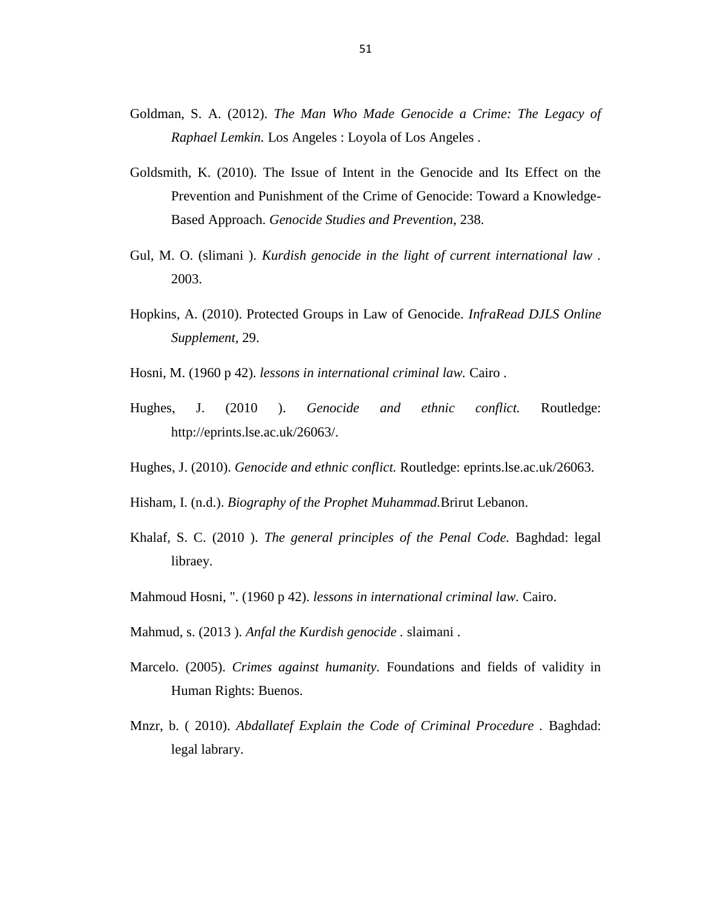Goldman, S. A. (2012). *The Man Who Made Genocide a Crime: The Legacy of Raphael Lemkin.* Los Angeles : Loyola of Los Angeles .

Goldsmith, K. (2010). The Issue of Intent in the Genocide and Its Effect on the Prevention and Punishment of the Crime of Genocide: Toward a Knowledge-Based Approach. *Genocide Studies and Prevention*, 238.

Gul, M. O. (slimani ). *Kurdish genocide in the light of current international law* . 2003.

Hopkins, A. (2010). Protected Groups in Law of Genocide. *InfraRead DJLS Online Supplement*, 29.

Hosni, M. (1960 p 42). *lessons in international criminal law.* Cairo .

Hughes, J. (2010 ). *Genocide and ethnic conflict.* Routledge: http://eprints.lse.ac.uk/26063/.

Hughes, J. (2010). *Genocide and ethnic conflict.* Routledge: eprints.lse.ac.uk/26063.

Hisham, I. (n.d.). *Biography of the Prophet Muhammad.*Brirut Lebanon.

Khalaf, S. C. (2010 ). *The general principles of the Penal Code.* Baghdad: legal libraey.

Mahmoud Hosni, ". (1960 p 42). *lessons in international criminal law*. Cairo.

Mahmud, s. (2013 ). *Anfal the Kurdish genocide* . slaimani .

Marcelo. (2005). *Crimes against humanity.* Foundations and fields of validity in Human Rights: Buenos.

Mnzr, b. ( 2010). *Abdallatef Explain the Code of Criminal Procedure* . Baghdad: legal labrary.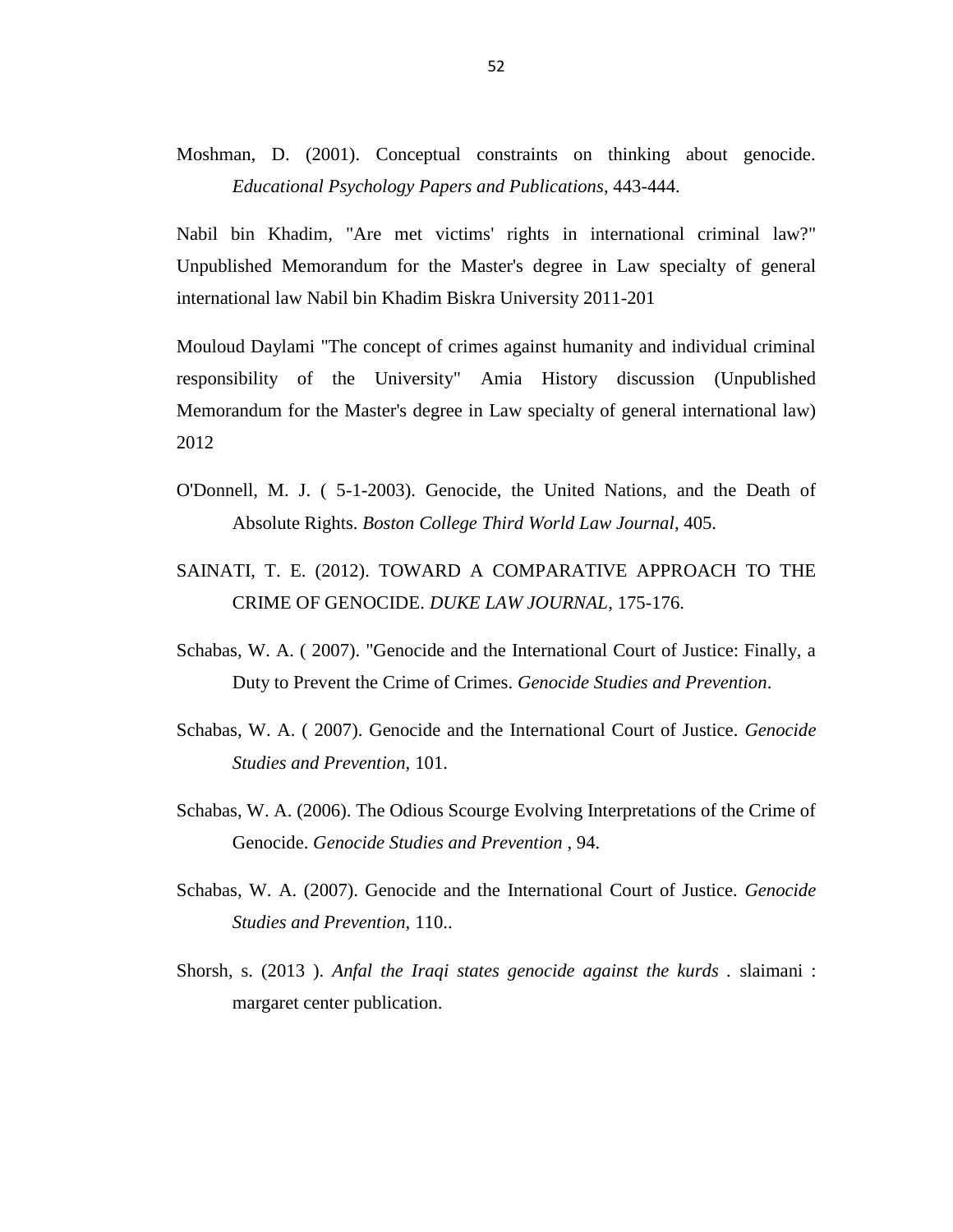Moshman, D. (2001). Conceptual constraints on thinking about genocide. *Educational Psychology Papers and Publications*, 443-444.

Nabil bin Khadim, "Are met victims' rights in international criminal law?" Unpublished Memorandum for the Master's degree in Law specialty of general international law Nabil bin Khadim Biskra University 2011-201

Mouloud Daylami "The concept of crimes against humanity and individual criminal responsibility of the University" Amia History discussion (Unpublished Memorandum for the Master's degree in Law specialty of general international law) 2012

O'Donnell, M. J. ( 5-1-2003). Genocide, the United Nations, and the Death of Absolute Rights. *Boston College Third World Law Journal*, 405.

SAINATI, T. E. (2012). TOWARD A COMPARATIVE APPROACH TO THE CRIME OF GENOCIDE. *DUKE LAW JOURNAL*, 175-176.

Schabas, W. A. ( 2007). "Genocide and the International Court of Justice: Finally, a Duty to Prevent the Crime of Crimes. *Genocide Studies and Prevention*.

Schabas, W. A. ( 2007). Genocide and the International Court of Justice. *Genocide Studies and Prevention*, 101.

Schabas, W. A. (2006). The Odious Scourge Evolving Interpretations of the Crime of Genocide. *Genocide Studies and Prevention* , 94.

Schabas, W. A. (2007). Genocide and the International Court of Justice. *Genocide Studies and Prevention*, 110..

Shorsh, s. (2013 ). *Anfal the Iraqi states genocide against the kurds* . slaimani : margaret center publication.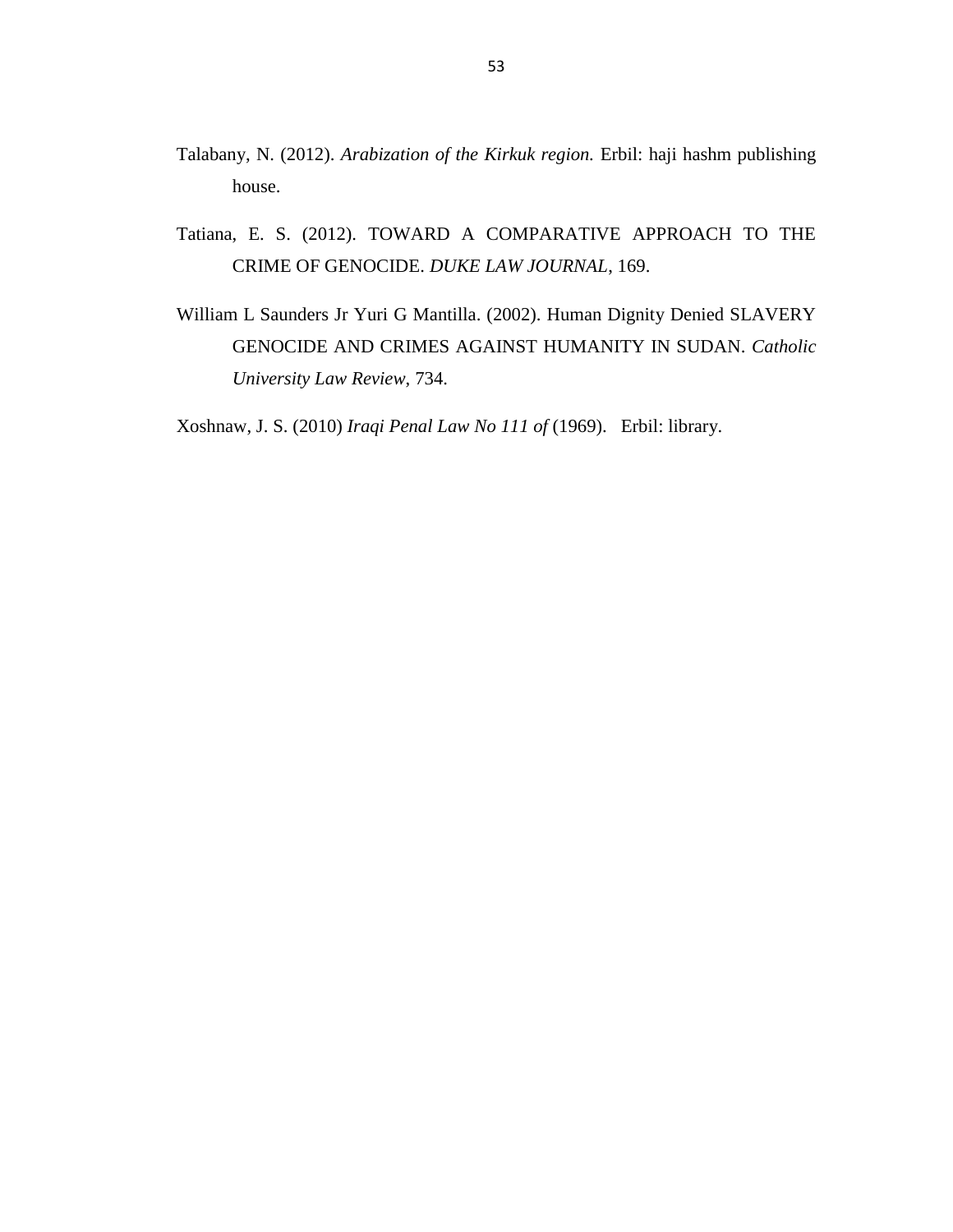Talabany, N. (2012). *Arabization of the Kirkuk region.* Erbil: haji hashm publishing house.

Tatiana, E. S. (2012). TOWARD A COMPARATIVE APPROACH TO THE CRIME OF GENOCIDE. *DUKE LAW JOURNAL*, 169.

William L Saunders Jr Yuri G Mantilla. (2002). Human Dignity Denied SLAVERY GENOCIDE AND CRIMES AGAINST HUMANITY IN SUDAN. *Catholic University Law Review*, 734.

Xoshnaw, J. S. (2010) *Iraqi Penal Law No 111 of* (1969). Erbil: library.